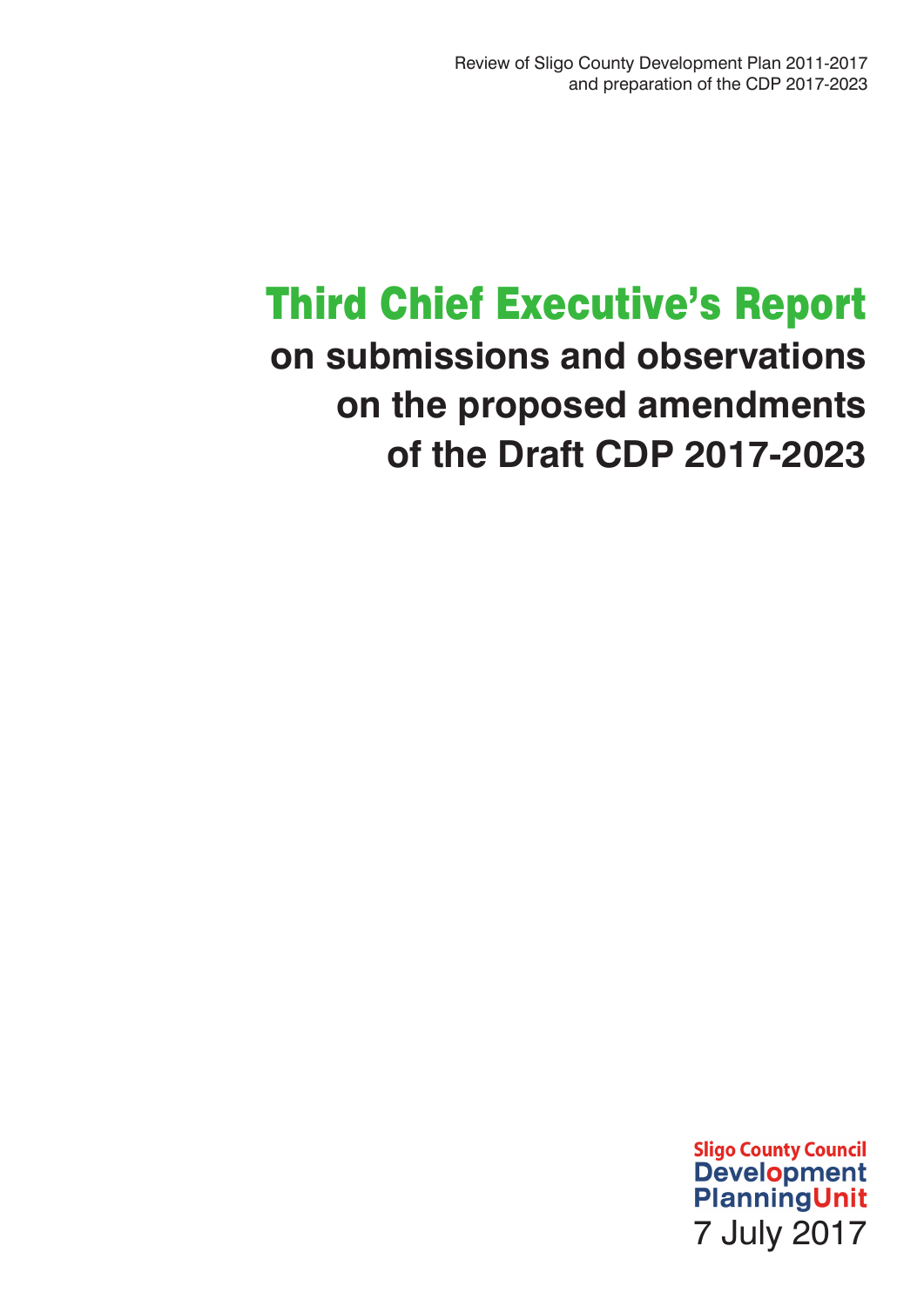Review of Sligo County Development Plan 2011-2017
and preparation of the CDP 2017-2023

# Third Chief Executive's Report

## on submissions and observations on the proposed amendments of the Draft CDP 2017-2023

Sligo County Council
Development Planning Unit
7 July 2017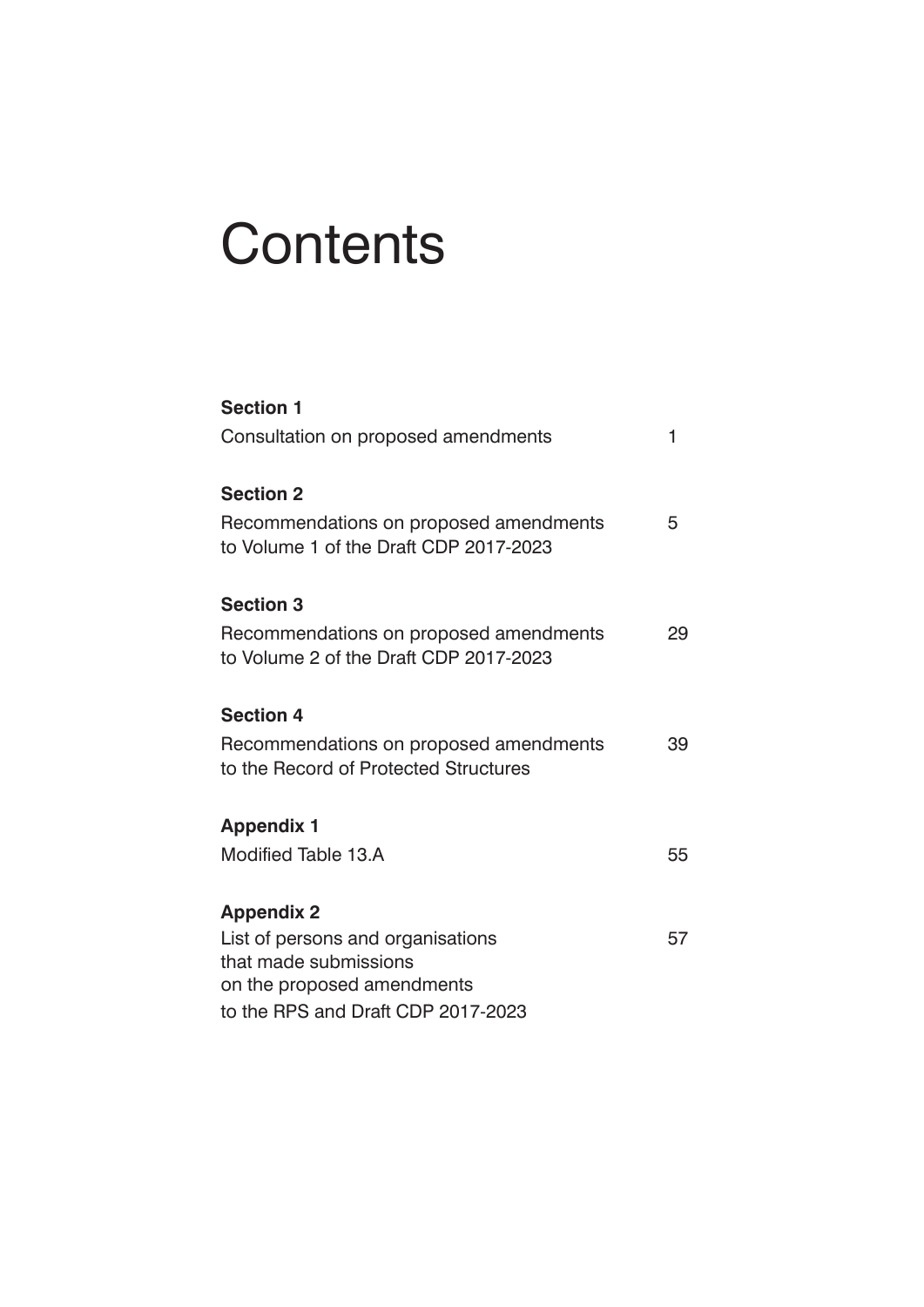# Contents

**Section 1**
Consultation on proposed amendments 1

**Section 2**
Recommendations on proposed amendments to Volume 1 of the Draft CDP 2017-2023 5

**Section 3**
Recommendations on proposed amendments to Volume 2 of the Draft CDP 2017-2023 29

**Section 4**
Recommendations on proposed amendments to the Record of Protected Structures 39

**Appendix 1**
Modified Table 13.A 55

**Appendix 2**
List of persons and organisations that made submissions on the proposed amendments to the RPS and Draft CDP 2017-2023 57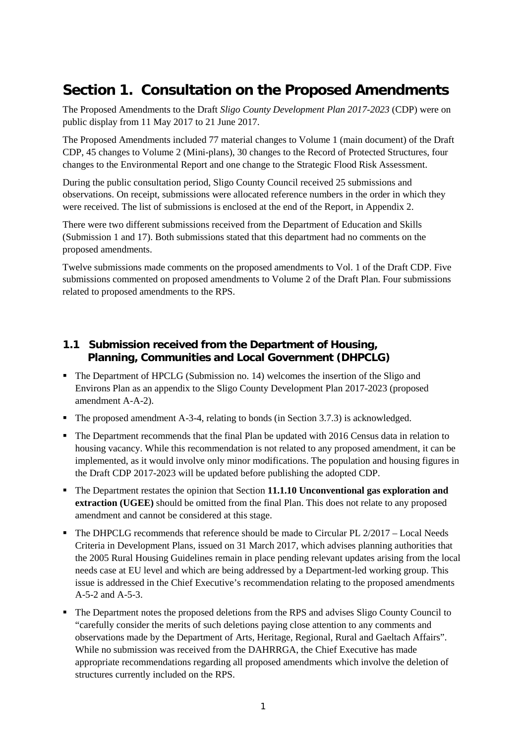# Section 1. Consultation on the Proposed Amendments

The Proposed Amendments to the Draft *Sligo County Development Plan 2017-2023* (CDP) were on public display from 11 May 2017 to 21 June 2017.

The Proposed Amendments included 77 material changes to Volume 1 (main document) of the Draft CDP, 45 changes to Volume 2 (Mini-plans), 30 changes to the Record of Protected Structures, four changes to the Environmental Report and one change to the Strategic Flood Risk Assessment.

During the public consultation period, Sligo County Council received 25 submissions and observations. On receipt, submissions were allocated reference numbers in the order in which they were received. The list of submissions is enclosed at the end of the Report, in Appendix 2.

There were two different submissions received from the Department of Education and Skills (Submission 1 and 17). Both submissions stated that this department had no comments on the proposed amendments.

Twelve submissions made comments on the proposed amendments to Vol. 1 of the Draft CDP. Five submissions commented on proposed amendments to Volume 2 of the Draft Plan. Four submissions related to proposed amendments to the RPS.

## 1.1 Submission received from the Department of Housing, Planning, Communities and Local Government (DHPCLG)

- The Department of HPCLG (Submission no. 14) welcomes the insertion of the Sligo and Environs Plan as an appendix to the Sligo County Development Plan 2017-2023 (proposed amendment A-A-2).
- The proposed amendment A-3-4, relating to bonds (in Section 3.7.3) is acknowledged.
- The Department recommends that the final Plan be updated with 2016 Census data in relation to housing vacancy. While this recommendation is not related to any proposed amendment, it can be implemented, as it would involve only minor modifications. The population and housing figures in the Draft CDP 2017-2023 will be updated before publishing the adopted CDP.
- The Department restates the opinion that Section **11.1.10 Unconventional gas exploration and extraction (UGEE)** should be omitted from the final Plan. This does not relate to any proposed amendment and cannot be considered at this stage.
- The DHPCLG recommends that reference should be made to Circular PL 2/2017 – Local Needs Criteria in Development Plans, issued on 31 March 2017, which advises planning authorities that the 2005 Rural Housing Guidelines remain in place pending relevant updates arising from the local needs case at EU level and which are being addressed by a Department-led working group. This issue is addressed in the Chief Executive's recommendation relating to the proposed amendments A-5-2 and A-5-3.
- The Department notes the proposed deletions from the RPS and advises Sligo County Council to "carefully consider the merits of such deletions paying close attention to any comments and observations made by the Department of Arts, Heritage, Regional, Rural and Gaeltach Affairs". While no submission was received from the DAHRRGA, the Chief Executive has made appropriate recommendations regarding all proposed amendments which involve the deletion of structures currently included on the RPS.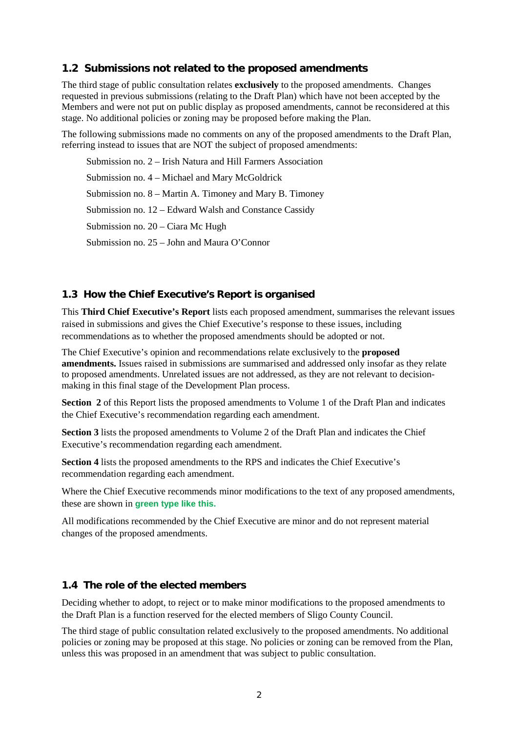## 1.2 Submissions not related to the proposed amendments

The third stage of public consultation relates **exclusively** to the proposed amendments. Changes requested in previous submissions (relating to the Draft Plan) which have not been accepted by the Members and were not put on public display as proposed amendments, cannot be reconsidered at this stage. No additional policies or zoning may be proposed before making the Plan.

The following submissions made no comments on any of the proposed amendments to the Draft Plan, referring instead to issues that are NOT the subject of proposed amendments:

Submission no. 2 – Irish Natura and Hill Farmers Association

Submission no. 4 – Michael and Mary McGoldrick

Submission no. 8 – Martin A. Timoney and Mary B. Timoney

Submission no. 12 – Edward Walsh and Constance Cassidy

Submission no. 20 – Ciara Mc Hugh

Submission no. 25 – John and Maura O'Connor

## 1.3 How the Chief Executive's Report is organised

This **Third Chief Executive's Report** lists each proposed amendment, summarises the relevant issues raised in submissions and gives the Chief Executive's response to these issues, including recommendations as to whether the proposed amendments should be adopted or not.

The Chief Executive's opinion and recommendations relate exclusively to the **proposed amendments.** Issues raised in submissions are summarised and addressed only insofar as they relate to proposed amendments. Unrelated issues are not addressed, as they are not relevant to decision-making in this final stage of the Development Plan process.

**Section 2** of this Report lists the proposed amendments to Volume 1 of the Draft Plan and indicates the Chief Executive's recommendation regarding each amendment.

**Section 3** lists the proposed amendments to Volume 2 of the Draft Plan and indicates the Chief Executive's recommendation regarding each amendment.

**Section 4** lists the proposed amendments to the RPS and indicates the Chief Executive's recommendation regarding each amendment.

Where the Chief Executive recommends minor modifications to the text of any proposed amendments, these are shown in **green type like this.**

All modifications recommended by the Chief Executive are minor and do not represent material changes of the proposed amendments.

## 1.4 The role of the elected members

Deciding whether to adopt, to reject or to make minor modifications to the proposed amendments to the Draft Plan is a function reserved for the elected members of Sligo County Council.

The third stage of public consultation related exclusively to the proposed amendments. No additional policies or zoning may be proposed at this stage. No policies or zoning can be removed from the Plan, unless this was proposed in an amendment that was subject to public consultation.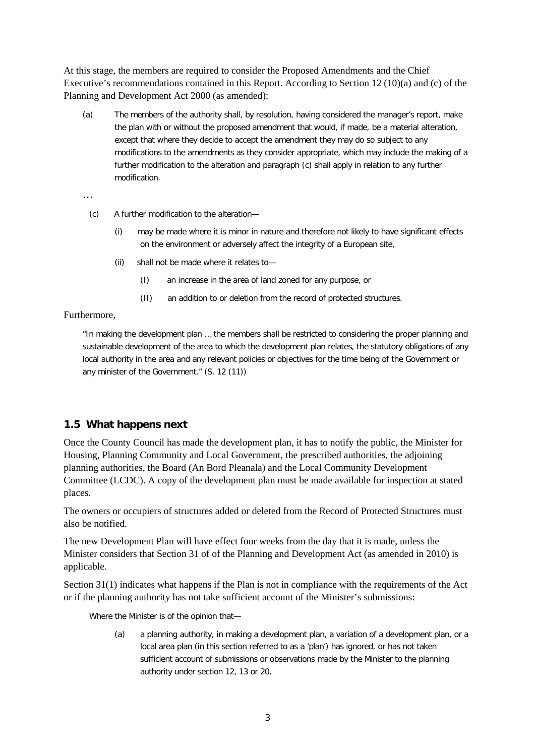At this stage, the members are required to consider the Proposed Amendments and the Chief Executive's recommendations contained in this Report. According to Section 12 (10)(a) and (c) of the Planning and Development Act 2000 (as amended):

> (a) The members of the authority shall, by resolution, having considered the manager's report, make the plan with or without the proposed amendment that would, if made, be a material alteration, except that where they decide to accept the amendment they may do so subject to any modifications to the amendments as they consider appropriate, which may include the making of a further modification to the alteration and paragraph (c) shall apply in relation to any further modification.
>
> …
>
> (c) A further modification to the alteration—
>
> (i) may be made where it is minor in nature and therefore not likely to have significant effects on the environment or adversely affect the integrity of a European site,
>
> (ii) shall not be made where it relates to—
>
> (I) an increase in the area of land zoned for any purpose, or
>
> (II) an addition to or deletion from the record of protected structures.

Furthermore,

> "In making the development plan … the members shall be restricted to considering the proper planning and sustainable development of the area to which the development plan relates, the statutory obligations of any local authority in the area and any relevant policies or objectives for the time being of the Government or any minister of the Government." (S. 12 (11))

## 1.5 What happens next

Once the County Council has made the development plan, it has to notify the public, the Minister for Housing, Planning Community and Local Government, the prescribed authorities, the adjoining planning authorities, the Board (An Bord Pleanala) and the Local Community Development Committee (LCDC). A copy of the development plan must be made available for inspection at stated places.

The owners or occupiers of structures added or deleted from the Record of Protected Structures must also be notified.

The new Development Plan will have effect four weeks from the day that it is made, unless the Minister considers that Section 31 of of the Planning and Development Act (as amended in 2010) is applicable.

Section 31(1) indicates what happens if the Plan is not in compliance with the requirements of the Act or if the planning authority has not take sufficient account of the Minister's submissions:

> Where the Minister is of the opinion that—
>
> (a) a planning authority, in making a development plan, a variation of a development plan, or a local area plan (in this section referred to as a 'plan') has ignored, or has not taken sufficient account of submissions or observations made by the Minister to the planning authority under section 12, 13 or 20,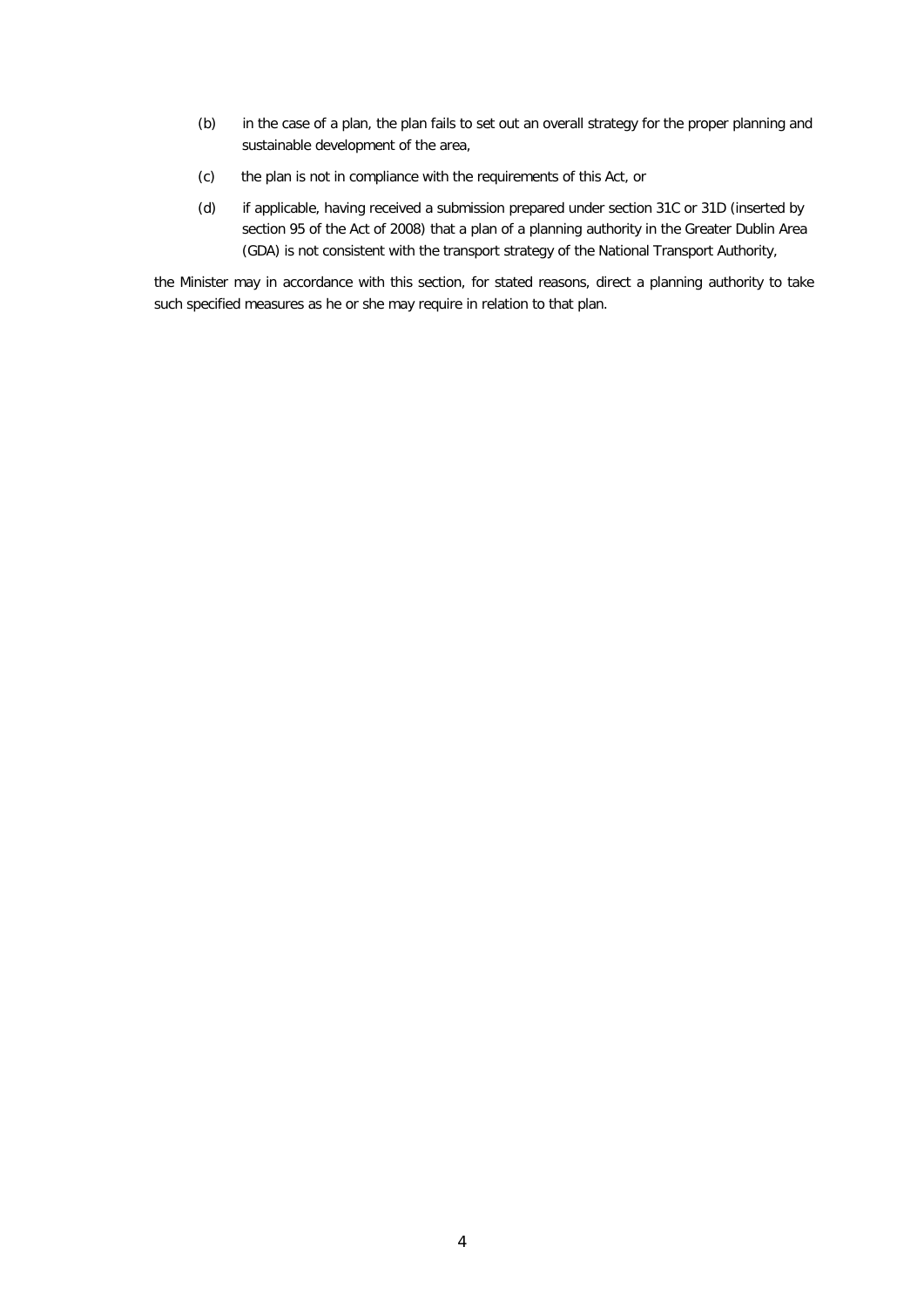(b) in the case of a plan, the plan fails to set out an overall strategy for the proper planning and sustainable development of the area,

(c) the plan is not in compliance with the requirements of this Act, or

(d) if applicable, having received a submission prepared under section 31C or 31D (inserted by section 95 of the Act of 2008) that a plan of a planning authority in the Greater Dublin Area (GDA) is not consistent with the transport strategy of the National Transport Authority,

the Minister may in accordance with this section, for stated reasons, direct a planning authority to take such specified measures as he or she may require in relation to that plan.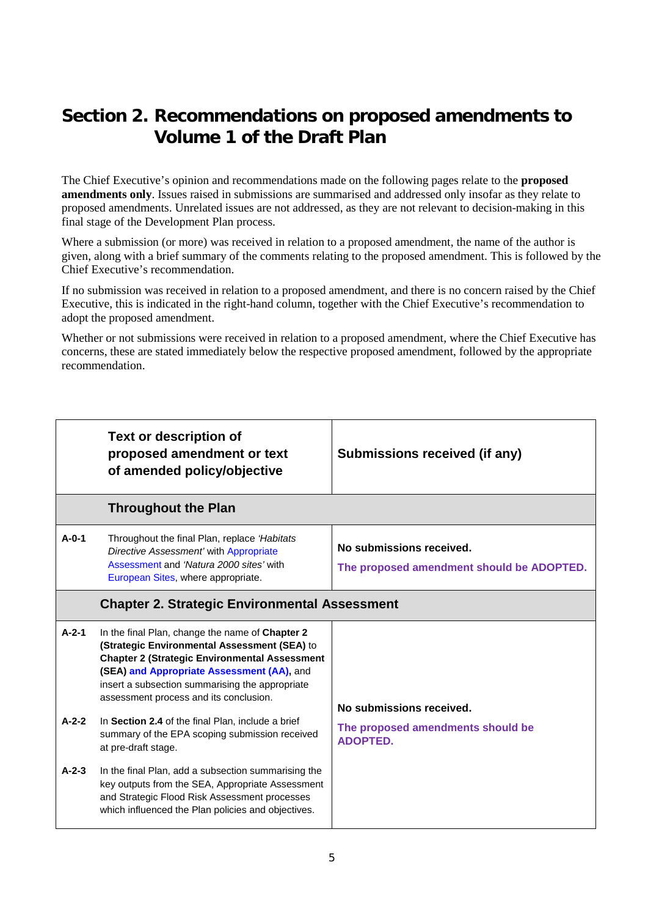## Section 2. Recommendations on proposed amendments to Volume 1 of the Draft Plan

The Chief Executive's opinion and recommendations made on the following pages relate to the **proposed amendments only**. Issues raised in submissions are summarised and addressed only insofar as they relate to proposed amendments. Unrelated issues are not addressed, as they are not relevant to decision-making in this final stage of the Development Plan process.

Where a submission (or more) was received in relation to a proposed amendment, the name of the author is given, along with a brief summary of the comments relating to the proposed amendment. This is followed by the Chief Executive's recommendation.

If no submission was received in relation to a proposed amendment, and there is no concern raised by the Chief Executive, this is indicated in the right-hand column, together with the Chief Executive's recommendation to adopt the proposed amendment.

Whether or not submissions were received in relation to a proposed amendment, where the Chief Executive has concerns, these are stated immediately below the respective proposed amendment, followed by the appropriate recommendation.

| | Text or description of proposed amendment or text of amended policy/objective | Submissions received (if any) |
|---|---|---|
| | **Throughout the Plan** | |
| **A-0-1** | Throughout the final Plan, replace *'Habitats Directive Assessment'* with Appropriate Assessment and *'Natura 2000 sites'* with European Sites, where appropriate. | **No submissions received.** **The proposed amendment should be ADOPTED.** |
| | **Chapter 2. Strategic Environmental Assessment** | |
| **A-2-1** | In the final Plan, change the name of **Chapter 2 (Strategic Environmental Assessment (SEA)** to **Chapter 2 (Strategic Environmental Assessment (SEA) and Appropriate Assessment (AA),** and insert a subsection summarising the appropriate assessment process and its conclusion. | **No submissions received.** **The proposed amendments should be ADOPTED.** |
| **A-2-2** | In **Section 2.4** of the final Plan, include a brief summary of the EPA scoping submission received at pre-draft stage. | |
| **A-2-3** | In the final Plan, add a subsection summarising the key outputs from the SEA, Appropriate Assessment and Strategic Flood Risk Assessment processes which influenced the Plan policies and objectives. | |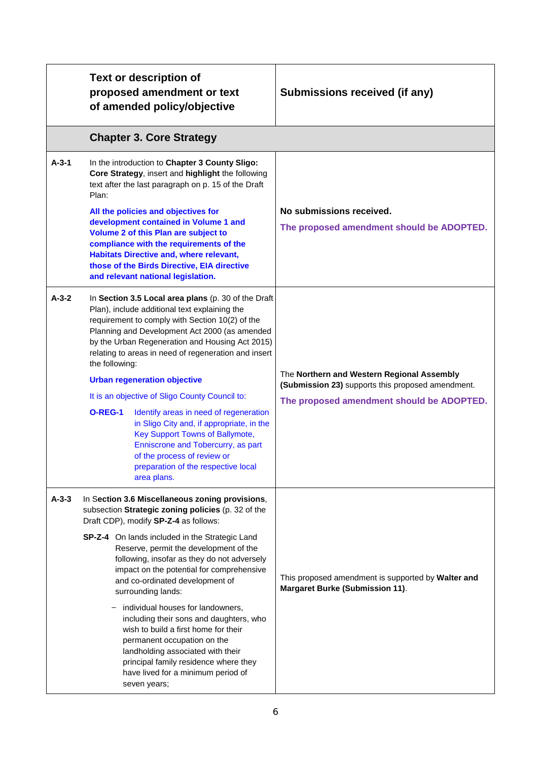| | Text or description of proposed amendment or text of amended policy/objective | Submissions received (if any) |
|---|---|---|
| | **Chapter 3. Core Strategy** | |
| **A-3-1** | In the introduction to **Chapter 3 County Sligo: Core Strategy**, insert and **highlight** the following text after the last paragraph on p. 15 of the Draft Plan:<br><br>**All the policies and objectives for development contained in Volume 1 and Volume 2 of this Plan are subject to compliance with the requirements of the Habitats Directive and, where relevant, those of the Birds Directive, EIA directive and relevant national legislation.** | **No submissions received.**<br><br>**The proposed amendment should be ADOPTED.** |
| **A-3-2** | In **Section 3.5 Local area plans** (p. 30 of the Draft Plan), include additional text explaining the requirement to comply with Section 10(2) of the Planning and Development Act 2000 (as amended by the Urban Regeneration and Housing Act 2015) relating to areas in need of regeneration and insert the following:<br><br>**Urban regeneration objective**<br><br>It is an objective of Sligo County Council to:<br><br>**O-REG-1** Identify areas in need of regeneration in Sligo City and, if appropriate, in the Key Support Towns of Ballymote, Enniscrone and Tobercurry, as part of the process of review or preparation of the respective local area plans. | The **Northern and Western Regional Assembly (Submission 23)** supports this proposed amendment.<br><br>**The proposed amendment should be ADOPTED.** |
| **A-3-3** | In **Section 3.6 Miscellaneous zoning provisions**, subsection **Strategic zoning policies** (p. 32 of the Draft CDP), modify **SP-Z-4** as follows:<br><br>**SP-Z-4** On lands included in the Strategic Land Reserve, permit the development of the following, insofar as they do not adversely impact on the potential for comprehensive and co-ordinated development of surrounding lands:<br><br>– individual houses for landowners, including their sons and daughters, who wish to build a first home for their permanent occupation on the landholding associated with their principal family residence where they have lived for a minimum period of seven years; | This proposed amendment is supported by **Walter and Margaret Burke (Submission 11)**. |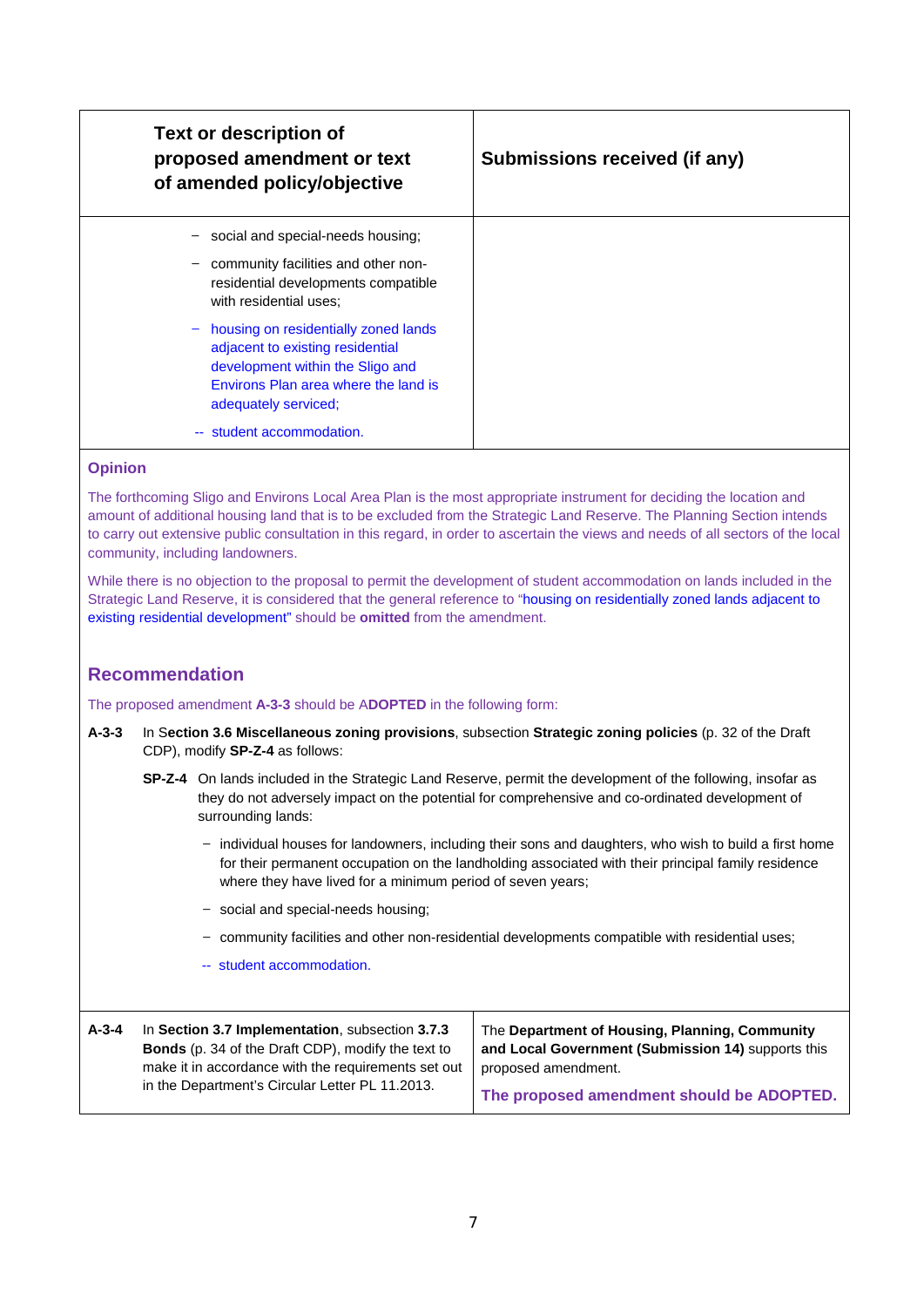| Text or description of proposed amendment or text of amended policy/objective | Submissions received (if any) |
|---|---|
| – social and special-needs housing;<br>– community facilities and other non-residential developments compatible with residential uses;<br>– housing on residentially zoned lands adjacent to existing residential development within the Sligo and Environs Plan area where the land is adequately serviced;<br>-- student accommodation. | |

**Opinion**

The forthcoming Sligo and Environs Local Area Plan is the most appropriate instrument for deciding the location and amount of additional housing land that is to be excluded from the Strategic Land Reserve. The Planning Section intends to carry out extensive public consultation in this regard, in order to ascertain the views and needs of all sectors of the local community, including landowners.

While there is no objection to the proposal to permit the development of student accommodation on lands included in the Strategic Land Reserve, it is considered that the general reference to "housing on residentially zoned lands adjacent to existing residential development" should be **omitted** from the amendment.

## Recommendation

The proposed amendment **A-3-3** should be A**DOPTED** in the following form:

**A-3-3** In S**ection 3.6 Miscellaneous zoning provisions**, subsection **Strategic zoning policies** (p. 32 of the Draft CDP), modify **SP-Z-4** as follows:

**SP-Z-4** On lands included in the Strategic Land Reserve, permit the development of the following, insofar as they do not adversely impact on the potential for comprehensive and co-ordinated development of surrounding lands:

- individual houses for landowners, including their sons and daughters, who wish to build a first home for their permanent occupation on the landholding associated with their principal family residence where they have lived for a minimum period of seven years;
- social and special-needs housing;
- community facilities and other non-residential developments compatible with residential uses;
- student accommodation.

| | |
|---|---|
| **A-3-4** In **Section 3.7 Implementation**, subsection **3.7.3 Bonds** (p. 34 of the Draft CDP), modify the text to make it in accordance with the requirements set out in the Department's Circular Letter PL 11.2013. | The **Department of Housing, Planning, Community and Local Government (Submission 14)** supports this proposed amendment.<br><br>**The proposed amendment should be ADOPTED.** |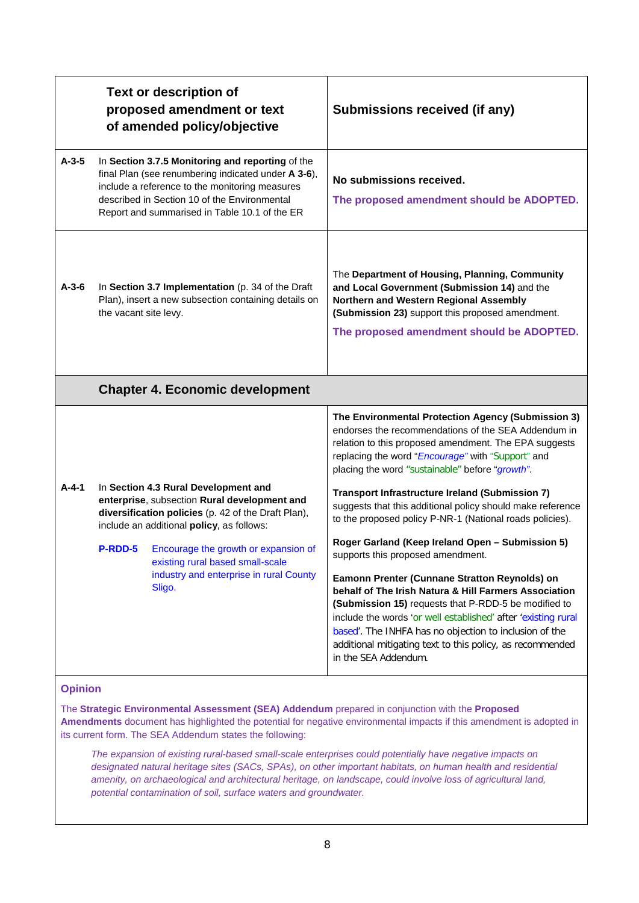| | Text or description of proposed amendment or text of amended policy/objective | Submissions received (if any) |
|---|---|---|
| **A-3-5** | In **Section 3.7.5 Monitoring and reporting** of the final Plan (see renumbering indicated under **A 3-6**), include a reference to the monitoring measures described in Section 10 of the Environmental Report and summarised in Table 10.1 of the ER | **No submissions received.** <br> **The proposed amendment should be ADOPTED.** |
| **A-3-6** | In **Section 3.7 Implementation** (p. 34 of the Draft Plan), insert a new subsection containing details on the vacant site levy. | The **Department of Housing, Planning, Community and Local Government (Submission 14)** and the **Northern and Western Regional Assembly (Submission 23)** support this proposed amendment. <br> **The proposed amendment should be ADOPTED.** |
| | **Chapter 4. Economic development** | |
| **A-4-1** | In **Section 4.3 Rural Development and enterprise**, subsection **Rural development and diversification policies** (p. 42 of the Draft Plan), include an additional **policy**, as follows: <br> **P-RDD-5** Encourage the growth or expansion of existing rural based small-scale industry and enterprise in rural County Sligo. | **The Environmental Protection Agency (Submission 3)** endorses the recommendations of the SEA Addendum in relation to this proposed amendment. The EPA suggests replacing the word "*Encourage*" with "Support" and placing the word "sustainable" before "*growth*". <br><br> **Transport Infrastructure Ireland (Submission 7)** suggests that this additional policy should make reference to the proposed policy P-NR-1 (National roads policies). <br><br> **Roger Garland (Keep Ireland Open – Submission 5)** supports this proposed amendment. <br><br> **Eamonn Prenter (Cunnane Stratton Reynolds) on behalf of The Irish Natura & Hill Farmers Association (Submission 15)** requests that P-RDD-5 be modified to include the words 'or well established' after 'existing rural based'. The INHFA has no objection to inclusion of the additional mitigating text to this policy, as recommended in the SEA Addendum. |

**Opinion**

The **Strategic Environmental Assessment (SEA) Addendum** prepared in conjunction with the **Proposed Amendments** document has highlighted the potential for negative environmental impacts if this amendment is adopted in its current form. The SEA Addendum states the following:

> *The expansion of existing rural-based small-scale enterprises could potentially have negative impacts on designated natural heritage sites (SACs, SPAs), on other important habitats, on human health and residential amenity, on archaeological and architectural heritage, on landscape, could involve loss of agricultural land, potential contamination of soil, surface waters and groundwater.*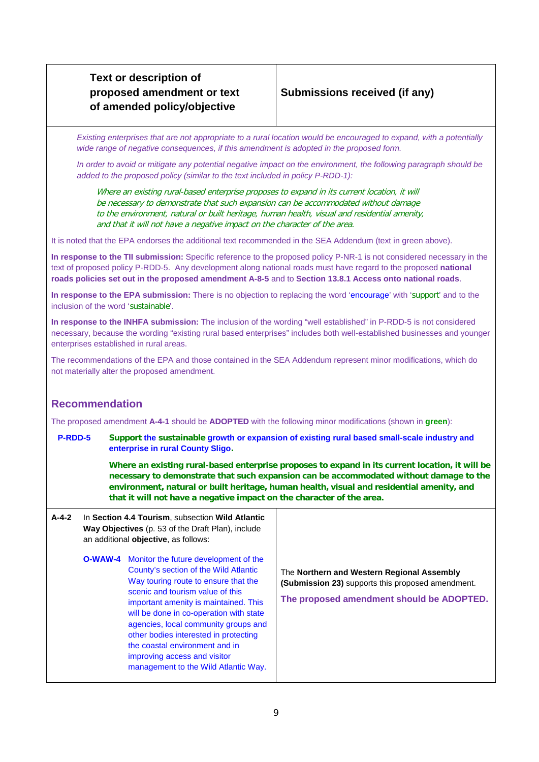| Text or description of proposed amendment or text of amended policy/objective | Submissions received (if any) |
|---|---|

*Existing enterprises that are not appropriate to a rural location would be encouraged to expand, with a potentially wide range of negative consequences, if this amendment is adopted in the proposed form.*

*In order to avoid or mitigate any potential negative impact on the environment, the following paragraph should be added to the proposed policy (similar to the text included in policy P-RDD-1):*

> *Where an existing rural-based enterprise proposes to expand in its current location, it will be necessary to demonstrate that such expansion can be accommodated without damage to the environment, natural or built heritage, human health, visual and residential amenity, and that it will not have a negative impact on the character of the area.*

It is noted that the EPA endorses the additional text recommended in the SEA Addendum (text in green above).

**In response to the TII submission:** Specific reference to the proposed policy P-NR-1 is not considered necessary in the text of proposed policy P-RDD-5. Any development along national roads must have regard to the proposed **national roads policies set out in the proposed amendment A-8-5** and to **Section 13.8.1 Access onto national roads**.

**In response to the EPA submission:** There is no objection to replacing the word 'encourage' with 'support' and to the inclusion of the word 'sustainable'.

**In response to the INHFA submission:** The inclusion of the wording "well established" in P-RDD-5 is not considered necessary, because the wording "existing rural based enterprises" includes both well-established businesses and younger enterprises established in rural areas.

The recommendations of the EPA and those contained in the SEA Addendum represent minor modifications, which do not materially alter the proposed amendment.

## Recommendation

The proposed amendment **A-4-1** should be **ADOPTED** with the following minor modifications (shown in **green**):

**P-RDD-5** **Support the sustainable growth or expansion of existing rural based small-scale industry and enterprise in rural County Sligo.**

**Where an existing rural-based enterprise proposes to expand in its current location, it will be necessary to demonstrate that such expansion can be accommodated without damage to the environment, natural or built heritage, human health, visual and residential amenity, and that it will not have a negative impact on the character of the area.**

| Text or description of proposed amendment or text of amended policy/objective | Submissions received (if any) |
|---|---|
| **A-4-2** In **Section 4.4 Tourism**, subsection **Wild Atlantic Way Objectives** (p. 53 of the Draft Plan), include an additional **objective**, as follows:<br><br>**O-WAW-4** Monitor the future development of the County's section of the Wild Atlantic Way touring route to ensure that the scenic and tourism value of this important amenity is maintained. This will be done in co-operation with state agencies, local community groups and other bodies interested in protecting the coastal environment and in improving access and visitor management to the Wild Atlantic Way. | The **Northern and Western Regional Assembly (Submission 23)** supports this proposed amendment.<br><br>**The proposed amendment should be ADOPTED.** |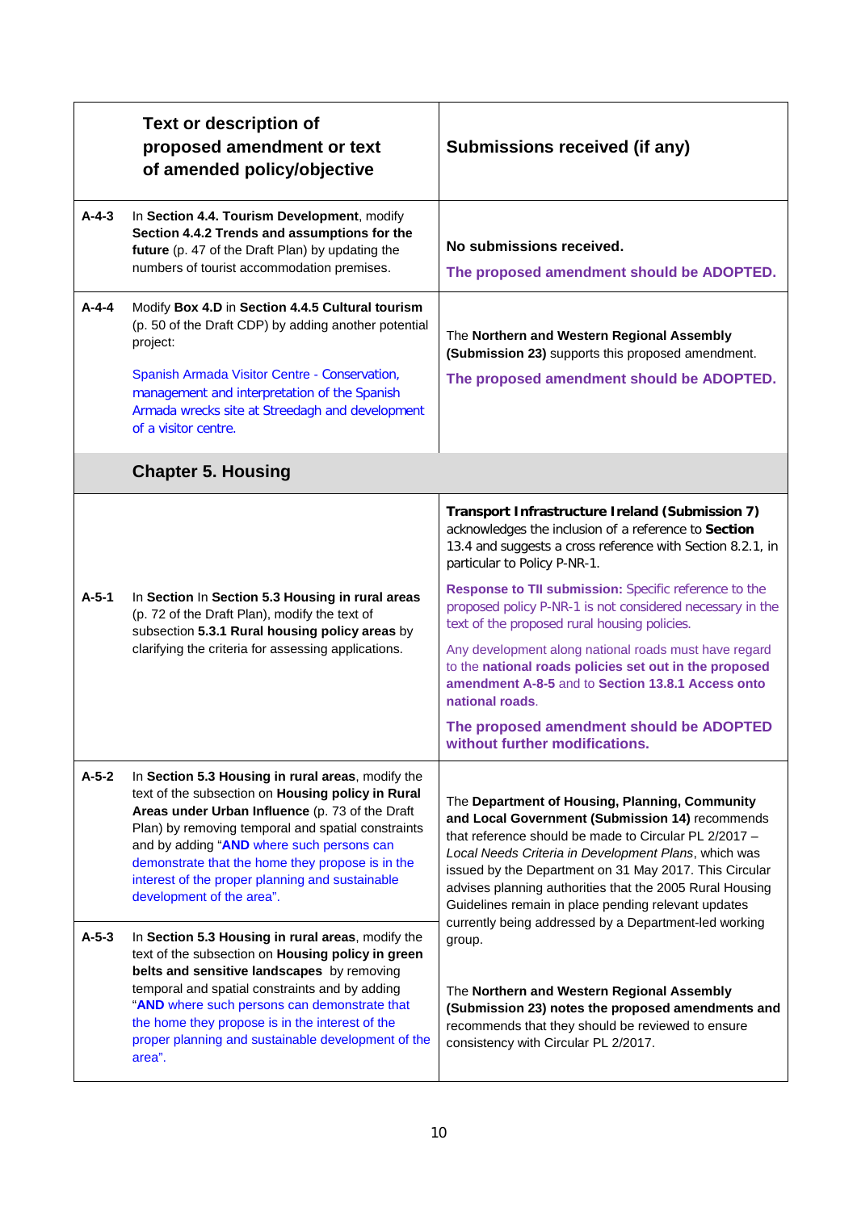| | Text or description of proposed amendment or text of amended policy/objective | Submissions received (if any) |
|---|---|---|
| A-4-3 | In **Section 4.4. Tourism Development**, modify **Section 4.4.2 Trends and assumptions for the future** (p. 47 of the Draft Plan) by updating the numbers of tourist accommodation premises. | **No submissions received.**<br>**The proposed amendment should be ADOPTED.** |
| A-4-4 | Modify **Box 4.D** in **Section 4.4.5 Cultural tourism** (p. 50 of the Draft CDP) by adding another potential project:<br>Spanish Armada Visitor Centre - Conservation, management and interpretation of the Spanish Armada wrecks site at Streedagh and development of a visitor centre. | The **Northern and Western Regional Assembly (Submission 23)** supports this proposed amendment.<br>**The proposed amendment should be ADOPTED.** |
| | **Chapter 5. Housing** | |
| A-5-1 | In **Section** In **Section 5.3 Housing in rural areas** (p. 72 of the Draft Plan), modify the text of subsection **5.3.1 Rural housing policy areas** by clarifying the criteria for assessing applications. | **Transport Infrastructure Ireland (Submission 7)** acknowledges the inclusion of a reference to **Section** 13.4 and suggests a cross reference with Section 8.2.1, in particular to Policy P-NR-1.<br>**Response to TII submission:** Specific reference to the proposed policy P-NR-1 is not considered necessary in the text of the proposed rural housing policies.<br>Any development along national roads must have regard to the **national roads policies set out in the proposed amendment A-8-5** and to **Section 13.8.1 Access onto national roads**.<br>**The proposed amendment should be ADOPTED without further modifications.** |
| A-5-2 | In **Section 5.3 Housing in rural areas**, modify the text of the subsection on **Housing policy in Rural Areas under Urban Influence** (p. 73 of the Draft Plan) by removing temporal and spatial constraints and by adding "**AND** where such persons can demonstrate that the home they propose is in the interest of the proper planning and sustainable development of the area". | The **Department of Housing, Planning, Community and Local Government (Submission 14)** recommends that reference should be made to Circular PL 2/2017 – *Local Needs Criteria in Development Plans*, which was issued by the Department on 31 May 2017. This Circular advises planning authorities that the 2005 Rural Housing Guidelines remain in place pending relevant updates currently being addressed by a Department-led working group.<br>The **Northern and Western Regional Assembly (Submission 23) notes the proposed amendments and** recommends that they should be reviewed to ensure consistency with Circular PL 2/2017. |
| A-5-3 | In **Section 5.3 Housing in rural areas**, modify the text of the subsection on **Housing policy in green belts and sensitive landscapes** by removing temporal and spatial constraints and by adding "**AND** where such persons can demonstrate that the home they propose is in the interest of the proper planning and sustainable development of the area". | |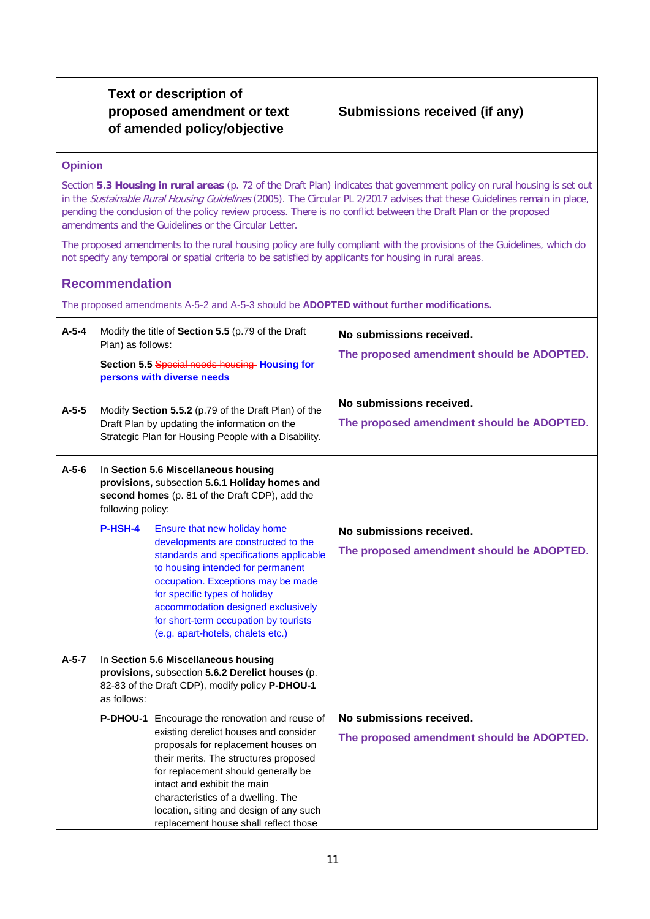| | Text or description of proposed amendment or text of amended policy/objective | Submissions received (if any) |
|---|---|---|

**Opinion**

Section **5.3 Housing in rural areas** (p. 72 of the Draft Plan) indicates that government policy on rural housing is set out in the *Sustainable Rural Housing Guidelines* (2005). The Circular PL 2/2017 advises that these Guidelines remain in place, pending the conclusion of the policy review process. There is no conflict between the Draft Plan or the proposed amendments and the Guidelines or the Circular Letter.

The proposed amendments to the rural housing policy are fully compliant with the provisions of the Guidelines, which do not specify any temporal or spatial criteria to be satisfied by applicants for housing in rural areas.

**Recommendation**

The proposed amendments A-5-2 and A-5-3 should be **ADOPTED without further modifications.**

| | Text or description of proposed amendment or text of amended policy/objective | Submissions received (if any) |
|---|---|---|
| **A-5-4** | Modify the title of **Section 5.5** (p.79 of the Draft Plan) as follows:<br><br>**Section 5.5** ~~Special needs housing~~ **Housing for persons with diverse needs** | **No submissions received.**<br><br>**The proposed amendment should be ADOPTED.** |
| **A-5-5** | Modify **Section 5.5.2** (p.79 of the Draft Plan) of the Draft Plan by updating the information on the Strategic Plan for Housing People with a Disability. | **No submissions received.**<br><br>**The proposed amendment should be ADOPTED.** |
| **A-5-6** | In **Section 5.6 Miscellaneous housing provisions,** subsection **5.6.1 Holiday homes and second homes** (p. 81 of the Draft CDP), add the following policy:<br><br>**P-HSH-4** Ensure that new holiday home developments are constructed to the standards and specifications applicable to housing intended for permanent occupation. Exceptions may be made for specific types of holiday accommodation designed exclusively for short-term occupation by tourists (e.g. apart-hotels, chalets etc.) | **No submissions received.**<br><br>**The proposed amendment should be ADOPTED.** |
| **A-5-7** | In **Section 5.6 Miscellaneous housing provisions,** subsection **5.6.2 Derelict houses** (p. 82-83 of the Draft CDP), modify policy **P-DHOU-1** as follows:<br><br>**P-DHOU-1** Encourage the renovation and reuse of existing derelict houses and consider proposals for replacement houses on their merits. The structures proposed for replacement should generally be intact and exhibit the main characteristics of a dwelling. The location, siting and design of any such replacement house shall reflect those | **No submissions received.**<br><br>**The proposed amendment should be ADOPTED.** |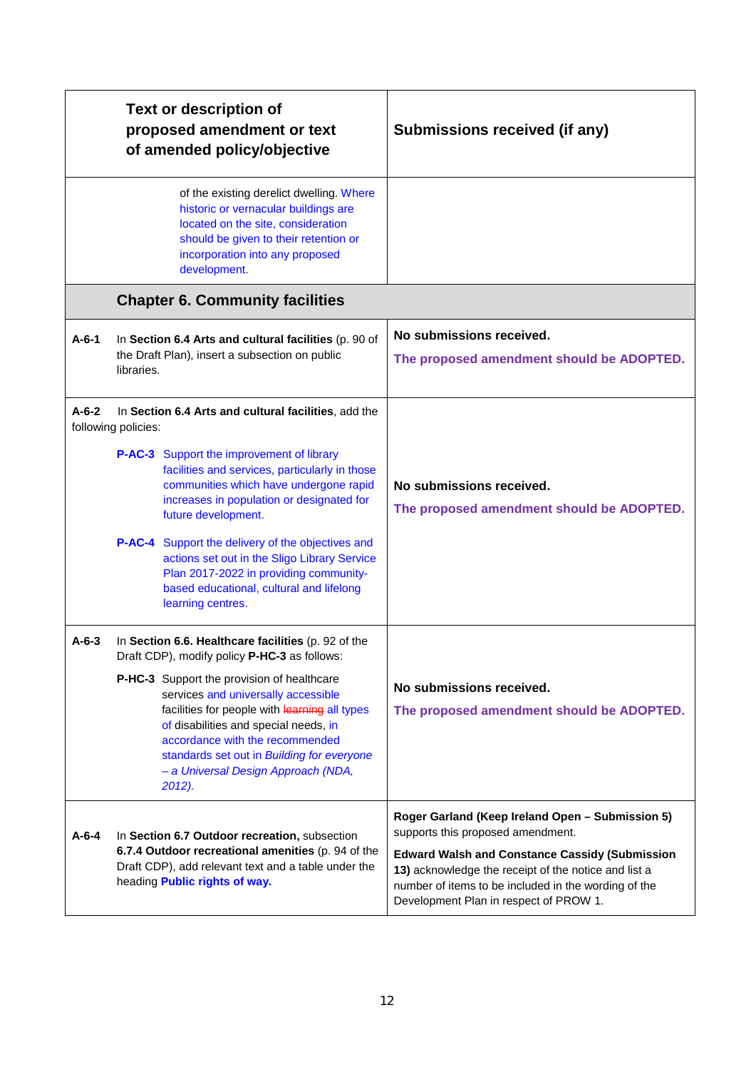| Text or description of proposed amendment or text of amended policy/objective | Submissions received (if any) |
|---|---|
| of the existing derelict dwelling. Where historic or vernacular buildings are located on the site, consideration should be given to their retention or incorporation into any proposed development. | |
| **Chapter 6. Community facilities** | |
| **A-6-1** In **Section 6.4 Arts and cultural facilities** (p. 90 of the Draft Plan), insert a subsection on public libraries. | **No submissions received.** **The proposed amendment should be ADOPTED.** |
| **A-6-2** In **Section 6.4 Arts and cultural facilities**, add the following policies: **P-AC-3** Support the improvement of library facilities and services, particularly in those communities which have undergone rapid increases in population or designated for future development. **P-AC-4** Support the delivery of the objectives and actions set out in the Sligo Library Service Plan 2017-2022 in providing community-based educational, cultural and lifelong learning centres. | **No submissions received.** **The proposed amendment should be ADOPTED.** |
| **A-6-3** In **Section 6.6. Healthcare facilities** (p. 92 of the Draft CDP), modify policy **P-HC-3** as follows: **P-HC-3** Support the provision of healthcare services and universally accessible facilities for people with ~~learning~~ all types of disabilities and special needs, in accordance with the recommended standards set out in *Building for everyone – a Universal Design Approach (NDA, 2012).* | **No submissions received.** **The proposed amendment should be ADOPTED.** |
| **A-6-4** In **Section 6.7 Outdoor recreation,** subsection **6.7.4 Outdoor recreational amenities** (p. 94 of the Draft CDP), add relevant text and a table under the heading **Public rights of way.** | **Roger Garland (Keep Ireland Open – Submission 5)** supports this proposed amendment. **Edward Walsh and Constance Cassidy (Submission 13)** acknowledge the receipt of the notice and list a number of items to be included in the wording of the Development Plan in respect of PROW 1. |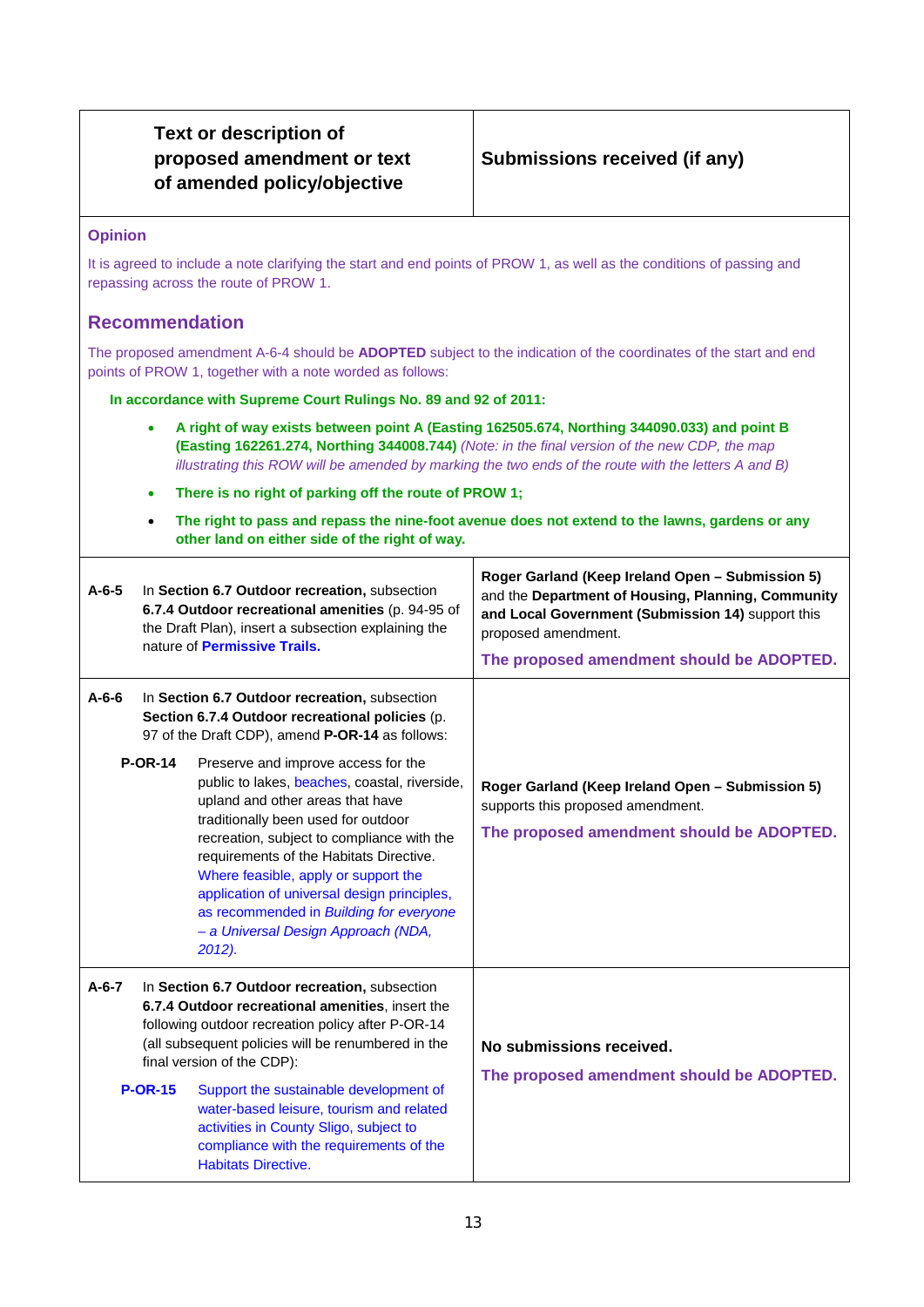| Text or description of proposed amendment or text of amended policy/objective | Submissions received (if any) |
| --- | --- |

**Opinion**

It is agreed to include a note clarifying the start and end points of PROW 1, as well as the conditions of passing and repassing across the route of PROW 1.

## Recommendation

The proposed amendment A-6-4 should be **ADOPTED** subject to the indication of the coordinates of the start and end points of PROW 1, together with a note worded as follows:

**In accordance with Supreme Court Rulings No. 89 and 92 of 2011:**

- **A right of way exists between point A (Easting 162505.674, Northing 344090.033) and point B (Easting 162261.274, Northing 344008.744)** *(Note: in the final version of the new CDP, the map illustrating this ROW will be amended by marking the two ends of the route with the letters A and B)*
- **There is no right of parking off the route of PROW 1;**
- **The right to pass and repass the nine-foot avenue does not extend to the lawns, gardens or any other land on either side of the right of way.**

| Text or description of proposed amendment or text of amended policy/objective | Submissions received (if any) |
| --- | --- |
| **A-6-5** In **Section 6.7 Outdoor recreation,** subsection **6.7.4 Outdoor recreational amenities** (p. 94-95 of the Draft Plan), insert a subsection explaining the nature of **Permissive Trails.** | **Roger Garland (Keep Ireland Open – Submission 5)** and the **Department of Housing, Planning, Community and Local Government (Submission 14)** support this proposed amendment.<br><br>**The proposed amendment should be ADOPTED.** |
| **A-6-6** In **Section 6.7 Outdoor recreation,** subsection **Section 6.7.4 Outdoor recreational policies** (p. 97 of the Draft CDP), amend **P-OR-14** as follows:<br><br>**P-OR-14** Preserve and improve access for the public to lakes, beaches, coastal, riverside, upland and other areas that have traditionally been used for outdoor recreation, subject to compliance with the requirements of the Habitats Directive. Where feasible, apply or support the application of universal design principles, as recommended in *Building for everyone – a Universal Design Approach (NDA, 2012).* | **Roger Garland (Keep Ireland Open – Submission 5)** supports this proposed amendment.<br><br>**The proposed amendment should be ADOPTED.** |
| **A-6-7** In **Section 6.7 Outdoor recreation,** subsection **6.7.4 Outdoor recreational amenities**, insert the following outdoor recreation policy after P-OR-14 (all subsequent policies will be renumbered in the final version of the CDP):<br><br>**P-OR-15** Support the sustainable development of water-based leisure, tourism and related activities in County Sligo, subject to compliance with the requirements of the Habitats Directive. | **No submissions received.**<br><br>**The proposed amendment should be ADOPTED.** |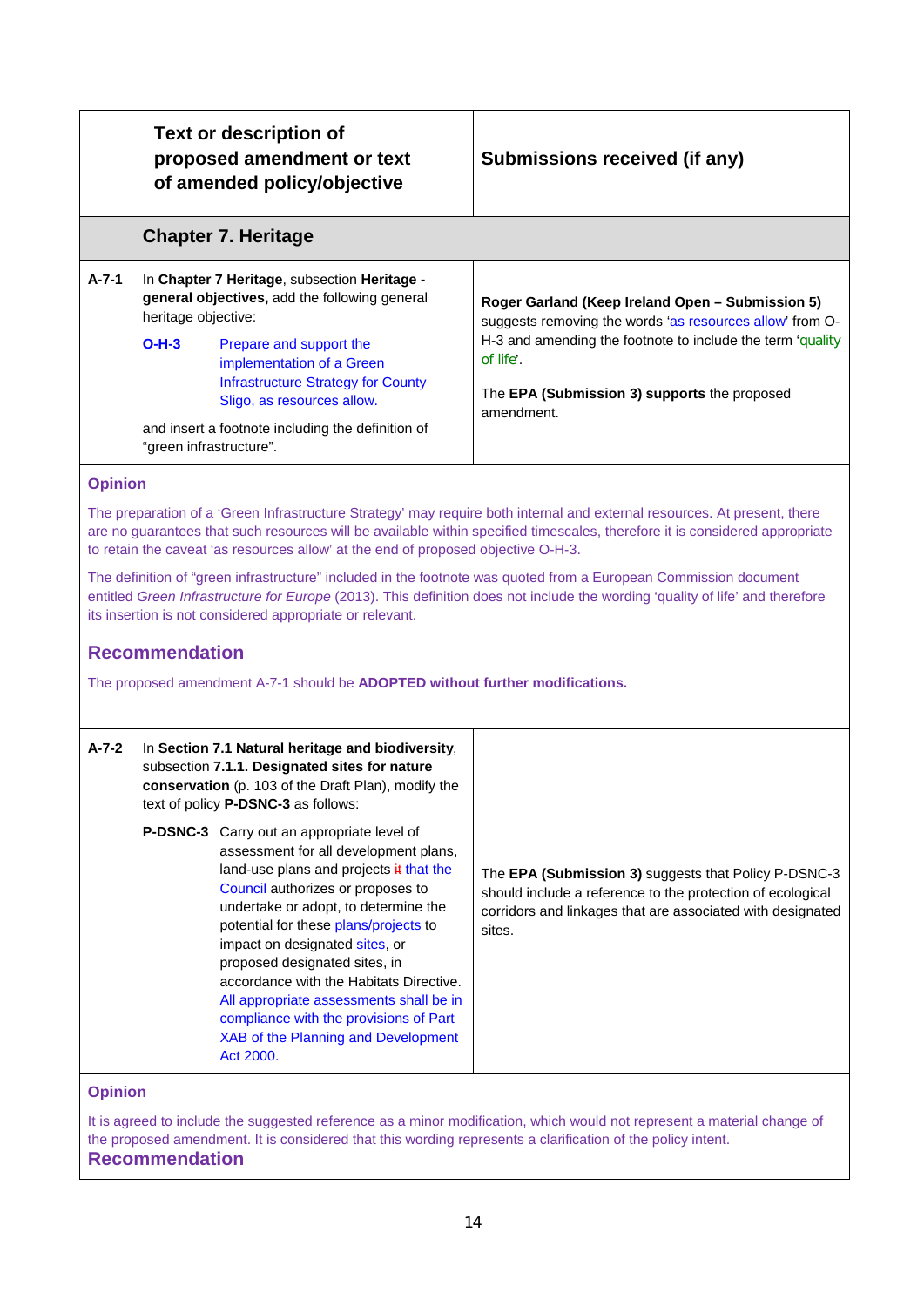| | Text or description of proposed amendment or text of amended policy/objective | Submissions received (if any) |
|---|---|---|
| | **Chapter 7. Heritage** | |
| **A-7-1** | In **Chapter 7 Heritage**, subsection **Heritage - general objectives,** add the following general heritage objective:<br><br>**O-H-3** Prepare and support the implementation of a Green Infrastructure Strategy for County Sligo, as resources allow.<br><br>and insert a footnote including the definition of "green infrastructure". | **Roger Garland (Keep Ireland Open – Submission 5)** suggests removing the words 'as resources allow' from O-H-3 and amending the footnote to include the term 'quality of life'.<br><br>The **EPA (Submission 3) supports** the proposed amendment. |

**Opinion**

The preparation of a 'Green Infrastructure Strategy' may require both internal and external resources. At present, there are no guarantees that such resources will be available within specified timescales, therefore it is considered appropriate to retain the caveat 'as resources allow' at the end of proposed objective O-H-3.

The definition of "green infrastructure" included in the footnote was quoted from a European Commission document entitled *Green Infrastructure for Europe* (2013). This definition does not include the wording 'quality of life' and therefore its insertion is not considered appropriate or relevant.

**Recommendation**

The proposed amendment A-7-1 should be **ADOPTED without further modifications.**

| | | |
|---|---|---|
| **A-7-2** | In **Section 7.1 Natural heritage and biodiversity**, subsection **7.1.1. Designated sites for nature conservation** (p. 103 of the Draft Plan), modify the text of policy **P-DSNC-3** as follows:<br><br>**P-DSNC-3** Carry out an appropriate level of assessment for all development plans, land-use plans and projects ~~it~~ that the Council authorizes or proposes to undertake or adopt, to determine the potential for these plans/projects to impact on designated sites, or proposed designated sites, in accordance with the Habitats Directive. All appropriate assessments shall be in compliance with the provisions of Part XAB of the Planning and Development Act 2000. | The **EPA (Submission 3)** suggests that Policy P-DSNC-3 should include a reference to the protection of ecological corridors and linkages that are associated with designated sites. |

**Opinion**

It is agreed to include the suggested reference as a minor modification, which would not represent a material change of the proposed amendment. It is considered that this wording represents a clarification of the policy intent.

**Recommendation**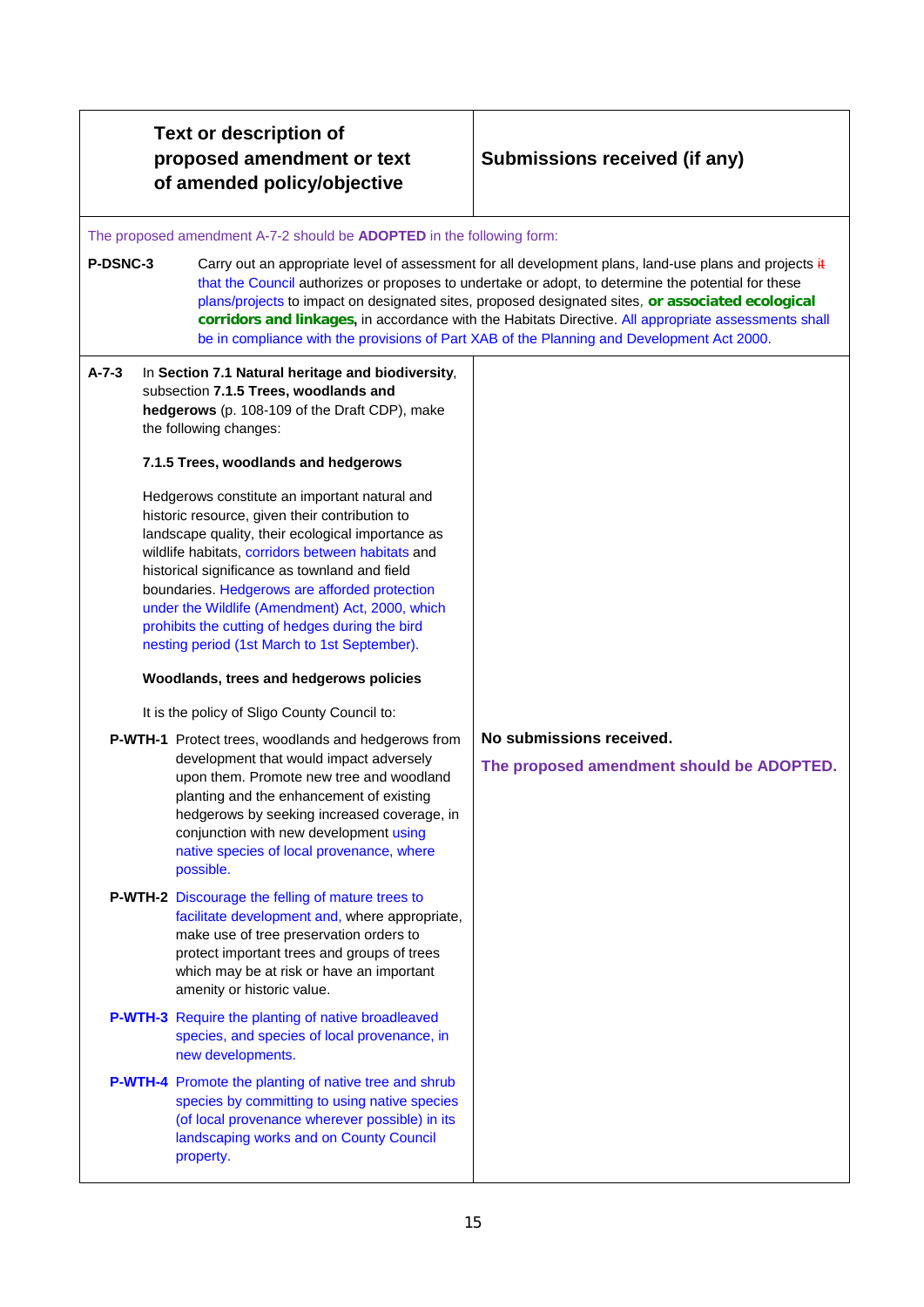| Text or description of proposed amendment or text of amended policy/objective | Submissions received (if any) |
|---|---|
| The proposed amendment A-7-2 should be **ADOPTED** in the following form:<br><br>**P-DSNC-3** Carry out an appropriate level of assessment for all development plans, land-use plans and projects ~~it~~ that the Council authorizes or proposes to undertake or adopt, to determine the potential for these plans/projects to impact on designated sites, proposed designated sites, **or associated ecological corridors and linkages,** in accordance with the Habitats Directive. All appropriate assessments shall be in compliance with the provisions of Part XAB of the Planning and Development Act 2000. | |
| **A-7-3** In **Section 7.1 Natural heritage and biodiversity**, subsection **7.1.5 Trees, woodlands and hedgerows** (p. 108-109 of the Draft CDP), make the following changes:<br><br>**7.1.5 Trees, woodlands and hedgerows**<br><br>Hedgerows constitute an important natural and historic resource, given their contribution to landscape quality, their ecological importance as wildlife habitats, corridors between habitats and historical significance as townland and field boundaries. Hedgerows are afforded protection under the Wildlife (Amendment) Act, 2000, which prohibits the cutting of hedges during the bird nesting period (1st March to 1st September).<br><br>**Woodlands, trees and hedgerows policies**<br><br>It is the policy of Sligo County Council to:<br><br>**P-WTH-1** Protect trees, woodlands and hedgerows from development that would impact adversely upon them. Promote new tree and woodland planting and the enhancement of existing hedgerows by seeking increased coverage, in conjunction with new development using native species of local provenance, where possible.<br><br>**P-WTH-2** Discourage the felling of mature trees to facilitate development and, where appropriate, make use of tree preservation orders to protect important trees and groups of trees which may be at risk or have an important amenity or historic value.<br><br>**P-WTH-3** Require the planting of native broadleaved species, and species of local provenance, in new developments.<br><br>**P-WTH-4** Promote the planting of native tree and shrub species by committing to using native species (of local provenance wherever possible) in its landscaping works and on County Council property. | **No submissions received.**<br><br>**The proposed amendment should be ADOPTED.** |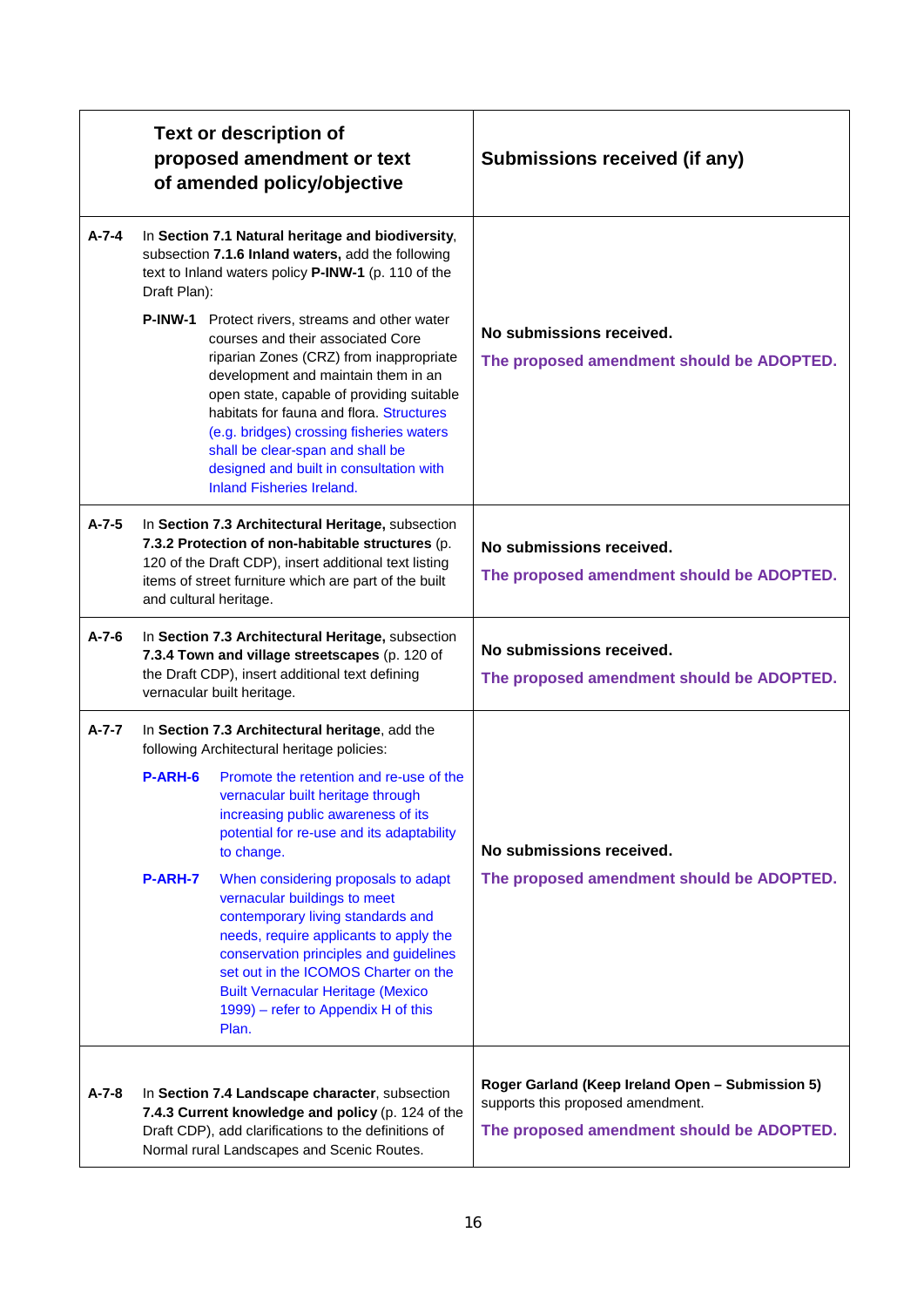| | Text or description of proposed amendment or text of amended policy/objective | Submissions received (if any) |
|---|---|---|
| **A-7-4** | In **Section 7.1 Natural heritage and biodiversity**, subsection **7.1.6 Inland waters,** add the following text to Inland waters policy **P-INW-1** (p. 110 of the Draft Plan):<br><br>**P-INW-1** Protect rivers, streams and other water courses and their associated Core riparian Zones (CRZ) from inappropriate development and maintain them in an open state, capable of providing suitable habitats for fauna and flora. Structures (e.g. bridges) crossing fisheries waters shall be clear-span and shall be designed and built in consultation with Inland Fisheries Ireland. | **No submissions received.**<br><br>**The proposed amendment should be ADOPTED.** |
| **A-7-5** | In **Section 7.3 Architectural Heritage,** subsection **7.3.2 Protection of non-habitable structures** (p. 120 of the Draft CDP), insert additional text listing items of street furniture which are part of the built and cultural heritage. | **No submissions received.**<br><br>**The proposed amendment should be ADOPTED.** |
| **A-7-6** | In **Section 7.3 Architectural Heritage,** subsection **7.3.4 Town and village streetscapes** (p. 120 of the Draft CDP), insert additional text defining vernacular built heritage. | **No submissions received.**<br><br>**The proposed amendment should be ADOPTED.** |
| **A-7-7** | In **Section 7.3 Architectural heritage**, add the following Architectural heritage policies:<br><br>**P-ARH-6** Promote the retention and re-use of the vernacular built heritage through increasing public awareness of its potential for re-use and its adaptability to change.<br><br>**P-ARH-7** When considering proposals to adapt vernacular buildings to meet contemporary living standards and needs, require applicants to apply the conservation principles and guidelines set out in the ICOMOS Charter on the Built Vernacular Heritage (Mexico 1999) – refer to Appendix H of this Plan. | **No submissions received.**<br><br>**The proposed amendment should be ADOPTED.** |
| **A-7-8** | In **Section 7.4 Landscape character**, subsection **7.4.3 Current knowledge and policy** (p. 124 of the Draft CDP), add clarifications to the definitions of Normal rural Landscapes and Scenic Routes. | **Roger Garland (Keep Ireland Open – Submission 5)** supports this proposed amendment.<br><br>**The proposed amendment should be ADOPTED.** |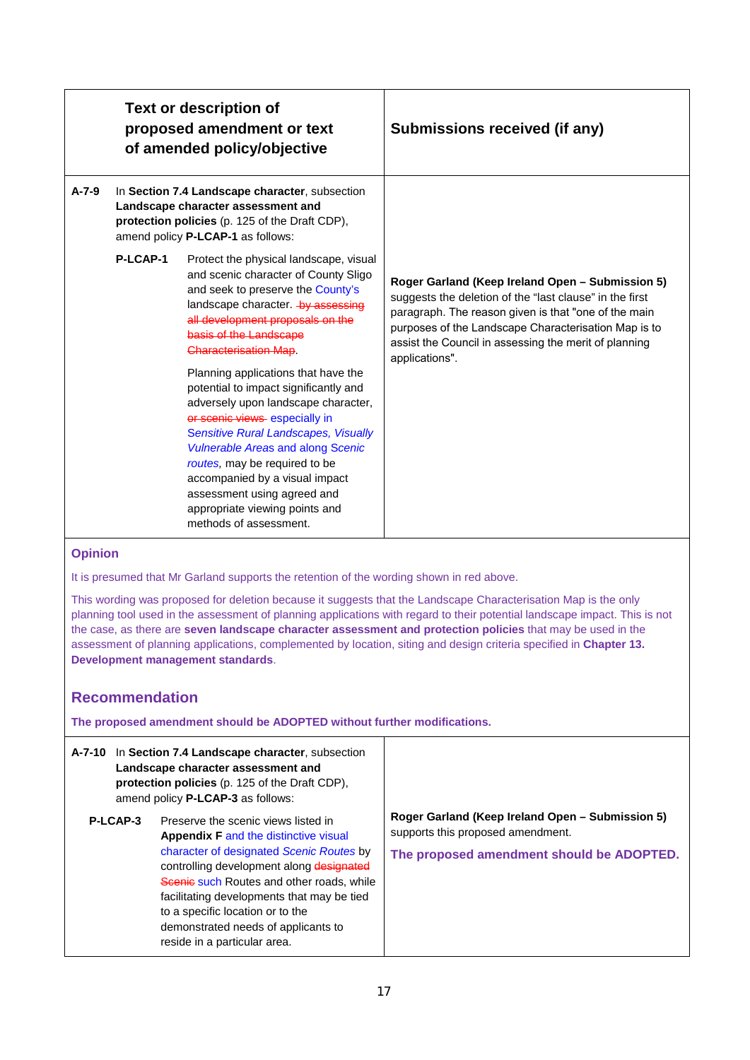| Text or description of proposed amendment or text of amended policy/objective | Submissions received (if any) |
|---|---|
| **A-7-9** In **Section 7.4 Landscape character**, subsection **Landscape character assessment and protection policies** (p. 125 of the Draft CDP), amend policy **P-LCAP-1** as follows:<br><br>**P-LCAP-1** Protect the physical landscape, visual and scenic character of County Sligo and seek to preserve the County's landscape character. ~~by assessing all development proposals on the basis of the Landscape Characterisation Map~~.<br><br>Planning applications that have the potential to impact significantly and adversely upon landscape character, ~~or scenic views~~ especially in *Sensitive Rural Landscapes, Visually Vulnerable Areas* and along *Scenic routes,* may be required to be accompanied by a visual impact assessment using agreed and appropriate viewing points and methods of assessment. | **Roger Garland (Keep Ireland Open – Submission 5)** suggests the deletion of the "last clause" in the first paragraph. The reason given is that "one of the main purposes of the Landscape Characterisation Map is to assist the Council in assessing the merit of planning applications". |

**Opinion**

It is presumed that Mr Garland supports the retention of the wording shown in red above.

This wording was proposed for deletion because it suggests that the Landscape Characterisation Map is the only planning tool used in the assessment of planning applications with regard to their potential landscape impact. This is not the case, as there are **seven landscape character assessment and protection policies** that may be used in the assessment of planning applications, complemented by location, siting and design criteria specified in **Chapter 13. Development management standards**.

**Recommendation**

**The proposed amendment should be ADOPTED without further modifications.**

| Text or description of proposed amendment or text of amended policy/objective | Submissions received (if any) |
|---|---|
| **A-7-10** In **Section 7.4 Landscape character**, subsection **Landscape character assessment and protection policies** (p. 125 of the Draft CDP), amend policy **P-LCAP-3** as follows:<br><br>**P-LCAP-3** Preserve the scenic views listed in **Appendix F** and the distinctive visual character of designated *Scenic Routes* by controlling development along ~~designated Scenic~~ such Routes and other roads, while facilitating developments that may be tied to a specific location or to the demonstrated needs of applicants to reside in a particular area. | **Roger Garland (Keep Ireland Open – Submission 5)** supports this proposed amendment.<br><br>**The proposed amendment should be ADOPTED.** |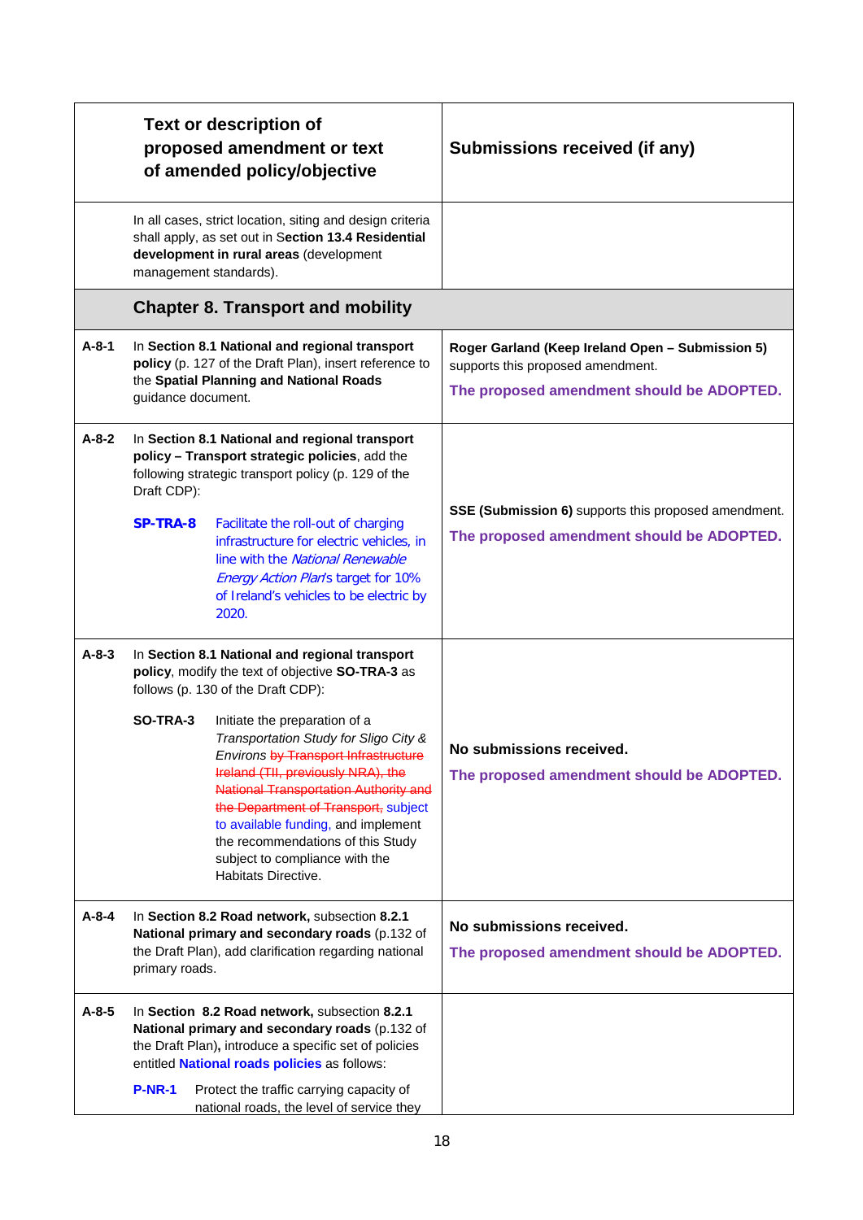| | Text or description of proposed amendment or text of amended policy/objective | Submissions received (if any) |
|---|---|---|
| | In all cases, strict location, siting and design criteria shall apply, as set out in **Section 13.4 Residential development in rural areas** (development management standards). | |
| | **Chapter 8. Transport and mobility** | |
| **A-8-1** | In **Section 8.1 National and regional transport policy** (p. 127 of the Draft Plan), insert reference to the **Spatial Planning and National Roads** guidance document. | **Roger Garland (Keep Ireland Open – Submission 5)** supports this proposed amendment.<br>**The proposed amendment should be ADOPTED.** |
| **A-8-2** | In **Section 8.1 National and regional transport policy – Transport strategic policies**, add the following strategic transport policy (p. 129 of the Draft CDP):<br>**SP-TRA-8** Facilitate the roll-out of charging infrastructure for electric vehicles, in line with the *National Renewable Energy Action Plan*'s target for 10% of Ireland's vehicles to be electric by 2020. | **SSE (Submission 6)** supports this proposed amendment.<br>**The proposed amendment should be ADOPTED.** |
| **A-8-3** | In **Section 8.1 National and regional transport policy**, modify the text of objective **SO-TRA-3** as follows (p. 130 of the Draft CDP):<br>**SO-TRA-3** Initiate the preparation of a *Transportation Study for Sligo City & Environs* ~~by Transport Infrastructure Ireland (TII, previously NRA), the National Transportation Authority and the Department of Transport,~~ subject to available funding, and implement the recommendations of this Study subject to compliance with the Habitats Directive. | **No submissions received.**<br>**The proposed amendment should be ADOPTED.** |
| **A-8-4** | In **Section 8.2 Road network,** subsection **8.2.1 National primary and secondary roads** (p.132 of the Draft Plan), add clarification regarding national primary roads. | **No submissions received.**<br>**The proposed amendment should be ADOPTED.** |
| **A-8-5** | In **Section 8.2 Road network,** subsection **8.2.1 National primary and secondary roads** (p.132 of the Draft Plan**),** introduce a specific set of policies entitled **National roads policies** as follows:<br>**P-NR-1** Protect the traffic carrying capacity of national roads, the level of service they | |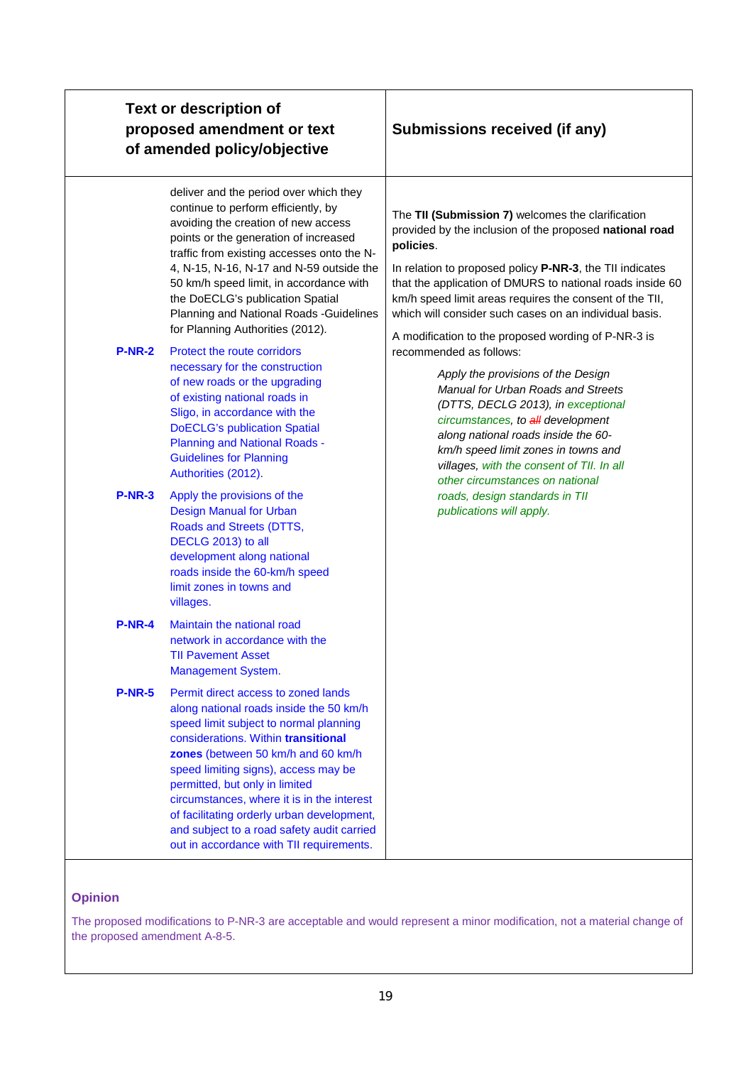| Text or description of proposed amendment or text of amended policy/objective | Submissions received (if any) |
|---|---|
| deliver and the period over which they continue to perform efficiently, by avoiding the creation of new access points or the generation of increased traffic from existing accesses onto the N-4, N-15, N-16, N-17 and N-59 outside the 50 km/h speed limit, in accordance with the DoECLG's publication Spatial Planning and National Roads -Guidelines for Planning Authorities (2012).<br><br>**P-NR-2** Protect the route corridors necessary for the construction of new roads or the upgrading of existing national roads in Sligo, in accordance with the DoECLG's publication Spatial Planning and National Roads - Guidelines for Planning Authorities (2012).<br><br>**P-NR-3** Apply the provisions of the Design Manual for Urban Roads and Streets (DTTS, DECLG 2013) to all development along national roads inside the 60-km/h speed limit zones in towns and villages.<br><br>**P-NR-4** Maintain the national road network in accordance with the TII Pavement Asset Management System.<br><br>**P-NR-5** Permit direct access to zoned lands along national roads inside the 50 km/h speed limit subject to normal planning considerations. Within **transitional zones** (between 50 km/h and 60 km/h speed limiting signs), access may be permitted, but only in limited circumstances, where it is in the interest of facilitating orderly urban development, and subject to a road safety audit carried out in accordance with TII requirements. | The **TII (Submission 7)** welcomes the clarification provided by the inclusion of the proposed **national road policies**.<br><br>In relation to proposed policy **P-NR-3**, the TII indicates that the application of DMURS to national roads inside 60 km/h speed limit areas requires the consent of the TII, which will consider such cases on an individual basis.<br><br>A modification to the proposed wording of P-NR-3 is recommended as follows:<br><br>*Apply the provisions of the Design Manual for Urban Roads and Streets (DTTS, DECLG 2013), in exceptional circumstances, to ~~all~~ development along national roads inside the 60-km/h speed limit zones in towns and villages, with the consent of TII. In all other circumstances on national roads, design standards in TII publications will apply.* |

**Opinion**

The proposed modifications to P-NR-3 are acceptable and would represent a minor modification, not a material change of the proposed amendment A-8-5.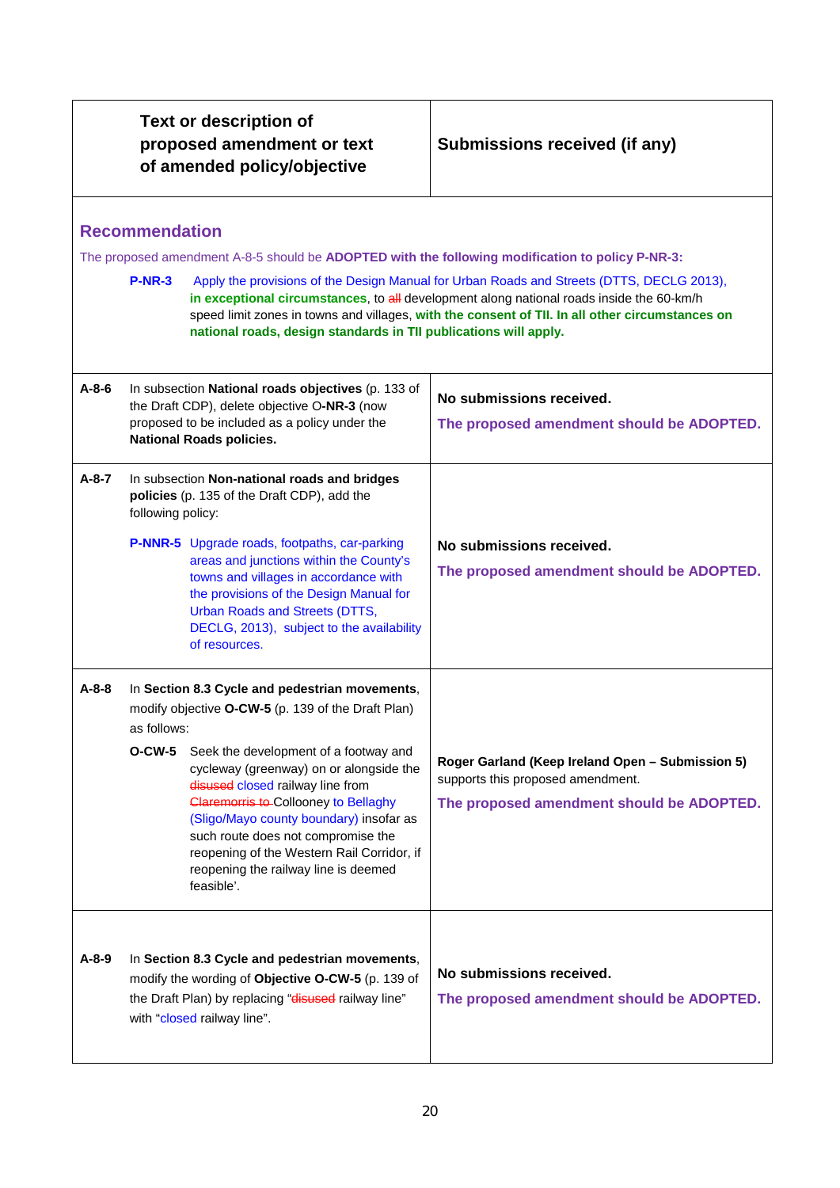| | Text or description of proposed amendment or text of amended policy/objective | Submissions received (if any) |
|---|---|---|
| **Recommendation**<br><br>The proposed amendment A-8-5 should be **ADOPTED with the following modification to policy P-NR-3:**<br><br>**P-NR-3** Apply the provisions of the Design Manual for Urban Roads and Streets (DTTS, DECLG 2013), **in exceptional circumstances**, to ~~all~~ development along national roads inside the 60-km/h speed limit zones in towns and villages, **with the consent of TII. In all other circumstances on national roads, design standards in TII publications will apply.** | | |
| **A-8-6** | In subsection **National roads objectives** (p. 133 of the Draft CDP), delete objective O-**NR-3** (now proposed to be included as a policy under the **National Roads policies.** | **No submissions received.**<br><br>**The proposed amendment should be ADOPTED.** |
| **A-8-7** | In subsection **Non-national roads and bridges policies** (p. 135 of the Draft CDP), add the following policy:<br><br>**P-NNR-5** Upgrade roads, footpaths, car-parking areas and junctions within the County's towns and villages in accordance with the provisions of the Design Manual for Urban Roads and Streets (DTTS, DECLG, 2013), subject to the availability of resources. | **No submissions received.**<br><br>**The proposed amendment should be ADOPTED.** |
| **A-8-8** | In **Section 8.3 Cycle and pedestrian movements**, modify objective **O-CW-5** (p. 139 of the Draft Plan) as follows:<br><br>**O-CW-5** Seek the development of a footway and cycleway (greenway) on or alongside the ~~disused~~ closed railway line from ~~Claremorris to~~ Collooney to Bellaghy (Sligo/Mayo county boundary) insofar as such route does not compromise the reopening of the Western Rail Corridor, if reopening the railway line is deemed feasible'. | **Roger Garland (Keep Ireland Open – Submission 5)** supports this proposed amendment.<br><br>**The proposed amendment should be ADOPTED.** |
| **A-8-9** | In **Section 8.3 Cycle and pedestrian movements**, modify the wording of **Objective O-CW-5** (p. 139 of the Draft Plan) by replacing "~~disused~~ railway line" with "closed railway line". | **No submissions received.**<br><br>**The proposed amendment should be ADOPTED.** |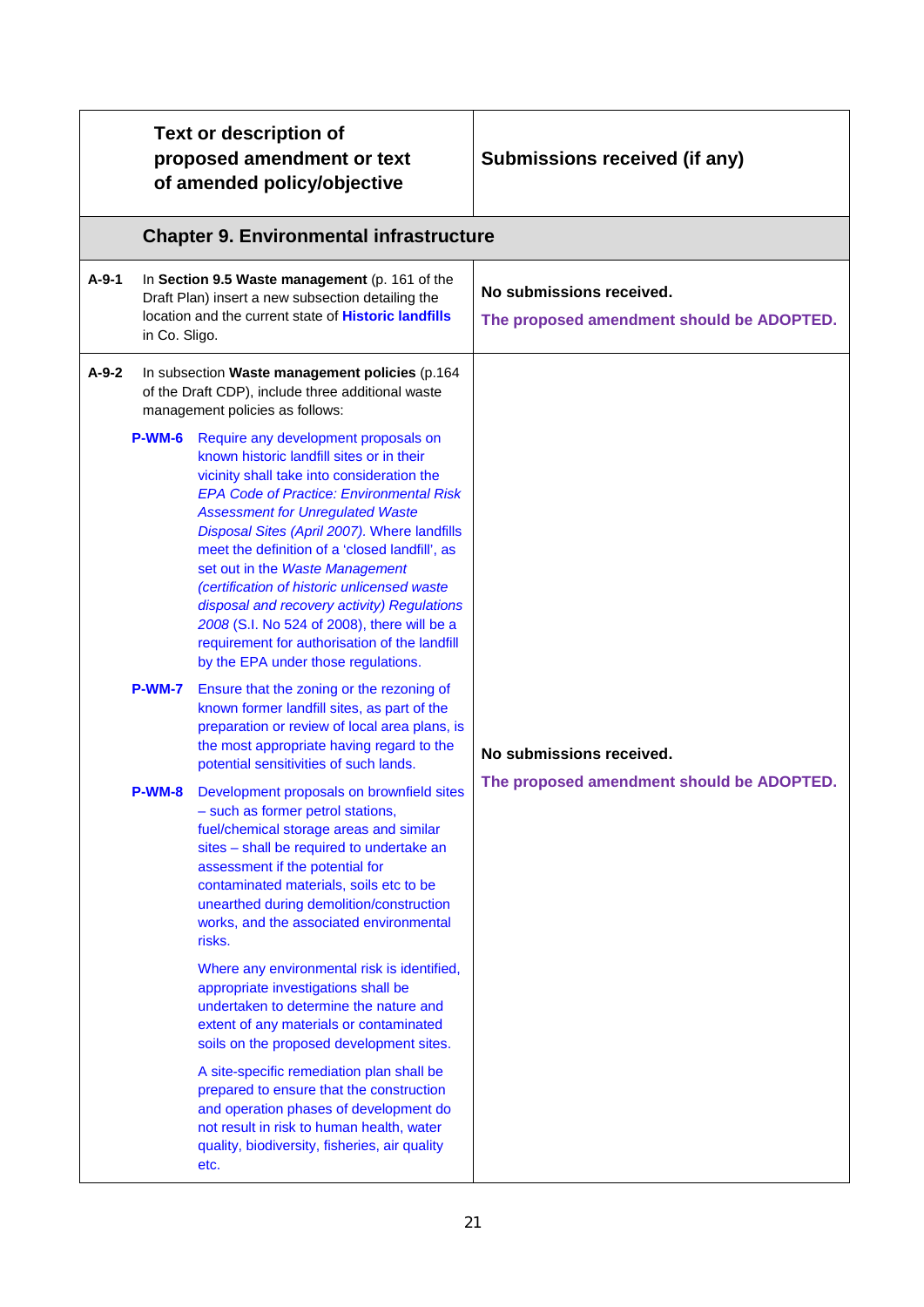| | Text or description of proposed amendment or text of amended policy/objective | Submissions received (if any) |
|---|---|---|
| | **Chapter 9. Environmental infrastructure** | |
| **A-9-1** | In **Section 9.5 Waste management** (p. 161 of the Draft Plan) insert a new subsection detailing the location and the current state of **Historic landfills** in Co. Sligo. | **No submissions received.** **The proposed amendment should be ADOPTED.** |
| **A-9-2** | In subsection **Waste management policies** (p.164 of the Draft CDP), include three additional waste management policies as follows: **P-WM-6** Require any development proposals on known historic landfill sites or in their vicinity shall take into consideration the *EPA Code of Practice: Environmental Risk Assessment for Unregulated Waste Disposal Sites (April 2007)*. Where landfills meet the definition of a 'closed landfill', as set out in the *Waste Management (certification of historic unlicensed waste disposal and recovery activity) Regulations 2008* (S.I. No 524 of 2008), there will be a requirement for authorisation of the landfill by the EPA under those regulations. **P-WM-7** Ensure that the zoning or the rezoning of known former landfill sites, as part of the preparation or review of local area plans, is the most appropriate having regard to the potential sensitivities of such lands. **P-WM-8** Development proposals on brownfield sites – such as former petrol stations, fuel/chemical storage areas and similar sites – shall be required to undertake an assessment if the potential for contaminated materials, soils etc to be unearthed during demolition/construction works, and the associated environmental risks. Where any environmental risk is identified, appropriate investigations shall be undertaken to determine the nature and extent of any materials or contaminated soils on the proposed development sites. A site-specific remediation plan shall be prepared to ensure that the construction and operation phases of development do not result in risk to human health, water quality, biodiversity, fisheries, air quality etc. | **No submissions received.** **The proposed amendment should be ADOPTED.** |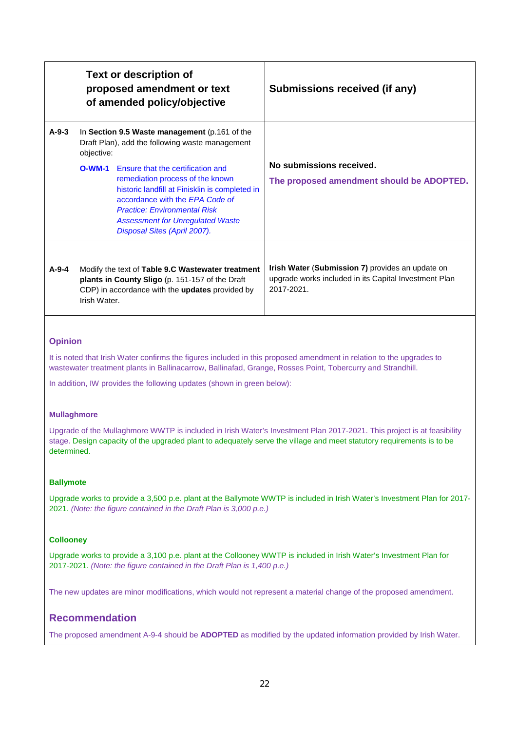| | Text or description of proposed amendment or text of amended policy/objective | Submissions received (if any) |
|---|---|---|
| **A-9-3** | In **Section 9.5 Waste management** (p.161 of the Draft Plan), add the following waste management objective:<br>**O-WM-1** Ensure that the certification and remediation process of the known historic landfill at Finisklin is completed in accordance with the *EPA Code of Practice: Environmental Risk Assessment for Unregulated Waste Disposal Sites (April 2007).* | **No submissions received.**<br>**The proposed amendment should be ADOPTED.** |
| **A-9-4** | Modify the text of **Table 9.C Wastewater treatment plants in County Sligo** (p. 151-157 of the Draft CDP) in accordance with the **updates** provided by Irish Water. | **Irish Water** (**Submission 7)** provides an update on upgrade works included in its Capital Investment Plan 2017-2021. |

### Opinion

It is noted that Irish Water confirms the figures included in this proposed amendment in relation to the upgrades to wastewater treatment plants in Ballinacarrow, Ballinafad, Grange, Rosses Point, Tobercurry and Strandhill.

In addition, IW provides the following updates (shown in green below):

**Mullaghmore**

Upgrade of the Mullaghmore WWTP is included in Irish Water's Investment Plan 2017-2021. This project is at feasibility stage. Design capacity of the upgraded plant to adequately serve the village and meet statutory requirements is to be determined.

**Ballymote**

Upgrade works to provide a 3,500 p.e. plant at the Ballymote WWTP is included in Irish Water's Investment Plan for 2017-2021. *(Note: the figure contained in the Draft Plan is 3,000 p.e.)*

**Collooney**

Upgrade works to provide a 3,100 p.e. plant at the Collooney WWTP is included in Irish Water's Investment Plan for 2017-2021. *(Note: the figure contained in the Draft Plan is 1,400 p.e.)*

The new updates are minor modifications, which would not represent a material change of the proposed amendment.

### Recommendation

The proposed amendment A-9-4 should be **ADOPTED** as modified by the updated information provided by Irish Water.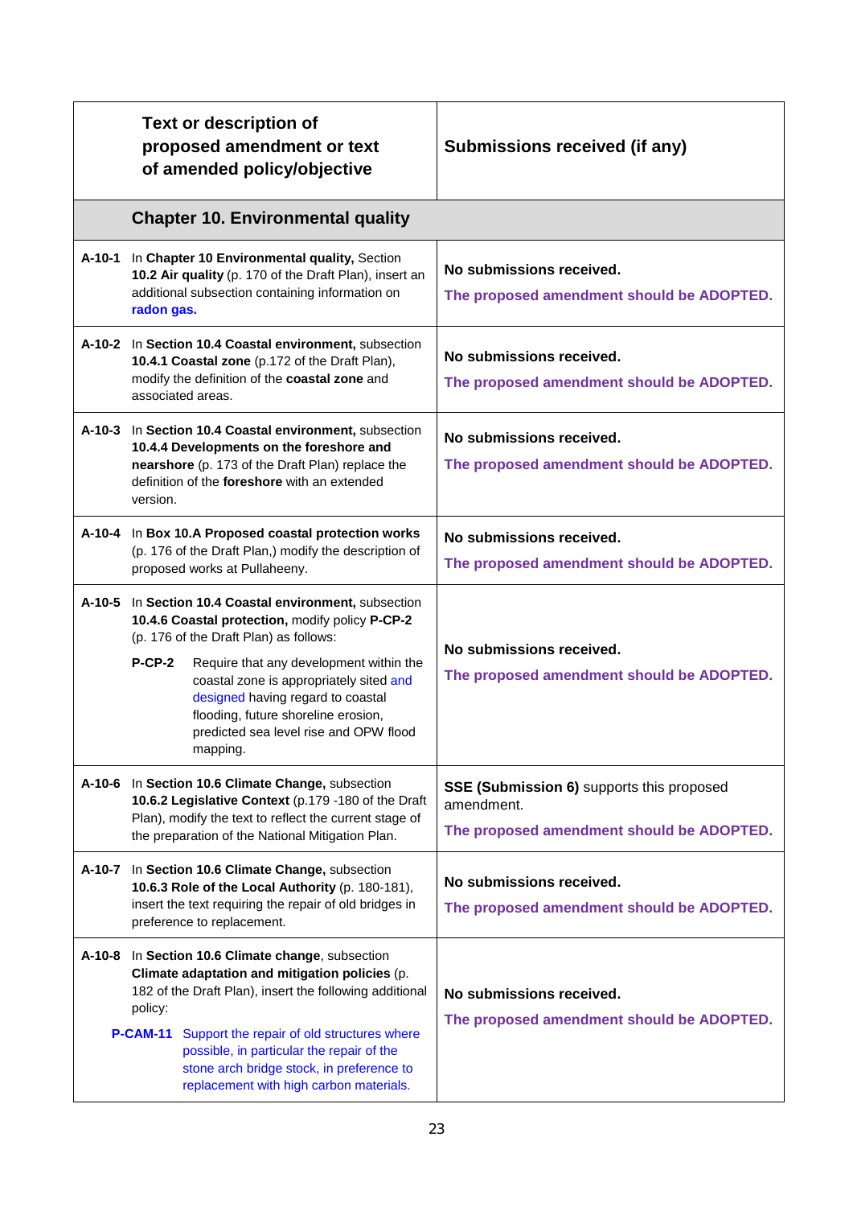| | Text or description of proposed amendment or text of amended policy/objective | Submissions received (if any) |
|---|---|---|
| | **Chapter 10. Environmental quality** | |
| **A-10-1** | In **Chapter 10 Environmental quality,** Section **10.2 Air quality** (p. 170 of the Draft Plan), insert an additional subsection containing information on **radon gas.** | **No submissions received.** **The proposed amendment should be ADOPTED.** |
| **A-10-2** | In **Section 10.4 Coastal environment,** subsection **10.4.1 Coastal zone** (p.172 of the Draft Plan), modify the definition of the **coastal zone** and associated areas. | **No submissions received.** **The proposed amendment should be ADOPTED.** |
| **A-10-3** | In **Section 10.4 Coastal environment,** subsection **10.4.4 Developments on the foreshore and nearshore** (p. 173 of the Draft Plan) replace the definition of the **foreshore** with an extended version. | **No submissions received.** **The proposed amendment should be ADOPTED.** |
| **A-10-4** | In **Box 10.A Proposed coastal protection works** (p. 176 of the Draft Plan,) modify the description of proposed works at Pullaheeny. | **No submissions received.** **The proposed amendment should be ADOPTED.** |
| **A-10-5** | In **Section 10.4 Coastal environment,** subsection **10.4.6 Coastal protection,** modify policy **P-CP-2** (p. 176 of the Draft Plan) as follows: **P-CP-2** Require that any development within the coastal zone is appropriately sited and designed having regard to coastal flooding, future shoreline erosion, predicted sea level rise and OPW flood mapping. | **No submissions received.** **The proposed amendment should be ADOPTED.** |
| **A-10-6** | In **Section 10.6 Climate Change,** subsection **10.6.2 Legislative Context** (p.179 -180 of the Draft Plan), modify the text to reflect the current stage of the preparation of the National Mitigation Plan. | **SSE (Submission 6)** supports this proposed amendment. **The proposed amendment should be ADOPTED.** |
| **A-10-7** | In **Section 10.6 Climate Change,** subsection **10.6.3 Role of the Local Authority** (p. 180-181), insert the text requiring the repair of old bridges in preference to replacement. | **No submissions received.** **The proposed amendment should be ADOPTED.** |
| **A-10-8** | In **Section 10.6 Climate change**, subsection **Climate adaptation and mitigation policies** (p. 182 of the Draft Plan), insert the following additional policy: **P-CAM-11** Support the repair of old structures where possible, in particular the repair of the stone arch bridge stock, in preference to replacement with high carbon materials. | **No submissions received.** **The proposed amendment should be ADOPTED.** |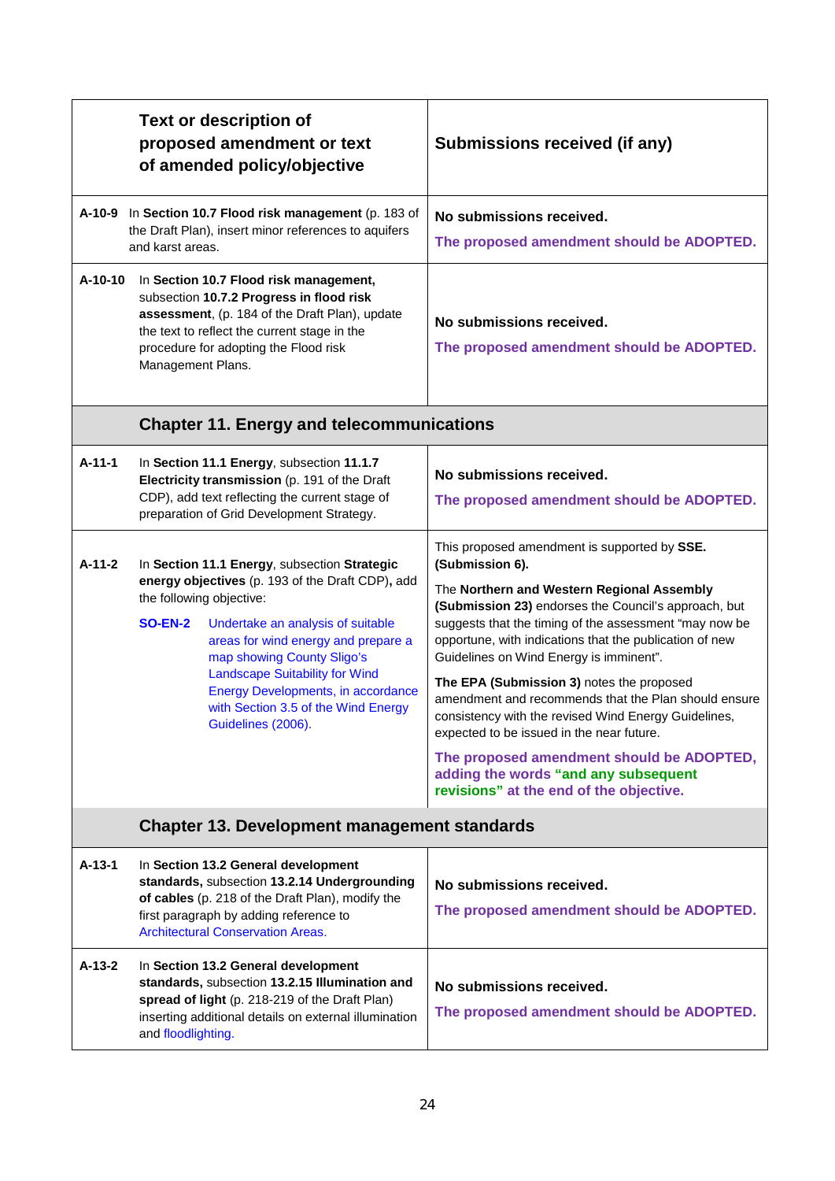| | Text or description of proposed amendment or text of amended policy/objective | Submissions received (if any) |
|---|---|---|
| **A-10-9** | In **Section 10.7 Flood risk management** (p. 183 of the Draft Plan), insert minor references to aquifers and karst areas. | **No submissions received.** **The proposed amendment should be ADOPTED.** |
| **A-10-10** | In **Section 10.7 Flood risk management,** subsection **10.7.2 Progress in flood risk assessment**, (p. 184 of the Draft Plan), update the text to reflect the current stage in the procedure for adopting the Flood risk Management Plans. | **No submissions received.** **The proposed amendment should be ADOPTED.** |
| | **Chapter 11. Energy and telecommunications** | |
| **A-11-1** | In **Section 11.1 Energy**, subsection **11.1.7 Electricity transmission** (p. 191 of the Draft CDP), add text reflecting the current stage of preparation of Grid Development Strategy. | **No submissions received.** **The proposed amendment should be ADOPTED.** |
| **A-11-2** | In **Section 11.1 Energy**, subsection **Strategic energy objectives** (p. 193 of the Draft CDP**),** add the following objective: **SO-EN-2** Undertake an analysis of suitable areas for wind energy and prepare a map showing County Sligo's Landscape Suitability for Wind Energy Developments, in accordance with Section 3.5 of the Wind Energy Guidelines (2006). | This proposed amendment is supported by **SSE. (Submission 6).** The **Northern and Western Regional Assembly (Submission 23)** endorses the Council's approach, but suggests that the timing of the assessment "may now be opportune, with indications that the publication of new Guidelines on Wind Energy is imminent". **The EPA (Submission 3)** notes the proposed amendment and recommends that the Plan should ensure consistency with the revised Wind Energy Guidelines, expected to be issued in the near future. **The proposed amendment should be ADOPTED, adding the words "and any subsequent revisions" at the end of the objective.** |
| | **Chapter 13. Development management standards** | |
| **A-13-1** | In **Section 13.2 General development standards,** subsection **13.2.14 Undergrounding of cables** (p. 218 of the Draft Plan), modify the first paragraph by adding reference to Architectural Conservation Areas. | **No submissions received.** **The proposed amendment should be ADOPTED.** |
| **A-13-2** | In **Section 13.2 General development standards,** subsection **13.2.15 Illumination and spread of light** (p. 218-219 of the Draft Plan) inserting additional details on external illumination and floodlighting. | **No submissions received.** **The proposed amendment should be ADOPTED.** |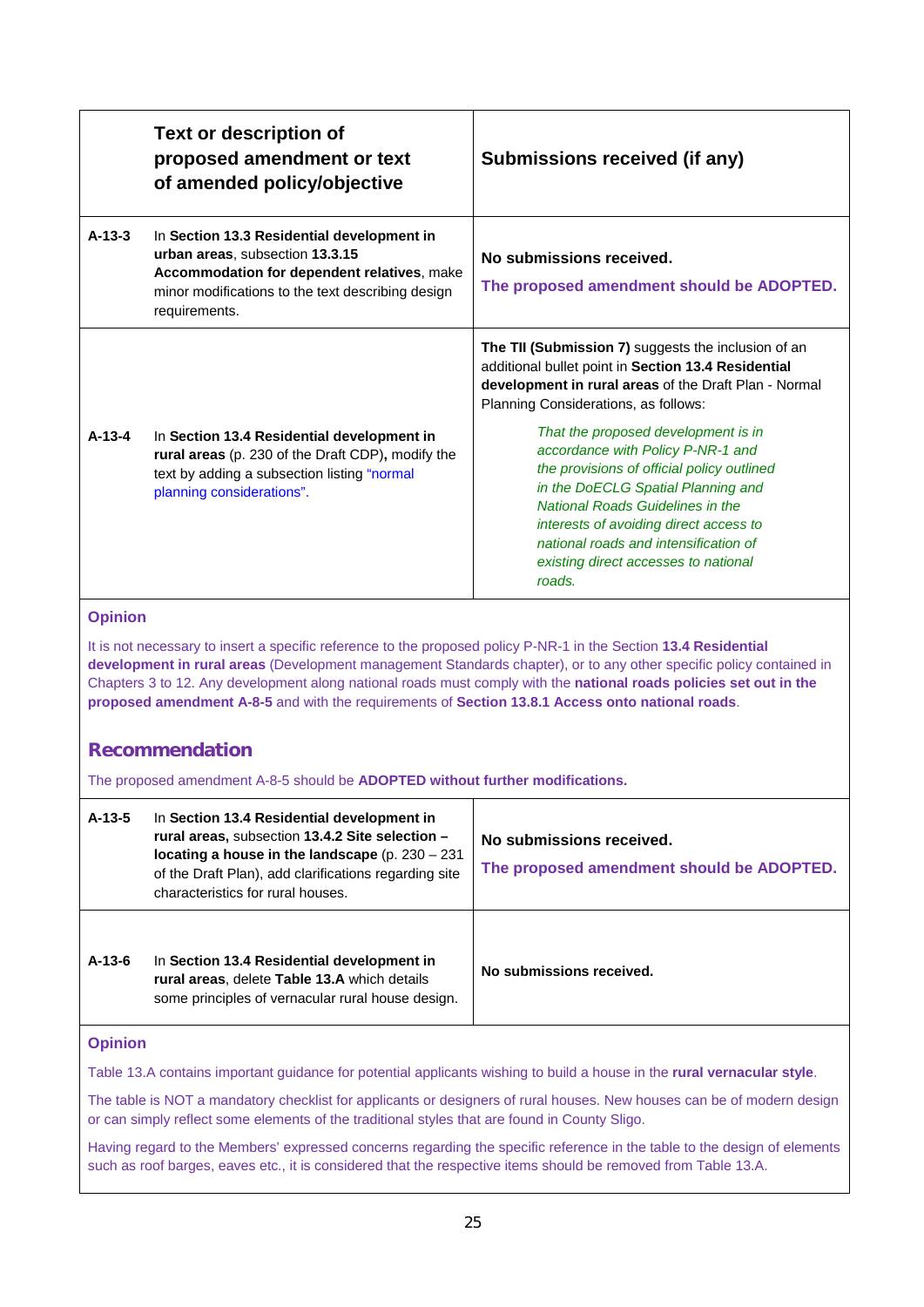| | Text or description of proposed amendment or text of amended policy/objective | Submissions received (if any) |
|---|---|---|
| A-13-3 | In **Section 13.3 Residential development in urban areas**, subsection **13.3.15 Accommodation for dependent relatives**, make minor modifications to the text describing design requirements. | **No submissions received.** **The proposed amendment should be ADOPTED.** |
| A-13-4 | In **Section 13.4 Residential development in rural areas** (p. 230 of the Draft CDP)**,** modify the text by adding a subsection listing "normal planning considerations". | **The TII (Submission 7)** suggests the inclusion of an additional bullet point in **Section 13.4 Residential development in rural areas** of the Draft Plan - Normal Planning Considerations, as follows: *That the proposed development is in accordance with Policy P-NR-1 and the provisions of official policy outlined in the DoECLG Spatial Planning and National Roads Guidelines in the interests of avoiding direct access to national roads and intensification of existing direct accesses to national roads.* |

**Opinion**

It is not necessary to insert a specific reference to the proposed policy P-NR-1 in the Section **13.4 Residential development in rural areas** (Development management Standards chapter), or to any other specific policy contained in Chapters 3 to 12. Any development along national roads must comply with the **national roads policies set out in the proposed amendment A-8-5** and with the requirements of **Section 13.8.1 Access onto national roads**.

**Recommendation**

The proposed amendment A-8-5 should be **ADOPTED without further modifications.**

| | | |
|---|---|---|
| A-13-5 | In **Section 13.4 Residential development in rural areas,** subsection **13.4.2 Site selection – locating a house in the landscape** (p. 230 – 231 of the Draft Plan), add clarifications regarding site characteristics for rural houses. | **No submissions received.** **The proposed amendment should be ADOPTED.** |
| A-13-6 | In **Section 13.4 Residential development in rural areas**, delete **Table 13.A** which details some principles of vernacular rural house design. | **No submissions received.** |

**Opinion**

Table 13.A contains important guidance for potential applicants wishing to build a house in the **rural vernacular style**.

The table is NOT a mandatory checklist for applicants or designers of rural houses. New houses can be of modern design or can simply reflect some elements of the traditional styles that are found in County Sligo.

Having regard to the Members' expressed concerns regarding the specific reference in the table to the design of elements such as roof barges, eaves etc., it is considered that the respective items should be removed from Table 13.A.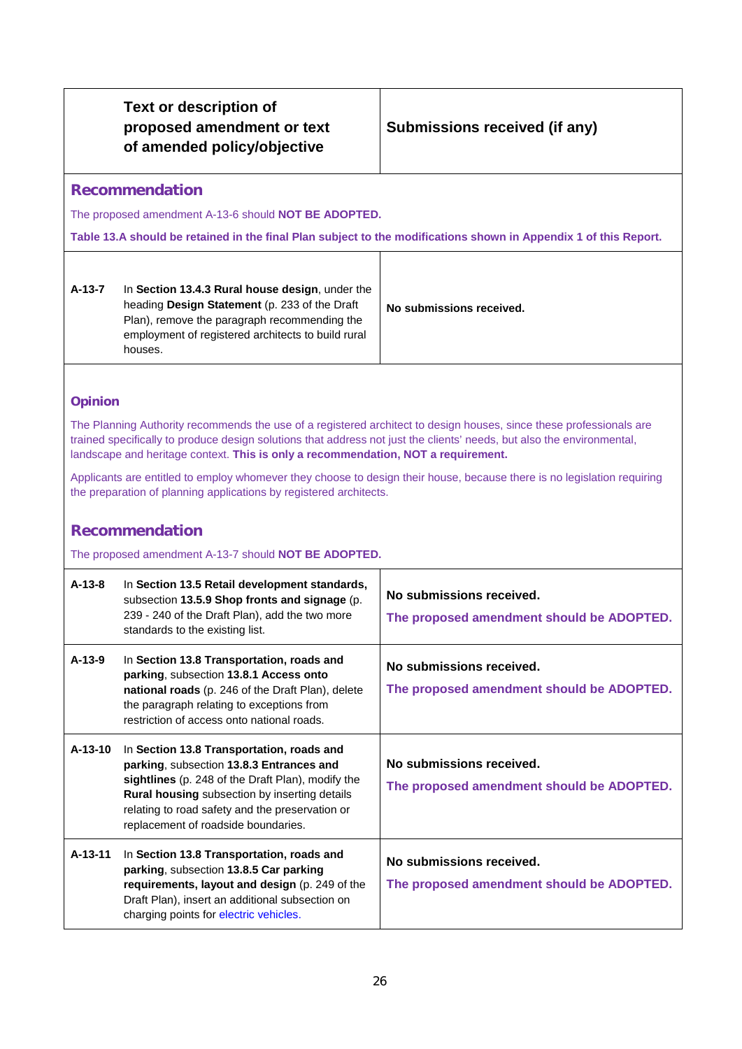| | Text or description of proposed amendment or text of amended policy/objective | Submissions received (if any) |
|---|---|---|

## Recommendation

The proposed amendment A-13-6 should **NOT BE ADOPTED.**

**Table 13.A should be retained in the final Plan subject to the modifications shown in Appendix 1 of this Report.**

| | | |
|---|---|---|
| **A-13-7** | In **Section 13.4.3 Rural house design**, under the heading **Design Statement** (p. 233 of the Draft Plan), remove the paragraph recommending the employment of registered architects to build rural houses. | **No submissions received.** |

## Opinion

The Planning Authority recommends the use of a registered architect to design houses, since these professionals are trained specifically to produce design solutions that address not just the clients' needs, but also the environmental, landscape and heritage context. **This is only a recommendation, NOT a requirement.**

Applicants are entitled to employ whomever they choose to design their house, because there is no legislation requiring the preparation of planning applications by registered architects.

## Recommendation

The proposed amendment A-13-7 should **NOT BE ADOPTED.**

| | | |
|---|---|---|
| **A-13-8** | In **Section 13.5 Retail development standards,** subsection **13.5.9 Shop fronts and signage** (p. 239 - 240 of the Draft Plan), add the two more standards to the existing list. | **No submissions received.**<br><br>**The proposed amendment should be ADOPTED.** |
| **A-13-9** | In **Section 13.8 Transportation, roads and parking**, subsection **13.8.1 Access onto national roads** (p. 246 of the Draft Plan), delete the paragraph relating to exceptions from restriction of access onto national roads. | **No submissions received.**<br><br>**The proposed amendment should be ADOPTED.** |
| **A-13-10** | In **Section 13.8 Transportation, roads and parking**, subsection **13.8.3 Entrances and sightlines** (p. 248 of the Draft Plan), modify the **Rural housing** subsection by inserting details relating to road safety and the preservation or replacement of roadside boundaries. | **No submissions received.**<br><br>**The proposed amendment should be ADOPTED.** |
| **A-13-11** | In **Section 13.8 Transportation, roads and parking**, subsection **13.8.5 Car parking requirements, layout and design** (p. 249 of the Draft Plan), insert an additional subsection on charging points for electric vehicles. | **No submissions received.**<br><br>**The proposed amendment should be ADOPTED.** |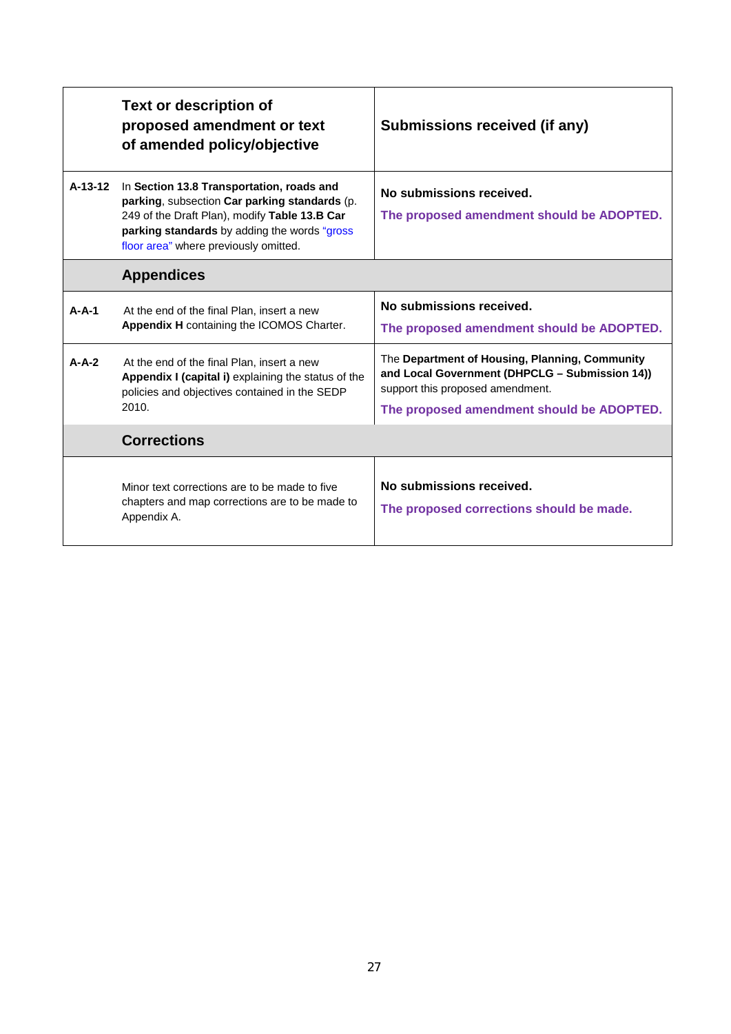| | Text or description of proposed amendment or text of amended policy/objective | Submissions received (if any) |
|---|---|---|
| **A-13-12** | In **Section 13.8 Transportation, roads and parking**, subsection **Car parking standards** (p. 249 of the Draft Plan), modify **Table 13.B Car parking standards** by adding the words "gross floor area" where previously omitted. | **No submissions received.**<br>**The proposed amendment should be ADOPTED.** |
| | **Appendices** | |
| **A-A-1** | At the end of the final Plan, insert a new **Appendix H** containing the ICOMOS Charter. | **No submissions received.**<br>**The proposed amendment should be ADOPTED.** |
| **A-A-2** | At the end of the final Plan, insert a new **Appendix I (capital i)** explaining the status of the policies and objectives contained in the SEDP 2010. | The **Department of Housing, Planning, Community and Local Government (DHPCLG – Submission 14))** support this proposed amendment.<br>**The proposed amendment should be ADOPTED.** |
| | **Corrections** | |
| | Minor text corrections are to be made to five chapters and map corrections are to be made to Appendix A. | **No submissions received.**<br>**The proposed corrections should be made.** |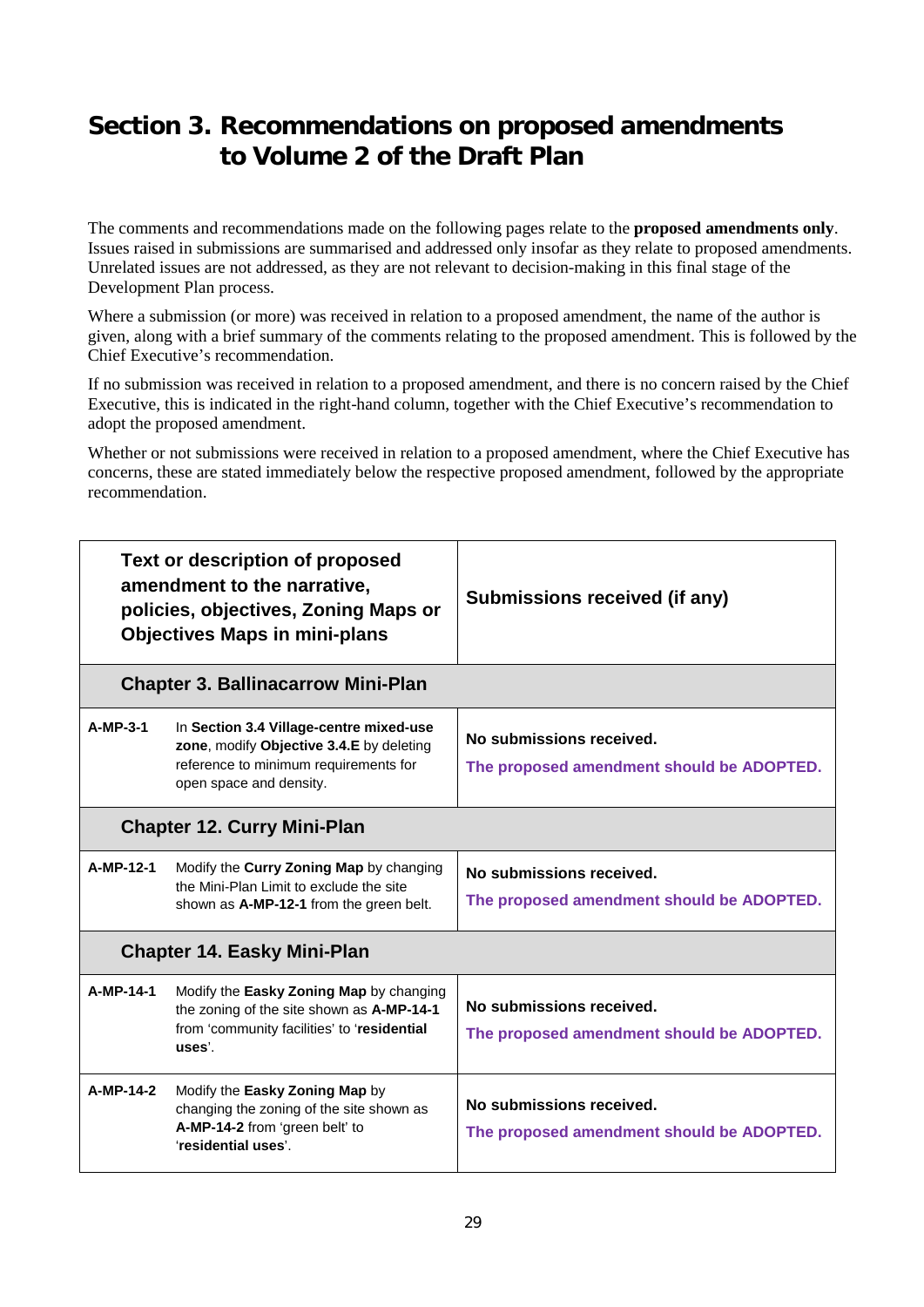# Section 3. Recommendations on proposed amendments to Volume 2 of the Draft Plan

The comments and recommendations made on the following pages relate to the **proposed amendments only**. Issues raised in submissions are summarised and addressed only insofar as they relate to proposed amendments. Unrelated issues are not addressed, as they are not relevant to decision-making in this final stage of the Development Plan process.

Where a submission (or more) was received in relation to a proposed amendment, the name of the author is given, along with a brief summary of the comments relating to the proposed amendment. This is followed by the Chief Executive's recommendation.

If no submission was received in relation to a proposed amendment, and there is no concern raised by the Chief Executive, this is indicated in the right-hand column, together with the Chief Executive's recommendation to adopt the proposed amendment.

Whether or not submissions were received in relation to a proposed amendment, where the Chief Executive has concerns, these are stated immediately below the respective proposed amendment, followed by the appropriate recommendation.

| | Text or description of proposed amendment to the narrative, policies, objectives, Zoning Maps or Objectives Maps in mini-plans | Submissions received (if any) |
|---|---|---|
| | **Chapter 3. Ballinacarrow Mini-Plan** | |
| **A-MP-3-1** | In **Section 3.4 Village-centre mixed-use zone**, modify **Objective 3.4.E** by deleting reference to minimum requirements for open space and density. | **No submissions received.**<br>**The proposed amendment should be ADOPTED.** |
| | **Chapter 12. Curry Mini-Plan** | |
| **A-MP-12-1** | Modify the **Curry Zoning Map** by changing the Mini-Plan Limit to exclude the site shown as **A-MP-12-1** from the green belt. | **No submissions received.**<br>**The proposed amendment should be ADOPTED.** |
| | **Chapter 14. Easky Mini-Plan** | |
| **A-MP-14-1** | Modify the **Easky Zoning Map** by changing the zoning of the site shown as **A-MP-14-1** from 'community facilities' to '**residential uses**'. | **No submissions received.**<br>**The proposed amendment should be ADOPTED.** |
| **A-MP-14-2** | Modify the **Easky Zoning Map** by changing the zoning of the site shown as **A-MP-14-2** from 'green belt' to '**residential uses**'. | **No submissions received.**<br>**The proposed amendment should be ADOPTED.** |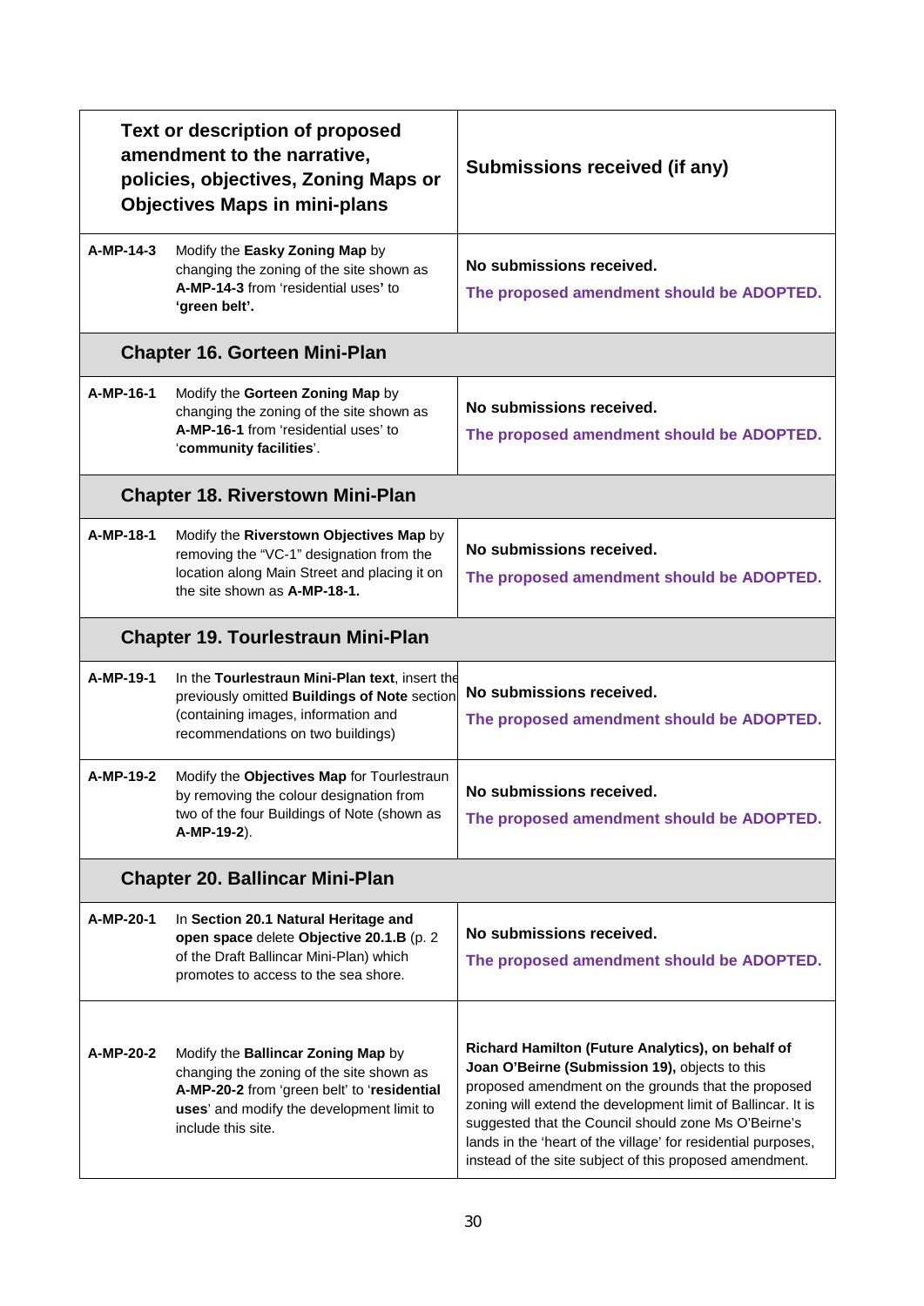| Text or description of proposed amendment to the narrative, policies, objectives, Zoning Maps or Objectives Maps in mini-plans | | Submissions received (if any) |
|---|---|---|
| **A-MP-14-3** | Modify the **Easky Zoning Map** by changing the zoning of the site shown as **A-MP-14-3** from 'residential uses**'** to **'green belt'.** | **No submissions received.** **The proposed amendment should be ADOPTED.** |
| | **Chapter 16. Gorteen Mini-Plan** | |
| **A-MP-16-1** | Modify the **Gorteen Zoning Map** by changing the zoning of the site shown as **A-MP-16-1** from 'residential uses' to '**community facilities**'. | **No submissions received.** **The proposed amendment should be ADOPTED.** |
| | **Chapter 18. Riverstown Mini-Plan** | |
| **A-MP-18-1** | Modify the **Riverstown Objectives Map** by removing the "VC-1" designation from the location along Main Street and placing it on the site shown as **A-MP-18-1.** | **No submissions received.** **The proposed amendment should be ADOPTED.** |
| | **Chapter 19. Tourlestraun Mini-Plan** | |
| **A-MP-19-1** | In the **Tourlestraun Mini-Plan text**, insert the previously omitted **Buildings of Note** section (containing images, information and recommendations on two buildings) | **No submissions received.** **The proposed amendment should be ADOPTED.** |
| **A-MP-19-2** | Modify the **Objectives Map** for Tourlestraun by removing the colour designation from two of the four Buildings of Note (shown as **A-MP-19-2**). | **No submissions received.** **The proposed amendment should be ADOPTED.** |
| | **Chapter 20. Ballincar Mini-Plan** | |
| **A-MP-20-1** | In **Section 20.1 Natural Heritage and open space** delete **Objective 20.1.B** (p. 2 of the Draft Ballincar Mini-Plan) which promotes to access to the sea shore. | **No submissions received.** **The proposed amendment should be ADOPTED.** |
| **A-MP-20-2** | Modify the **Ballincar Zoning Map** by changing the zoning of the site shown as **A-MP-20-2** from 'green belt' to '**residential uses**' and modify the development limit to include this site. | **Richard Hamilton (Future Analytics), on behalf of Joan O'Beirne (Submission 19),** objects to this proposed amendment on the grounds that the proposed zoning will extend the development limit of Ballincar. It is suggested that the Council should zone Ms O'Beirne's lands in the 'heart of the village' for residential purposes, instead of the site subject of this proposed amendment. |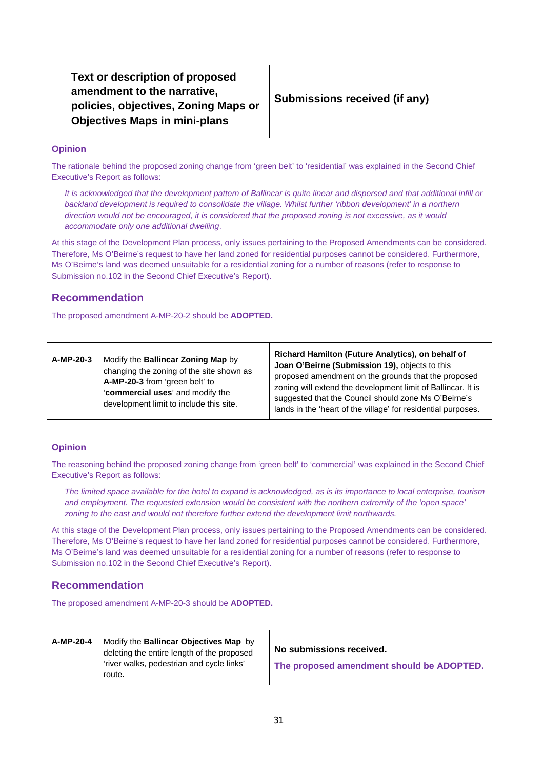| Text or description of proposed amendment to the narrative, policies, objectives, Zoning Maps or Objectives Maps in mini-plans | | Submissions received (if any) |
|---|---|---|

### Opinion

The rationale behind the proposed zoning change from 'green belt' to 'residential' was explained in the Second Chief Executive's Report as follows:

> *It is acknowledged that the development pattern of Ballincar is quite linear and dispersed and that additional infill or backland development is required to consolidate the village. Whilst further 'ribbon development' in a northern direction would not be encouraged, it is considered that the proposed zoning is not excessive, as it would accommodate only one additional dwelling.*

At this stage of the Development Plan process, only issues pertaining to the Proposed Amendments can be considered. Therefore, Ms O'Beirne's request to have her land zoned for residential purposes cannot be considered. Furthermore, Ms O'Beirne's land was deemed unsuitable for a residential zoning for a number of reasons (refer to response to Submission no.102 in the Second Chief Executive's Report).

## Recommendation

The proposed amendment A-MP-20-2 should be **ADOPTED.**

| | | |
|---|---|---|
| **A-MP-20-3** | Modify the **Ballincar Zoning Map** by changing the zoning of the site shown as **A-MP-20-3** from 'green belt' to '**commercial uses**' and modify the development limit to include this site. | **Richard Hamilton (Future Analytics), on behalf of Joan O'Beirne (Submission 19),** objects to this proposed amendment on the grounds that the proposed zoning will extend the development limit of Ballincar. It is suggested that the Council should zone Ms O'Beirne's lands in the 'heart of the village' for residential purposes. |

### Opinion

The reasoning behind the proposed zoning change from 'green belt' to 'commercial' was explained in the Second Chief Executive's Report as follows:

> *The limited space available for the hotel to expand is acknowledged, as is its importance to local enterprise, tourism and employment. The requested extension would be consistent with the northern extremity of the 'open space' zoning to the east and would not therefore further extend the development limit northwards.*

At this stage of the Development Plan process, only issues pertaining to the Proposed Amendments can be considered. Therefore, Ms O'Beirne's request to have her land zoned for residential purposes cannot be considered. Furthermore, Ms O'Beirne's land was deemed unsuitable for a residential zoning for a number of reasons (refer to response to Submission no.102 in the Second Chief Executive's Report).

## Recommendation

The proposed amendment A-MP-20-3 should be **ADOPTED.**

| | | |
|---|---|---|
| **A-MP-20-4** | Modify the **Ballincar Objectives Map** by deleting the entire length of the proposed 'river walks, pedestrian and cycle links' route**.** | **No submissions received.**<br>**The proposed amendment should be ADOPTED.** |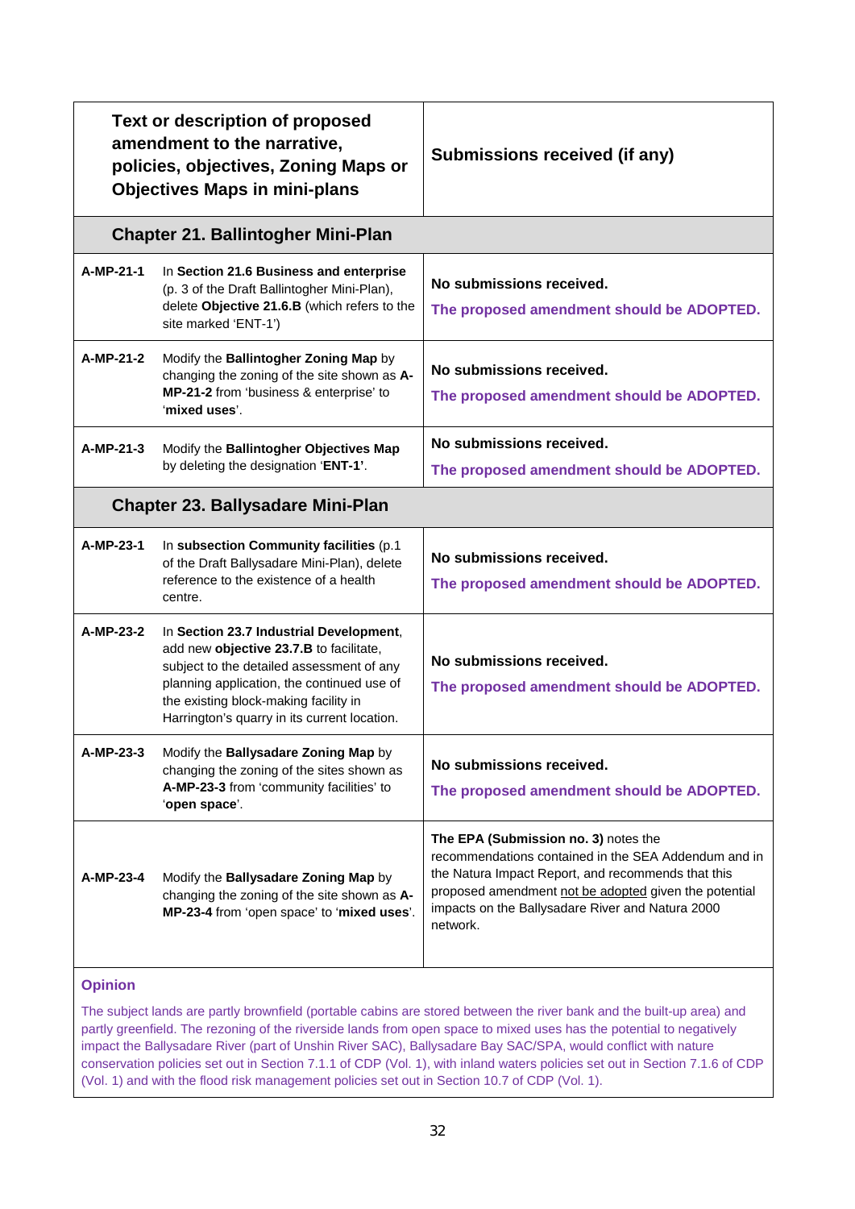| | Text or description of proposed amendment to the narrative, policies, objectives, Zoning Maps or Objectives Maps in mini-plans | Submissions received (if any) |
|---|---|---|
| | **Chapter 21. Ballintogher Mini-Plan** | |
| **A-MP-21-1** | In **Section 21.6 Business and enterprise** (p. 3 of the Draft Ballintogher Mini-Plan), delete **Objective 21.6.B** (which refers to the site marked 'ENT-1') | **No submissions received.** **The proposed amendment should be ADOPTED.** |
| **A-MP-21-2** | Modify the **Ballintogher Zoning Map** by changing the zoning of the site shown as **A-MP-21-2** from 'business & enterprise' to '**mixed uses**'. | **No submissions received.** **The proposed amendment should be ADOPTED.** |
| **A-MP-21-3** | Modify the **Ballintogher Objectives Map** by deleting the designation '**ENT-1**'. | **No submissions received.** **The proposed amendment should be ADOPTED.** |
| | **Chapter 23. Ballysadare Mini-Plan** | |
| **A-MP-23-1** | In **subsection Community facilities** (p.1 of the Draft Ballysadare Mini-Plan), delete reference to the existence of a health centre. | **No submissions received.** **The proposed amendment should be ADOPTED.** |
| **A-MP-23-2** | In **Section 23.7 Industrial Development**, add new **objective 23.7.B** to facilitate, subject to the detailed assessment of any planning application, the continued use of the existing block-making facility in Harrington's quarry in its current location. | **No submissions received.** **The proposed amendment should be ADOPTED.** |
| **A-MP-23-3** | Modify the **Ballysadare Zoning Map** by changing the zoning of the sites shown as **A-MP-23-3** from 'community facilities' to '**open space**'. | **No submissions received.** **The proposed amendment should be ADOPTED.** |
| **A-MP-23-4** | Modify the **Ballysadare Zoning Map** by changing the zoning of the site shown as **A-MP-23-4** from 'open space' to '**mixed uses**'. | **The EPA (Submission no. 3)** notes the recommendations contained in the SEA Addendum and in the Natura Impact Report, and recommends that this proposed amendment not be adopted given the potential impacts on the Ballysadare River and Natura 2000 network. |

**Opinion**

The subject lands are partly brownfield (portable cabins are stored between the river bank and the built-up area) and partly greenfield. The rezoning of the riverside lands from open space to mixed uses has the potential to negatively impact the Ballysadare River (part of Unshin River SAC), Ballysadare Bay SAC/SPA, would conflict with nature conservation policies set out in Section 7.1.1 of CDP (Vol. 1), with inland waters policies set out in Section 7.1.6 of CDP (Vol. 1) and with the flood risk management policies set out in Section 10.7 of CDP (Vol. 1).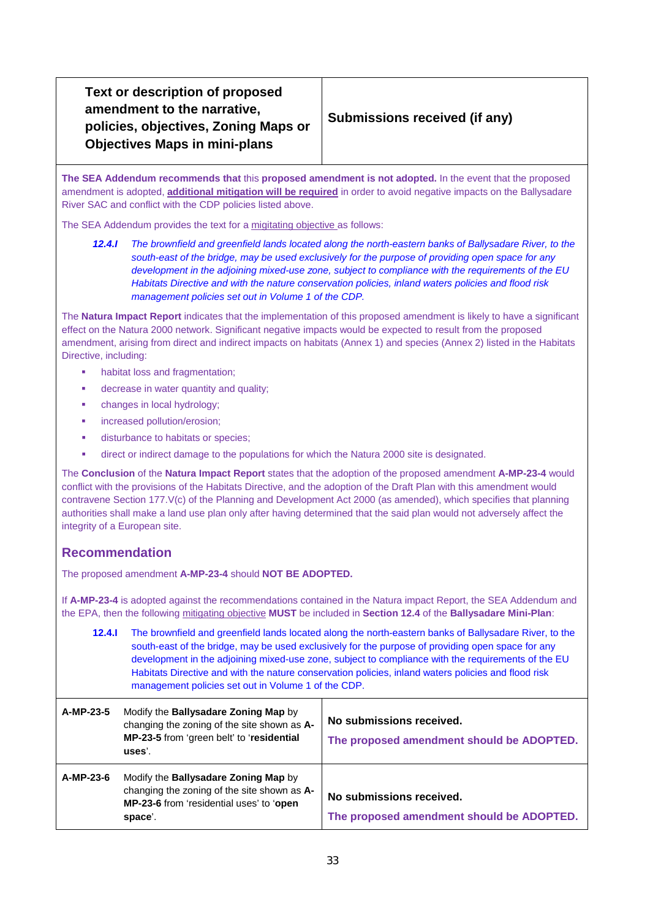| Text or description of proposed amendment to the narrative, policies, objectives, Zoning Maps or Objectives Maps in mini-plans | Submissions received (if any) |
|---|---|

**The SEA Addendum recommends that** this **proposed amendment is not adopted.** In the event that the proposed amendment is adopted, **additional mitigation will be required** in order to avoid negative impacts on the Ballysadare River SAC and conflict with the CDP policies listed above.

The SEA Addendum provides the text for a migitating objective as follows:

> ***12.4.I*** *The brownfield and greenfield lands located along the north-eastern banks of Ballysadare River, to the south-east of the bridge, may be used exclusively for the purpose of providing open space for any development in the adjoining mixed-use zone, subject to compliance with the requirements of the EU Habitats Directive and with the nature conservation policies, inland waters policies and flood risk management policies set out in Volume 1 of the CDP.*

The **Natura Impact Report** indicates that the implementation of this proposed amendment is likely to have a significant effect on the Natura 2000 network. Significant negative impacts would be expected to result from the proposed amendment, arising from direct and indirect impacts on habitats (Annex 1) and species (Annex 2) listed in the Habitats Directive, including:

- habitat loss and fragmentation;
- decrease in water quantity and quality;
- changes in local hydrology;
- increased pollution/erosion;
- disturbance to habitats or species;
- direct or indirect damage to the populations for which the Natura 2000 site is designated.

The **Conclusion** of the **Natura Impact Report** states that the adoption of the proposed amendment **A-MP-23-4** would conflict with the provisions of the Habitats Directive, and the adoption of the Draft Plan with this amendment would contravene Section 177.V(c) of the Planning and Development Act 2000 (as amended), which specifies that planning authorities shall make a land use plan only after having determined that the said plan would not adversely affect the integrity of a European site.

## Recommendation

The proposed amendment **A-MP-23-4** should **NOT BE ADOPTED.**

If **A-MP-23-4** is adopted against the recommendations contained in the Natura impact Report, the SEA Addendum and the EPA, then the following mitigating objective **MUST** be included in **Section 12.4** of the **Ballysadare Mini-Plan**:

> **12.4.I** The brownfield and greenfield lands located along the north-eastern banks of Ballysadare River, to the south-east of the bridge, may be used exclusively for the purpose of providing open space for any development in the adjoining mixed-use zone, subject to compliance with the requirements of the EU Habitats Directive and with the nature conservation policies, inland waters policies and flood risk management policies set out in Volume 1 of the CDP.

| | | |
|---|---|---|
| **A-MP-23-5** | Modify the **Ballysadare Zoning Map** by changing the zoning of the site shown as **A-MP-23-5** from 'green belt' to '**residential uses**'. | **No submissions received.**<br>**The proposed amendment should be ADOPTED.** |
| **A-MP-23-6** | Modify the **Ballysadare Zoning Map** by changing the zoning of the site shown as **A-MP-23-6** from 'residential uses' to '**open space**'. | **No submissions received.**<br>**The proposed amendment should be ADOPTED.** |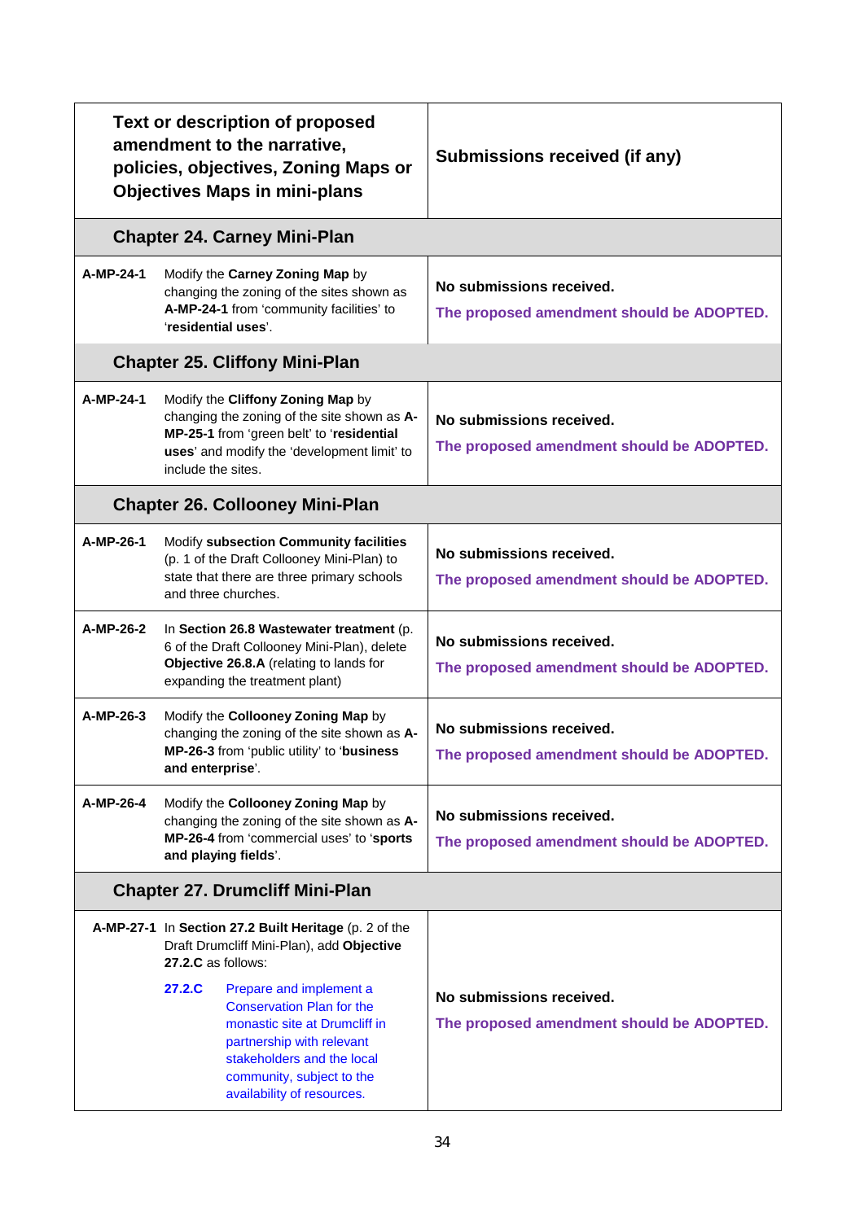| Text or description of proposed amendment to the narrative, policies, objectives, Zoning Maps or Objectives Maps in mini-plans | | Submissions received (if any) |
|---|---|---|
| **Chapter 24. Carney Mini-Plan** | | |
| **A-MP-24-1** | Modify the **Carney Zoning Map** by changing the zoning of the sites shown as **A-MP-24-1** from 'community facilities' to '**residential uses**'. | **No submissions received.** **The proposed amendment should be ADOPTED.** |
| **Chapter 25. Cliffony Mini-Plan** | | |
| **A-MP-24-1** | Modify the **Cliffony Zoning Map** by changing the zoning of the site shown as **A-MP-25-1** from 'green belt' to '**residential uses**' and modify the 'development limit' to include the sites. | **No submissions received.** **The proposed amendment should be ADOPTED.** |
| **Chapter 26. Collooney Mini-Plan** | | |
| **A-MP-26-1** | Modify **subsection Community facilities** (p. 1 of the Draft Collooney Mini-Plan) to state that there are three primary schools and three churches. | **No submissions received.** **The proposed amendment should be ADOPTED.** |
| **A-MP-26-2** | In **Section 26.8 Wastewater treatment** (p. 6 of the Draft Collooney Mini-Plan), delete **Objective 26.8.A** (relating to lands for expanding the treatment plant) | **No submissions received.** **The proposed amendment should be ADOPTED.** |
| **A-MP-26-3** | Modify the **Collooney Zoning Map** by changing the zoning of the site shown as **A-MP-26-3** from 'public utility' to '**business and enterprise**'. | **No submissions received.** **The proposed amendment should be ADOPTED.** |
| **A-MP-26-4** | Modify the **Collooney Zoning Map** by changing the zoning of the site shown as **A-MP-26-4** from 'commercial uses' to '**sports and playing fields**'. | **No submissions received.** **The proposed amendment should be ADOPTED.** |
| **Chapter 27. Drumcliff Mini-Plan** | | |
| **A-MP-27-1** | In **Section 27.2 Built Heritage** (p. 2 of the Draft Drumcliff Mini-Plan), add **Objective 27.2.C** as follows: **27.2.C** Prepare and implement a Conservation Plan for the monastic site at Drumcliff in partnership with relevant stakeholders and the local community, subject to the availability of resources. | **No submissions received.** **The proposed amendment should be ADOPTED.** |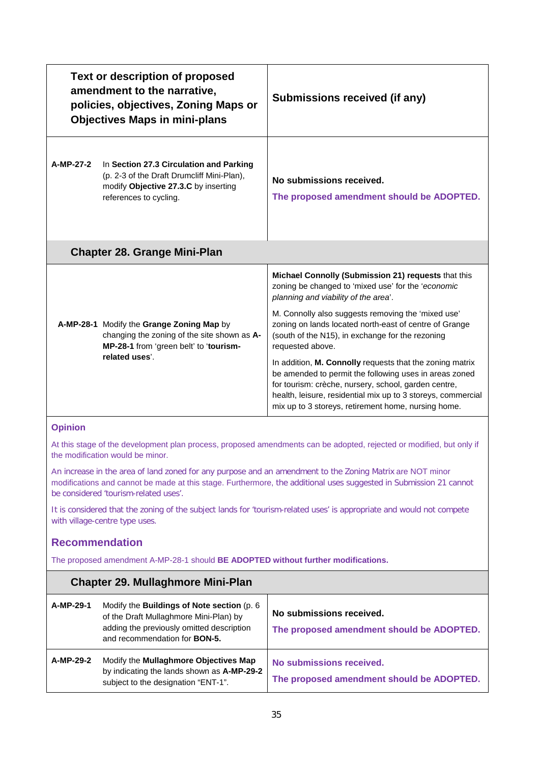| Text or description of proposed amendment to the narrative, policies, objectives, Zoning Maps or Objectives Maps in mini-plans | | Submissions received (if any) |
|---|---|---|
| **A-MP-27-2** | In **Section 27.3 Circulation and Parking** (p. 2-3 of the Draft Drumcliff Mini-Plan), modify **Objective 27.3.C** by inserting references to cycling. | **No submissions received.** **The proposed amendment should be ADOPTED.** |

## Chapter 28. Grange Mini-Plan

| Amendment | Description | Submissions received |
|---|---|---|
| **A-MP-28-1** | Modify the **Grange Zoning Map** by changing the zoning of the site shown as **A-MP-28-1** from 'green belt' to '**tourism-related uses**'. | **Michael Connolly (Submission 21) requests** that this zoning be changed to 'mixed use' for the '*economic planning and viability of the area*'. M. Connolly also suggests removing the 'mixed use' zoning on lands located north-east of centre of Grange (south of the N15), in exchange for the rezoning requested above. In addition, **M. Connolly** requests that the zoning matrix be amended to permit the following uses in areas zoned for tourism: crèche, nursery, school, garden centre, health, leisure, residential mix up to 3 storeys, commercial mix up to 3 storeys, retirement home, nursing home. |

**Opinion**

At this stage of the development plan process, proposed amendments can be adopted, rejected or modified, but only if the modification would be minor.

An increase in the area of land zoned for any purpose and an amendment to the Zoning Matrix are NOT minor modifications and cannot be made at this stage. Furthermore, the additional uses suggested in Submission 21 cannot be considered 'tourism-related uses'.

It is considered that the zoning of the subject lands for 'tourism-related uses' is appropriate and would not compete with village-centre type uses.

### Recommendation

The proposed amendment A-MP-28-1 should **BE ADOPTED without further modifications.**

## Chapter 29. Mullaghmore Mini-Plan

| Amendment | Description | Submissions received |
|---|---|---|
| **A-MP-29-1** | Modify the **Buildings of Note section** (p. 6 of the Draft Mullaghmore Mini-Plan) by adding the previously omitted description and recommendation for **BON-5.** | **No submissions received.** **The proposed amendment should be ADOPTED.** |
| **A-MP-29-2** | Modify the **Mullaghmore Objectives Map** by indicating the lands shown as **A-MP-29-2** subject to the designation "ENT-1". | **No submissions received.** **The proposed amendment should be ADOPTED.** |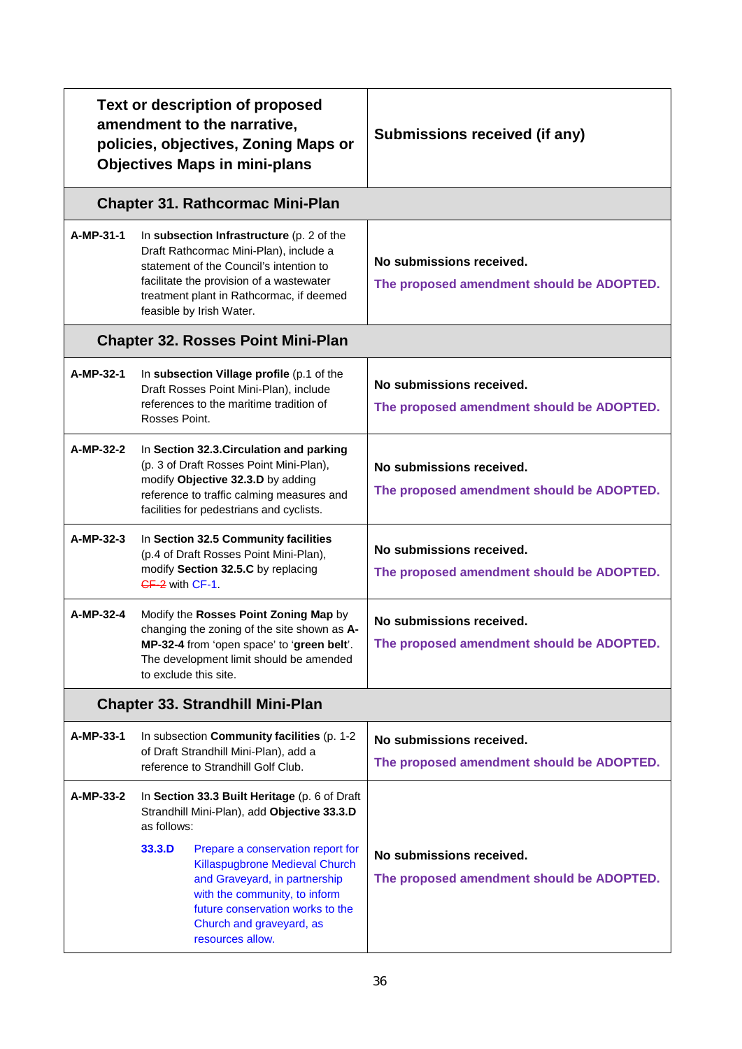| Text or description of proposed amendment to the narrative, policies, objectives, Zoning Maps or Objectives Maps in mini-plans | | Submissions received (if any) |
|---|---|---|
| **Chapter 31. Rathcormac Mini-Plan** | | |
| **A-MP-31-1** | In **subsection Infrastructure** (p. 2 of the Draft Rathcormac Mini-Plan), include a statement of the Council's intention to facilitate the provision of a wastewater treatment plant in Rathcormac, if deemed feasible by Irish Water. | **No submissions received.** **The proposed amendment should be ADOPTED.** |
| **Chapter 32. Rosses Point Mini-Plan** | | |
| **A-MP-32-1** | In **subsection Village profile** (p.1 of the Draft Rosses Point Mini-Plan), include references to the maritime tradition of Rosses Point. | **No submissions received.** **The proposed amendment should be ADOPTED.** |
| **A-MP-32-2** | In **Section 32.3.Circulation and parking** (p. 3 of Draft Rosses Point Mini-Plan), modify **Objective 32.3.D** by adding reference to traffic calming measures and facilities for pedestrians and cyclists. | **No submissions received.** **The proposed amendment should be ADOPTED.** |
| **A-MP-32-3** | In **Section 32.5 Community facilities** (p.4 of Draft Rosses Point Mini-Plan), modify **Section 32.5.C** by replacing ~~CF-2~~ with CF-1. | **No submissions received.** **The proposed amendment should be ADOPTED.** |
| **A-MP-32-4** | Modify the **Rosses Point Zoning Map** by changing the zoning of the site shown as **A-MP-32-4** from 'open space' to '**green belt**'. The development limit should be amended to exclude this site. | **No submissions received.** **The proposed amendment should be ADOPTED.** |
| **Chapter 33. Strandhill Mini-Plan** | | |
| **A-MP-33-1** | In subsection **Community facilities** (p. 1-2 of Draft Strandhill Mini-Plan), add a reference to Strandhill Golf Club. | **No submissions received.** **The proposed amendment should be ADOPTED.** |
| **A-MP-33-2** | In **Section 33.3 Built Heritage** (p. 6 of Draft Strandhill Mini-Plan), add **Objective 33.3.D** as follows: **33.3.D** Prepare a conservation report for Killaspugbrone Medieval Church and Graveyard, in partnership with the community, to inform future conservation works to the Church and graveyard, as resources allow. | **No submissions received.** **The proposed amendment should be ADOPTED.** |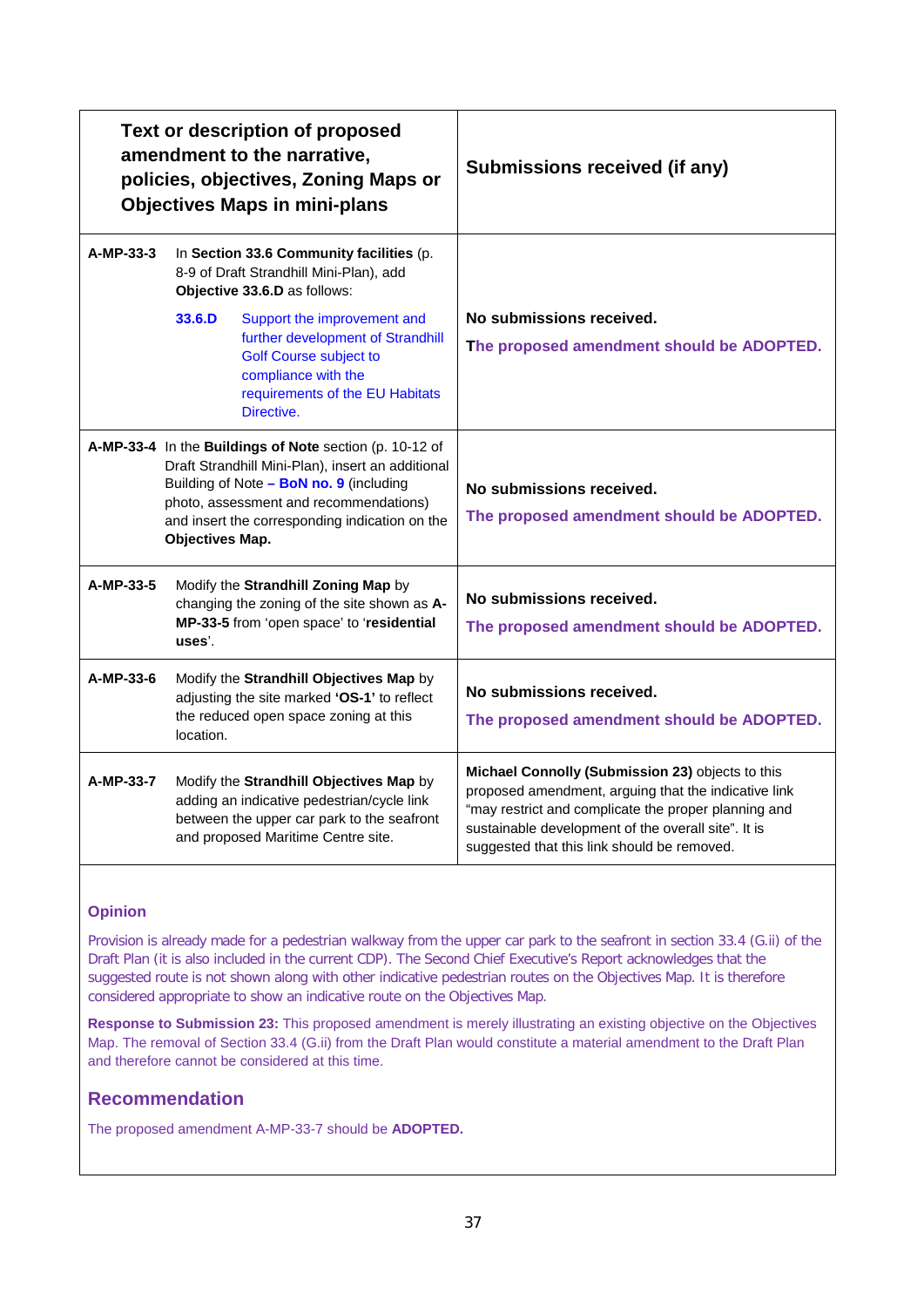| Text or description of proposed amendment to the narrative, policies, objectives, Zoning Maps or Objectives Maps in mini-plans | Submissions received (if any) |
|---|---|
| **A-MP-33-3** In **Section 33.6 Community facilities** (p. 8-9 of Draft Strandhill Mini-Plan), add **Objective 33.6.D** as follows: **33.6.D** Support the improvement and further development of Strandhill Golf Course subject to compliance with the requirements of the EU Habitats Directive. | **No submissions received.** **The proposed amendment should be ADOPTED.** |
| **A-MP-33-4** In the **Buildings of Note** section (p. 10-12 of Draft Strandhill Mini-Plan), insert an additional Building of Note **– BoN no. 9** (including photo, assessment and recommendations) and insert the corresponding indication on the **Objectives Map.** | **No submissions received.** **The proposed amendment should be ADOPTED.** |
| **A-MP-33-5** Modify the **Strandhill Zoning Map** by changing the zoning of the site shown as **A-MP-33-5** from 'open space' to '**residential uses**'. | **No submissions received.** **The proposed amendment should be ADOPTED.** |
| **A-MP-33-6** Modify the **Strandhill Objectives Map** by adjusting the site marked **'OS-1'** to reflect the reduced open space zoning at this location. | **No submissions received.** **The proposed amendment should be ADOPTED.** |
| **A-MP-33-7** Modify the **Strandhill Objectives Map** by adding an indicative pedestrian/cycle link between the upper car park to the seafront and proposed Maritime Centre site. | **Michael Connolly (Submission 23)** objects to this proposed amendment, arguing that the indicative link "may restrict and complicate the proper planning and sustainable development of the overall site". It is suggested that this link should be removed. |

### Opinion

Provision is already made for a pedestrian walkway from the upper car park to the seafront in section 33.4 (G.ii) of the Draft Plan (it is also included in the current CDP). The Second Chief Executive's Report acknowledges that the suggested route is not shown along with other indicative pedestrian routes on the Objectives Map. It is therefore considered appropriate to show an indicative route on the Objectives Map.

**Response to Submission 23:** This proposed amendment is merely illustrating an existing objective on the Objectives Map. The removal of Section 33.4 (G.ii) from the Draft Plan would constitute a material amendment to the Draft Plan and therefore cannot be considered at this time.

## Recommendation

The proposed amendment A-MP-33-7 should be **ADOPTED.**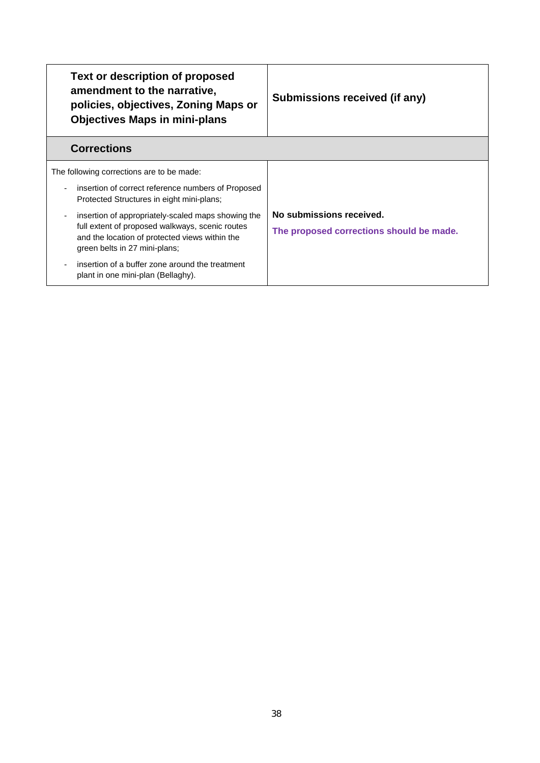| Text or description of proposed amendment to the narrative, policies, objectives, Zoning Maps or Objectives Maps in mini-plans | Submissions received (if any) |
|---|---|
| **Corrections** | |
| The following corrections are to be made:<br>- insertion of correct reference numbers of Proposed Protected Structures in eight mini-plans;<br>- insertion of appropriately-scaled maps showing the full extent of proposed walkways, scenic routes and the location of protected views within the green belts in 27 mini-plans;<br>- insertion of a buffer zone around the treatment plant in one mini-plan (Bellaghy). | **No submissions received.**<br>**The proposed corrections should be made.** |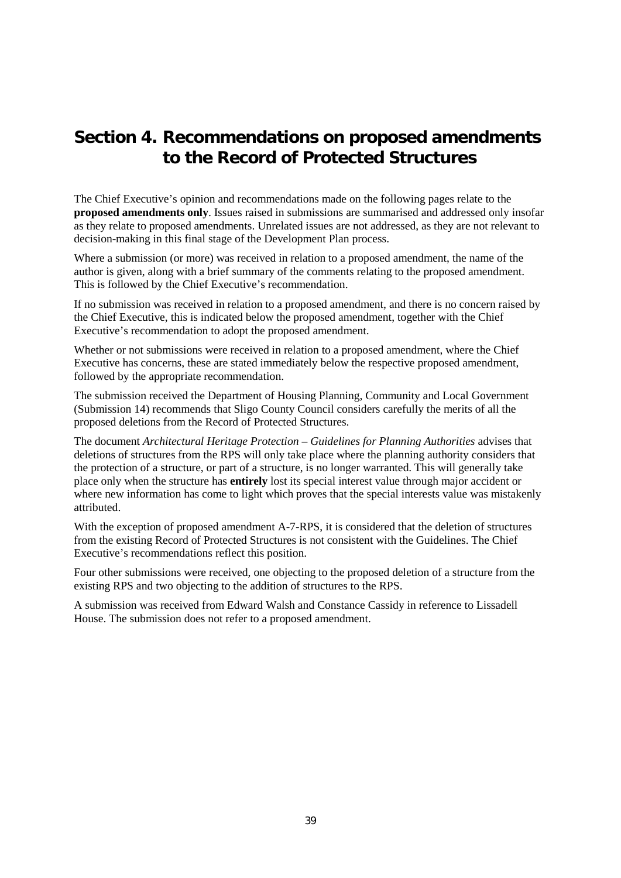# Section 4. Recommendations on proposed amendments to the Record of Protected Structures

The Chief Executive's opinion and recommendations made on the following pages relate to the **proposed amendments only**. Issues raised in submissions are summarised and addressed only insofar as they relate to proposed amendments. Unrelated issues are not addressed, as they are not relevant to decision-making in this final stage of the Development Plan process.

Where a submission (or more) was received in relation to a proposed amendment, the name of the author is given, along with a brief summary of the comments relating to the proposed amendment. This is followed by the Chief Executive's recommendation.

If no submission was received in relation to a proposed amendment, and there is no concern raised by the Chief Executive, this is indicated below the proposed amendment, together with the Chief Executive's recommendation to adopt the proposed amendment.

Whether or not submissions were received in relation to a proposed amendment, where the Chief Executive has concerns, these are stated immediately below the respective proposed amendment, followed by the appropriate recommendation.

The submission received the Department of Housing Planning, Community and Local Government (Submission 14) recommends that Sligo County Council considers carefully the merits of all the proposed deletions from the Record of Protected Structures.

The document *Architectural Heritage Protection – Guidelines for Planning Authorities* advises that deletions of structures from the RPS will only take place where the planning authority considers that the protection of a structure, or part of a structure, is no longer warranted. This will generally take place only when the structure has **entirely** lost its special interest value through major accident or where new information has come to light which proves that the special interests value was mistakenly attributed.

With the exception of proposed amendment A-7-RPS, it is considered that the deletion of structures from the existing Record of Protected Structures is not consistent with the Guidelines. The Chief Executive's recommendations reflect this position.

Four other submissions were received, one objecting to the proposed deletion of a structure from the existing RPS and two objecting to the addition of structures to the RPS.

A submission was received from Edward Walsh and Constance Cassidy in reference to Lissadell House. The submission does not refer to a proposed amendment.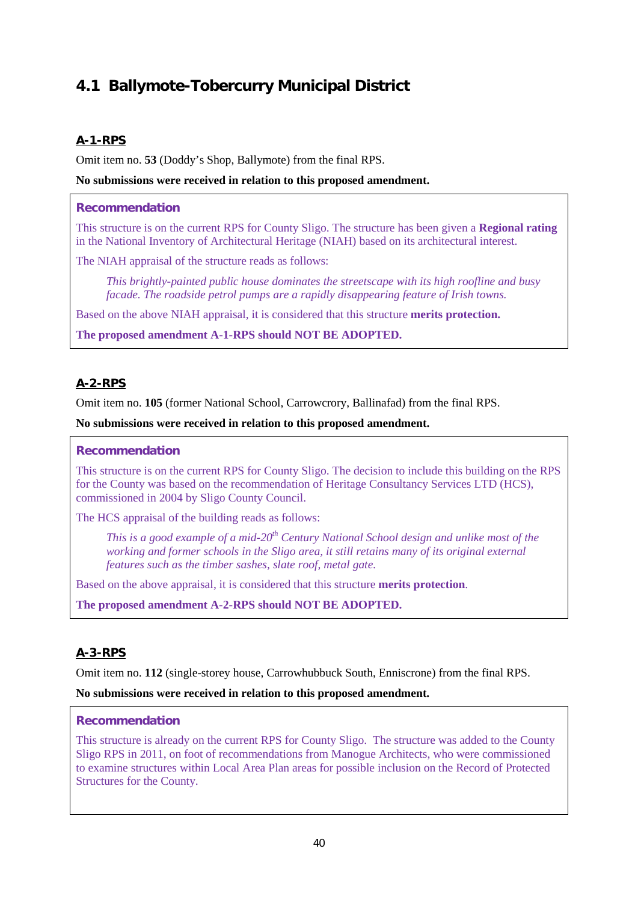## 4.1 Ballymote-Tobercurry Municipal District

### A-1-RPS

Omit item no. **53** (Doddy's Shop, Ballymote) from the final RPS.

**No submissions were received in relation to this proposed amendment.**

#### Recommendation

This structure is on the current RPS for County Sligo. The structure has been given a **Regional rating** in the National Inventory of Architectural Heritage (NIAH) based on its architectural interest.

The NIAH appraisal of the structure reads as follows:

> *This brightly-painted public house dominates the streetscape with its high roofline and busy facade. The roadside petrol pumps are a rapidly disappearing feature of Irish towns.*

Based on the above NIAH appraisal, it is considered that this structure **merits protection.**

**The proposed amendment A-1-RPS should NOT BE ADOPTED.**

### A-2-RPS

Omit item no. **105** (former National School, Carrowcrory, Ballinafad) from the final RPS.

**No submissions were received in relation to this proposed amendment.**

#### Recommendation

This structure is on the current RPS for County Sligo. The decision to include this building on the RPS for the County was based on the recommendation of Heritage Consultancy Services LTD (HCS), commissioned in 2004 by Sligo County Council.

The HCS appraisal of the building reads as follows:

> *This is a good example of a mid-20th Century National School design and unlike most of the working and former schools in the Sligo area, it still retains many of its original external features such as the timber sashes, slate roof, metal gate.*

Based on the above appraisal, it is considered that this structure **merits protection**.

**The proposed amendment A-2-RPS should NOT BE ADOPTED.**

### A-3-RPS

Omit item no. **112** (single-storey house, Carrowhubbuck South, Enniscrone) from the final RPS.

**No submissions were received in relation to this proposed amendment.**

#### Recommendation

This structure is already on the current RPS for County Sligo. The structure was added to the County Sligo RPS in 2011, on foot of recommendations from Manogue Architects, who were commissioned to examine structures within Local Area Plan areas for possible inclusion on the Record of Protected Structures for the County.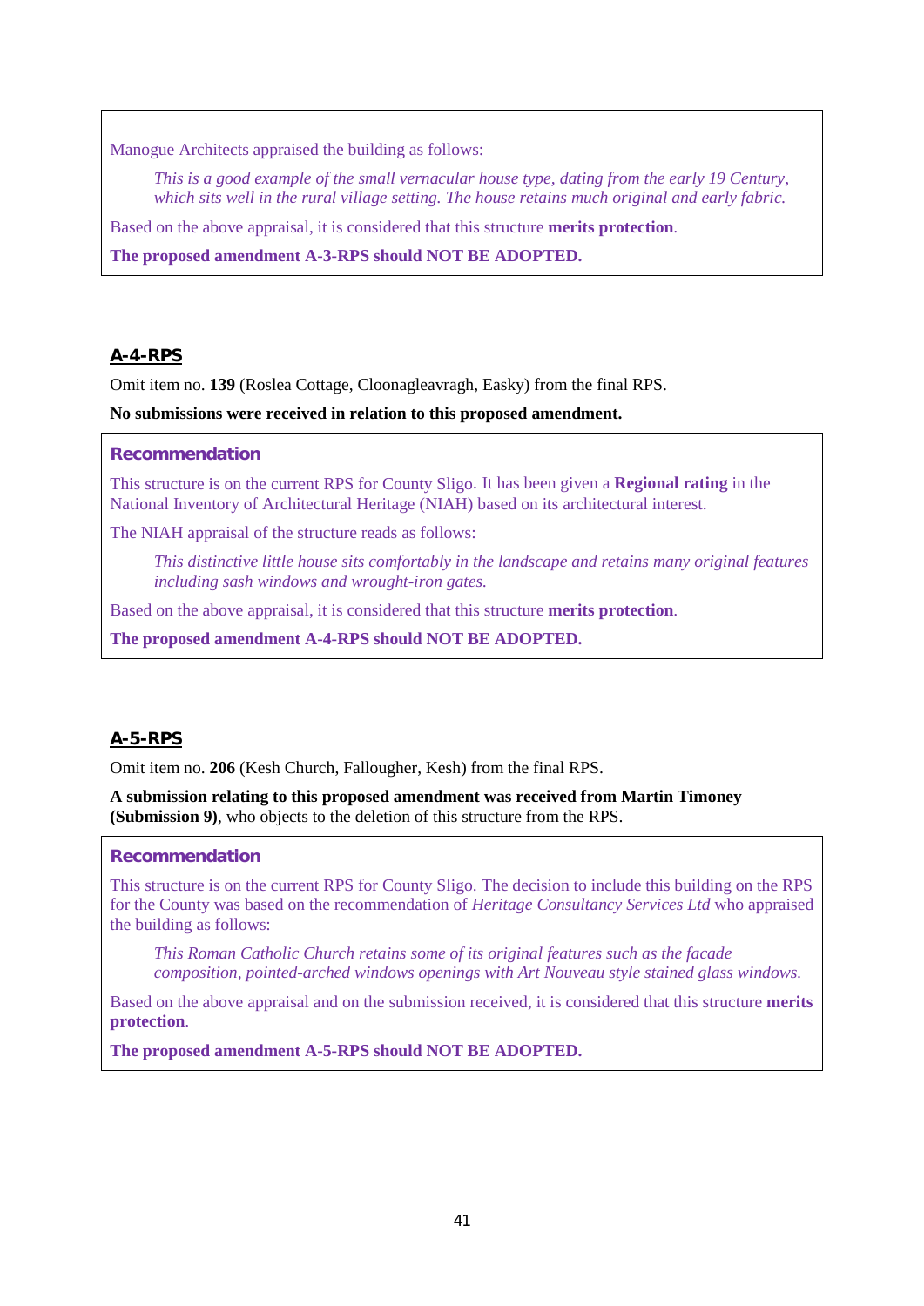Manogue Architects appraised the building as follows:

> *This is a good example of the small vernacular house type, dating from the early 19 Century, which sits well in the rural village setting. The house retains much original and early fabric.*

Based on the above appraisal, it is considered that this structure **merits protection**.

**The proposed amendment A-3-RPS should NOT BE ADOPTED.**

## A-4-RPS

Omit item no. **139** (Roslea Cottage, Cloonagleavragh, Easky) from the final RPS.

**No submissions were received in relation to this proposed amendment.**

### Recommendation

This structure is on the current RPS for County Sligo. It has been given a **Regional rating** in the National Inventory of Architectural Heritage (NIAH) based on its architectural interest.

The NIAH appraisal of the structure reads as follows:

> *This distinctive little house sits comfortably in the landscape and retains many original features including sash windows and wrought-iron gates.*

Based on the above appraisal, it is considered that this structure **merits protection**.

**The proposed amendment A-4-RPS should NOT BE ADOPTED.**

## A-5-RPS

Omit item no. **206** (Kesh Church, Fallougher, Kesh) from the final RPS.

**A submission relating to this proposed amendment was received from Martin Timoney (Submission 9)**, who objects to the deletion of this structure from the RPS.

### Recommendation

This structure is on the current RPS for County Sligo. The decision to include this building on the RPS for the County was based on the recommendation of *Heritage Consultancy Services Ltd* who appraised the building as follows:

> *This Roman Catholic Church retains some of its original features such as the facade composition, pointed-arched windows openings with Art Nouveau style stained glass windows.*

Based on the above appraisal and on the submission received, it is considered that this structure **merits protection**.

**The proposed amendment A-5-RPS should NOT BE ADOPTED.**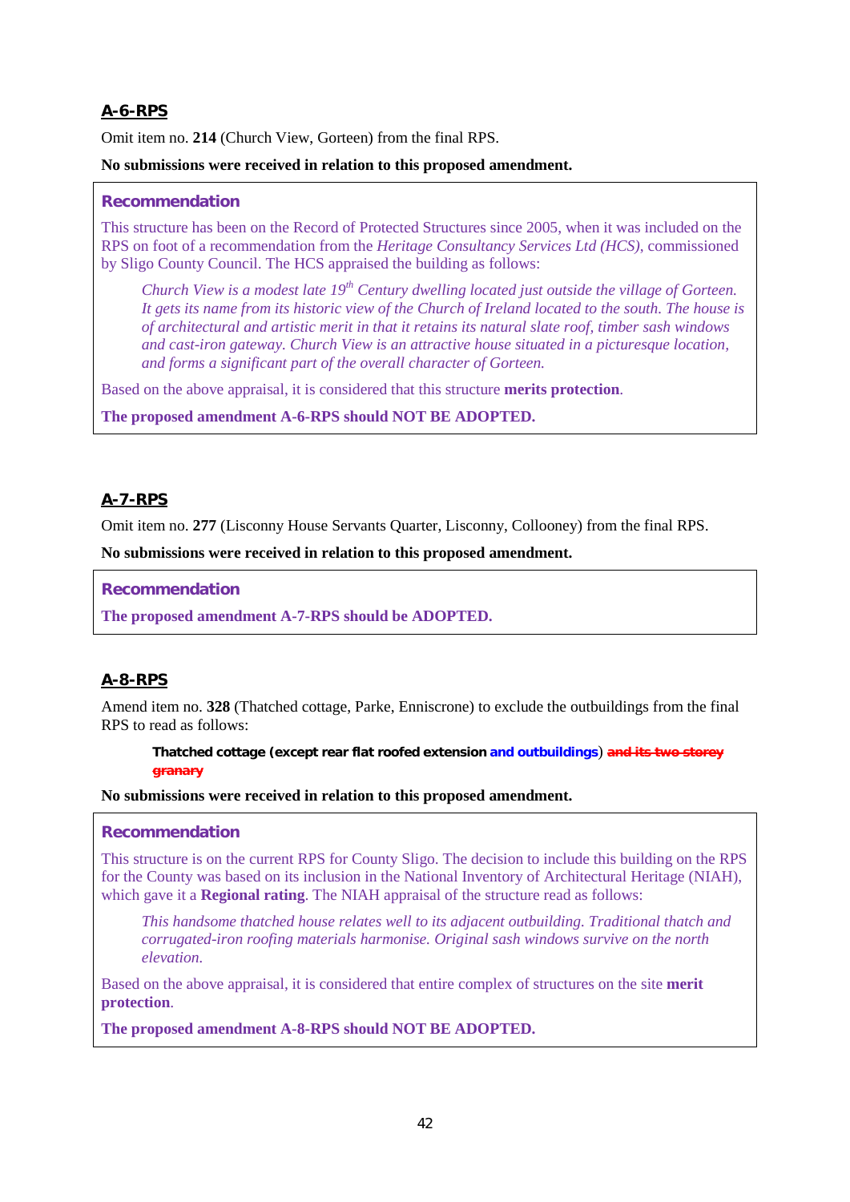## A-6-RPS

Omit item no. **214** (Church View, Gorteen) from the final RPS.

**No submissions were received in relation to this proposed amendment.**

### Recommendation

This structure has been on the Record of Protected Structures since 2005, when it was included on the RPS on foot of a recommendation from the *Heritage Consultancy Services Ltd (HCS)*, commissioned by Sligo County Council. The HCS appraised the building as follows:

> *Church View is a modest late 19th Century dwelling located just outside the village of Gorteen. It gets its name from its historic view of the Church of Ireland located to the south. The house is of architectural and artistic merit in that it retains its natural slate roof, timber sash windows and cast-iron gateway. Church View is an attractive house situated in a picturesque location, and forms a significant part of the overall character of Gorteen.*

Based on the above appraisal, it is considered that this structure **merits protection**.

**The proposed amendment A-6-RPS should NOT BE ADOPTED.**

## A-7-RPS

Omit item no. **277** (Lisconny House Servants Quarter, Lisconny, Collooney) from the final RPS.

**No submissions were received in relation to this proposed amendment.**

### Recommendation

**The proposed amendment A-7-RPS should be ADOPTED.**

## A-8-RPS

Amend item no. **328** (Thatched cottage, Parke, Enniscrone) to exclude the outbuildings from the final RPS to read as follows:

> **Thatched cottage (except rear flat roofed extension and outbuildings) ~~and its two storey granary~~**

**No submissions were received in relation to this proposed amendment.**

### Recommendation

This structure is on the current RPS for County Sligo. The decision to include this building on the RPS for the County was based on its inclusion in the National Inventory of Architectural Heritage (NIAH), which gave it a **Regional rating**. The NIAH appraisal of the structure read as follows:

> *This handsome thatched house relates well to its adjacent outbuilding. Traditional thatch and corrugated-iron roofing materials harmonise. Original sash windows survive on the north elevation.*

Based on the above appraisal, it is considered that entire complex of structures on the site **merit protection**.

**The proposed amendment A-8-RPS should NOT BE ADOPTED.**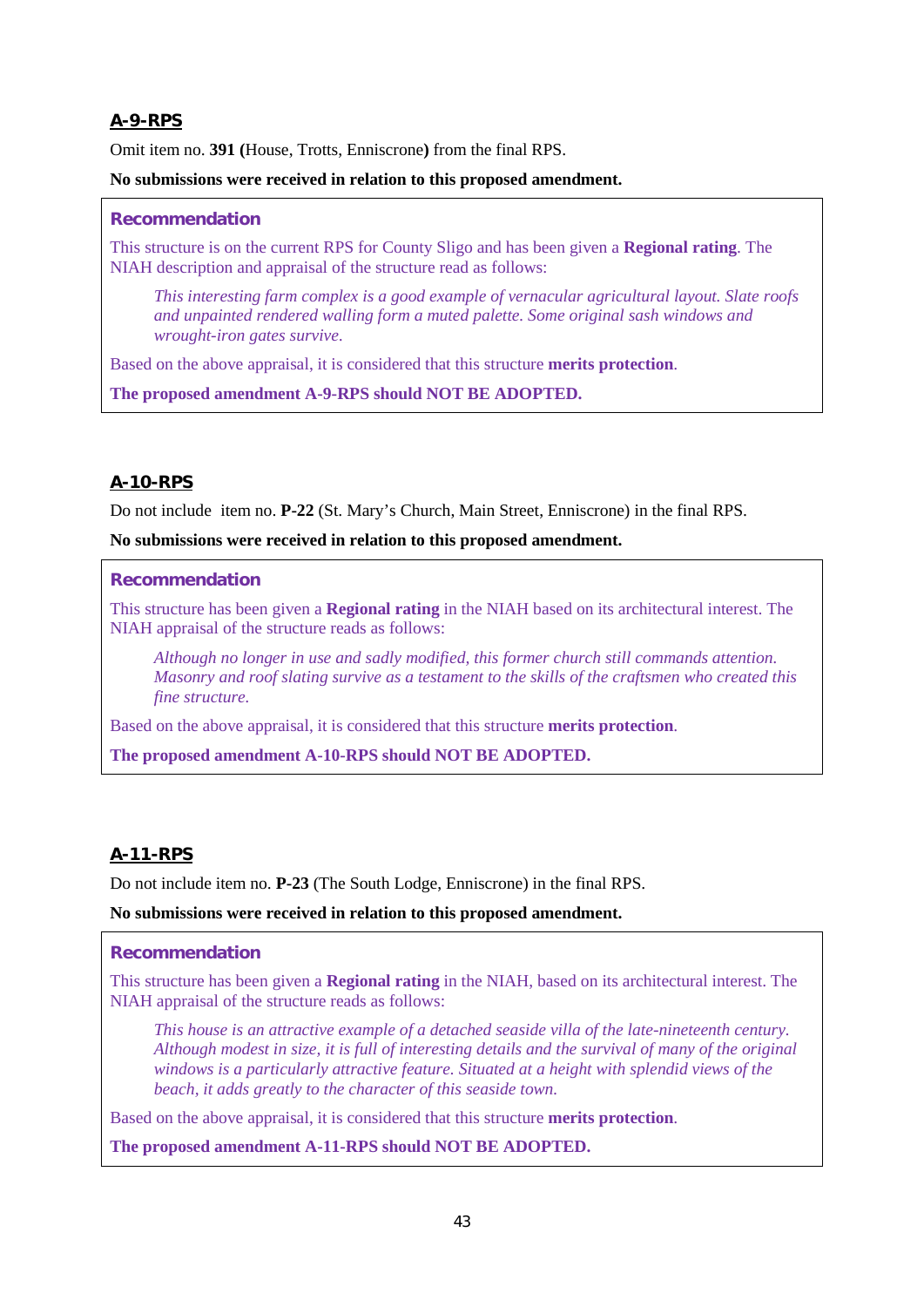## A-9-RPS

Omit item no. **391 (**House, Trotts, Enniscrone**)** from the final RPS.

**No submissions were received in relation to this proposed amendment.**

### Recommendation

This structure is on the current RPS for County Sligo and has been given a **Regional rating**. The NIAH description and appraisal of the structure read as follows:

> *This interesting farm complex is a good example of vernacular agricultural layout. Slate roofs and unpainted rendered walling form a muted palette. Some original sash windows and wrought-iron gates survive.*

Based on the above appraisal, it is considered that this structure **merits protection**.

**The proposed amendment A-9-RPS should NOT BE ADOPTED.**

## A-10-RPS

Do not include item no. **P-22** (St. Mary's Church, Main Street, Enniscrone) in the final RPS.

**No submissions were received in relation to this proposed amendment.**

### Recommendation

This structure has been given a **Regional rating** in the NIAH based on its architectural interest. The NIAH appraisal of the structure reads as follows:

> *Although no longer in use and sadly modified, this former church still commands attention. Masonry and roof slating survive as a testament to the skills of the craftsmen who created this fine structure.*

Based on the above appraisal, it is considered that this structure **merits protection**.

**The proposed amendment A-10-RPS should NOT BE ADOPTED.**

## A-11-RPS

Do not include item no. **P-23** (The South Lodge, Enniscrone) in the final RPS.

**No submissions were received in relation to this proposed amendment.**

### Recommendation

This structure has been given a **Regional rating** in the NIAH, based on its architectural interest. The NIAH appraisal of the structure reads as follows:

> *This house is an attractive example of a detached seaside villa of the late-nineteenth century. Although modest in size, it is full of interesting details and the survival of many of the original windows is a particularly attractive feature. Situated at a height with splendid views of the beach, it adds greatly to the character of this seaside town.*

Based on the above appraisal, it is considered that this structure **merits protection**.

**The proposed amendment A-11-RPS should NOT BE ADOPTED.**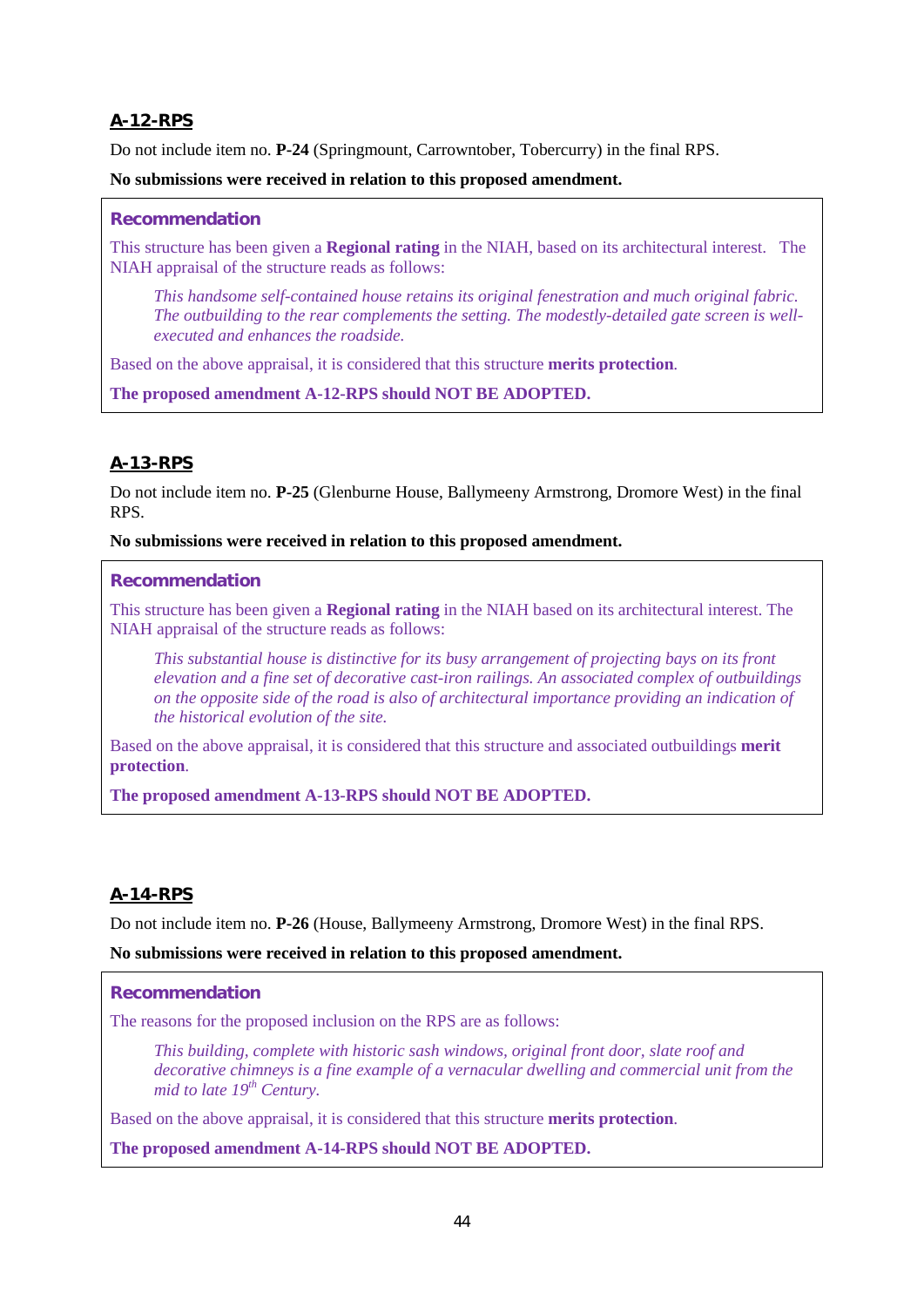## A-12-RPS

Do not include item no. **P-24** (Springmount, Carrowntober, Tobercurry) in the final RPS.

**No submissions were received in relation to this proposed amendment.**

### Recommendation

This structure has been given a **Regional rating** in the NIAH, based on its architectural interest. The NIAH appraisal of the structure reads as follows:

> *This handsome self-contained house retains its original fenestration and much original fabric. The outbuilding to the rear complements the setting. The modestly-detailed gate screen is well-executed and enhances the roadside.*

Based on the above appraisal, it is considered that this structure **merits protection**.

**The proposed amendment A-12-RPS should NOT BE ADOPTED.**

## A-13-RPS

Do not include item no. **P-25** (Glenburne House, Ballymeeny Armstrong, Dromore West) in the final RPS.

**No submissions were received in relation to this proposed amendment.**

### Recommendation

This structure has been given a **Regional rating** in the NIAH based on its architectural interest. The NIAH appraisal of the structure reads as follows:

> *This substantial house is distinctive for its busy arrangement of projecting bays on its front elevation and a fine set of decorative cast-iron railings. An associated complex of outbuildings on the opposite side of the road is also of architectural importance providing an indication of the historical evolution of the site.*

Based on the above appraisal, it is considered that this structure and associated outbuildings **merit protection**.

**The proposed amendment A-13-RPS should NOT BE ADOPTED.**

## A-14-RPS

Do not include item no. **P-26** (House, Ballymeeny Armstrong, Dromore West) in the final RPS.

**No submissions were received in relation to this proposed amendment.**

### Recommendation

The reasons for the proposed inclusion on the RPS are as follows:

> *This building, complete with historic sash windows, original front door, slate roof and decorative chimneys is a fine example of a vernacular dwelling and commercial unit from the mid to late 19th Century.*

Based on the above appraisal, it is considered that this structure **merits protection**.

**The proposed amendment A-14-RPS should NOT BE ADOPTED.**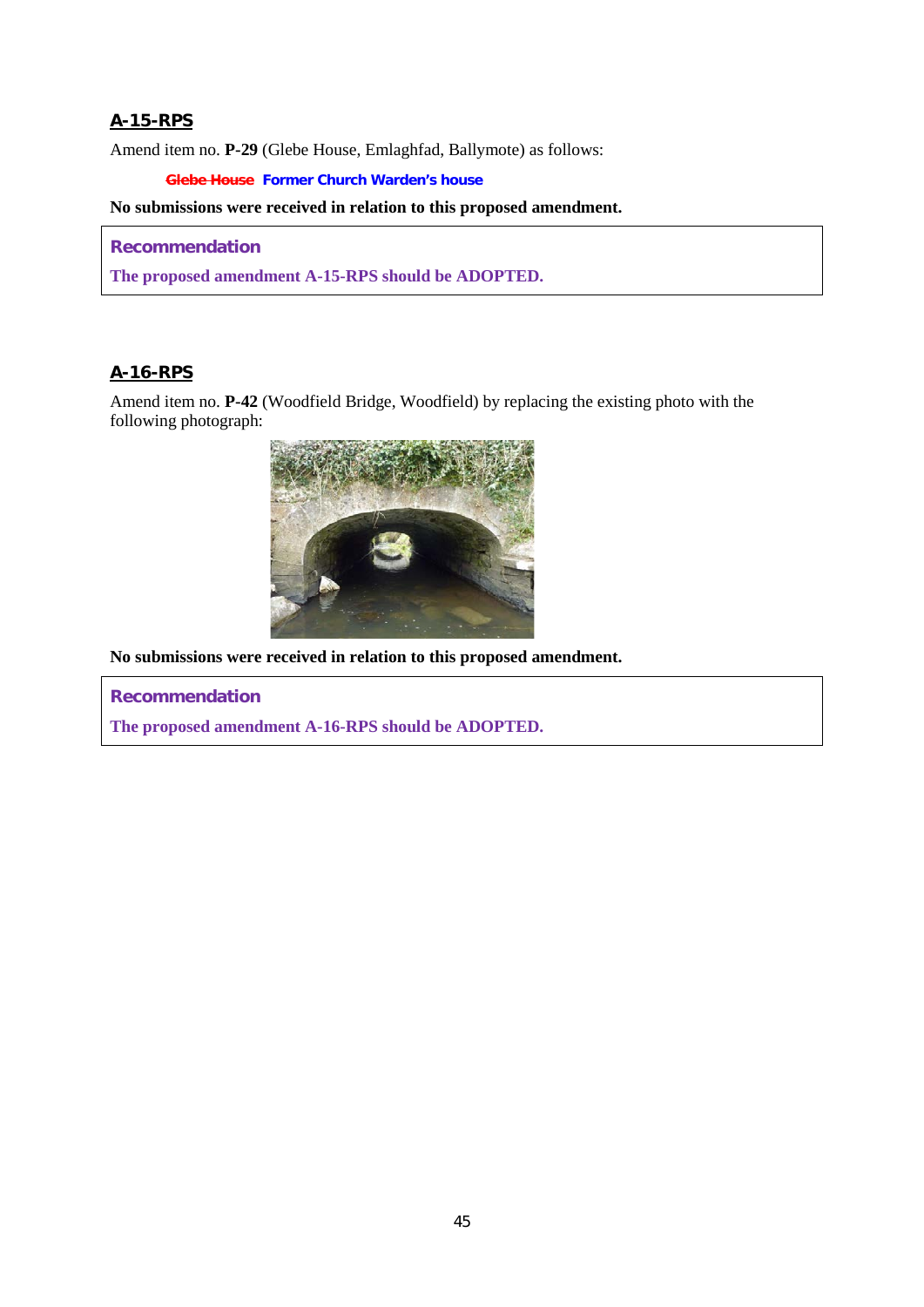## A-15-RPS

Amend item no. **P-29** (Glebe House, Emlaghfad, Ballymote) as follows:

~~Glebe House~~ **Former Church Warden's house**

**No submissions were received in relation to this proposed amendment.**

### Recommendation

**The proposed amendment A-15-RPS should be ADOPTED.**

## A-16-RPS

Amend item no. **P-42** (Woodfield Bridge, Woodfield) by replacing the existing photo with the following photograph:

**No submissions were received in relation to this proposed amendment.**

### Recommendation

**The proposed amendment A-16-RPS should be ADOPTED.**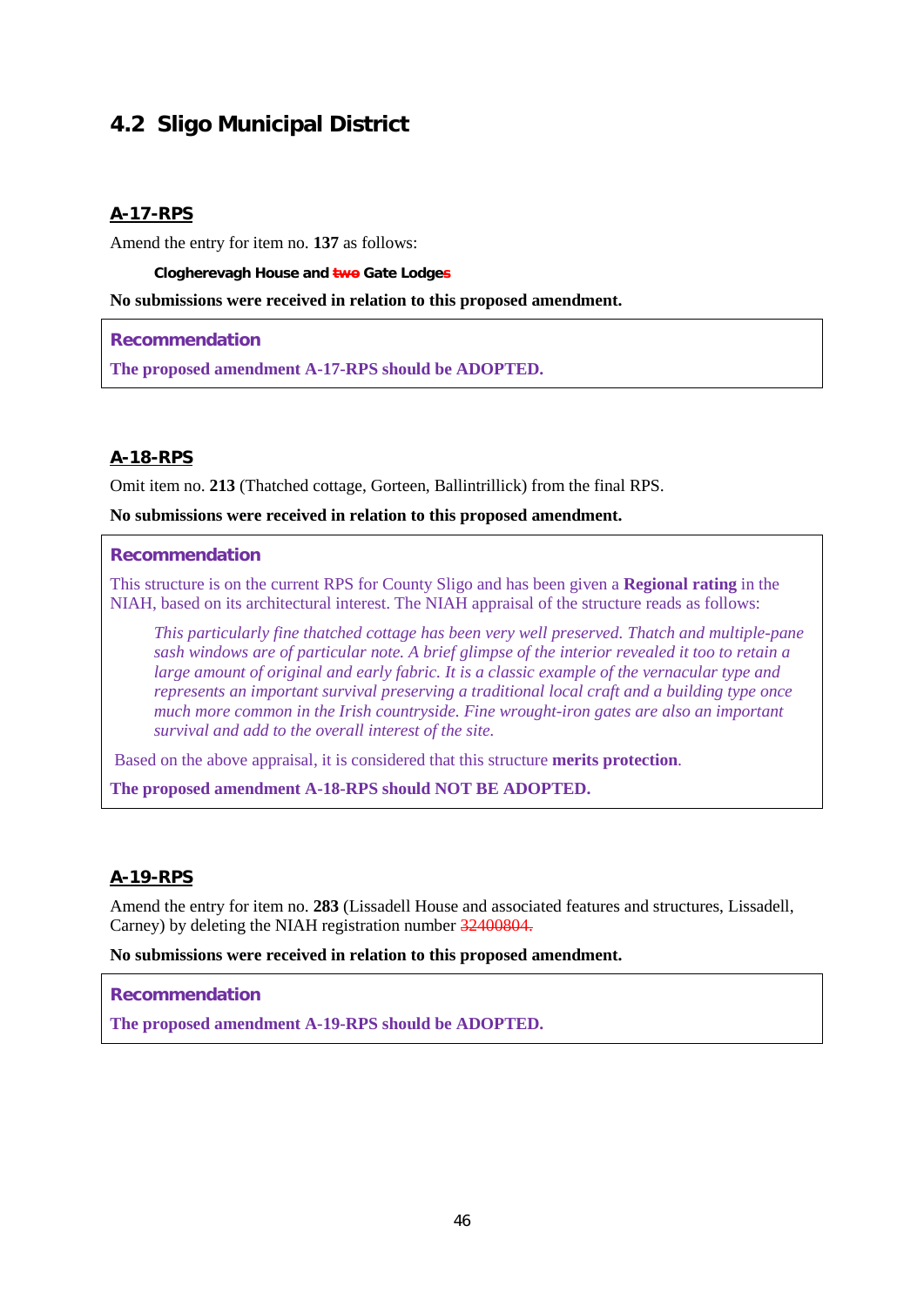## 4.2 Sligo Municipal District

### A-17-RPS

Amend the entry for item no. **137** as follows:

> **Clogherevagh House and ~~two~~ Gate Lodges**

**No submissions were received in relation to this proposed amendment.**

**Recommendation**

**The proposed amendment A-17-RPS should be ADOPTED.**

### A-18-RPS

Omit item no. **213** (Thatched cottage, Gorteen, Ballintrillick) from the final RPS.

**No submissions were received in relation to this proposed amendment.**

**Recommendation**

This structure is on the current RPS for County Sligo and has been given a **Regional rating** in the NIAH, based on its architectural interest. The NIAH appraisal of the structure reads as follows:

> *This particularly fine thatched cottage has been very well preserved. Thatch and multiple-pane sash windows are of particular note. A brief glimpse of the interior revealed it too to retain a large amount of original and early fabric. It is a classic example of the vernacular type and represents an important survival preserving a traditional local craft and a building type once much more common in the Irish countryside. Fine wrought-iron gates are also an important survival and add to the overall interest of the site.*

Based on the above appraisal, it is considered that this structure **merits protection**.

**The proposed amendment A-18-RPS should NOT BE ADOPTED.**

### A-19-RPS

Amend the entry for item no. **283** (Lissadell House and associated features and structures, Lissadell, Carney) by deleting the NIAH registration number ~~32400804.~~

**No submissions were received in relation to this proposed amendment.**

**Recommendation**

**The proposed amendment A-19-RPS should be ADOPTED.**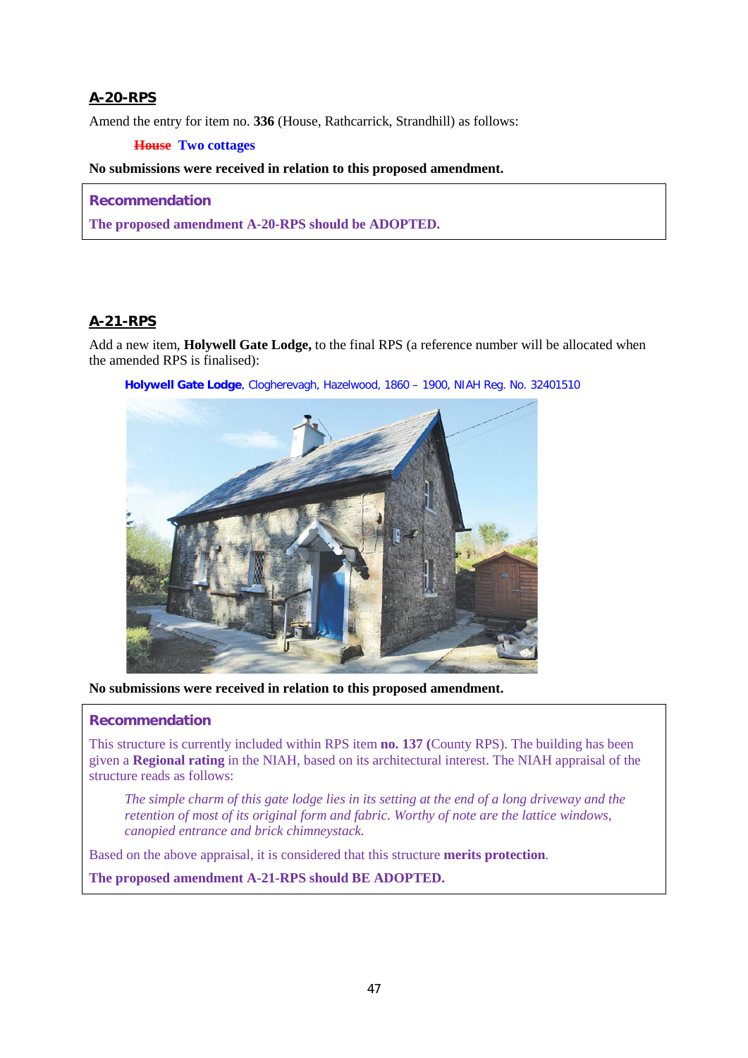## A-20-RPS

Amend the entry for item no. **336** (House, Rathcarrick, Strandhill) as follows:

~~**House**~~ **Two cottages**

**No submissions were received in relation to this proposed amendment.**

**Recommendation**

**The proposed amendment A-20-RPS should be ADOPTED.**

## A-21-RPS

Add a new item, **Holywell Gate Lodge,** to the final RPS (a reference number will be allocated when the amended RPS is finalised):

**Holywell Gate Lodge**, Clogherevagh, Hazelwood, 1860 – 1900, NIAH Reg. No. 32401510

**No submissions were received in relation to this proposed amendment.**

**Recommendation**

This structure is currently included within RPS item **no. 137 (**County RPS). The building has been given a **Regional rating** in the NIAH, based on its architectural interest. The NIAH appraisal of the structure reads as follows:

> *The simple charm of this gate lodge lies in its setting at the end of a long driveway and the retention of most of its original form and fabric. Worthy of note are the lattice windows, canopied entrance and brick chimneystack.*

Based on the above appraisal, it is considered that this structure **merits protection**.

**The proposed amendment A-21-RPS should BE ADOPTED.**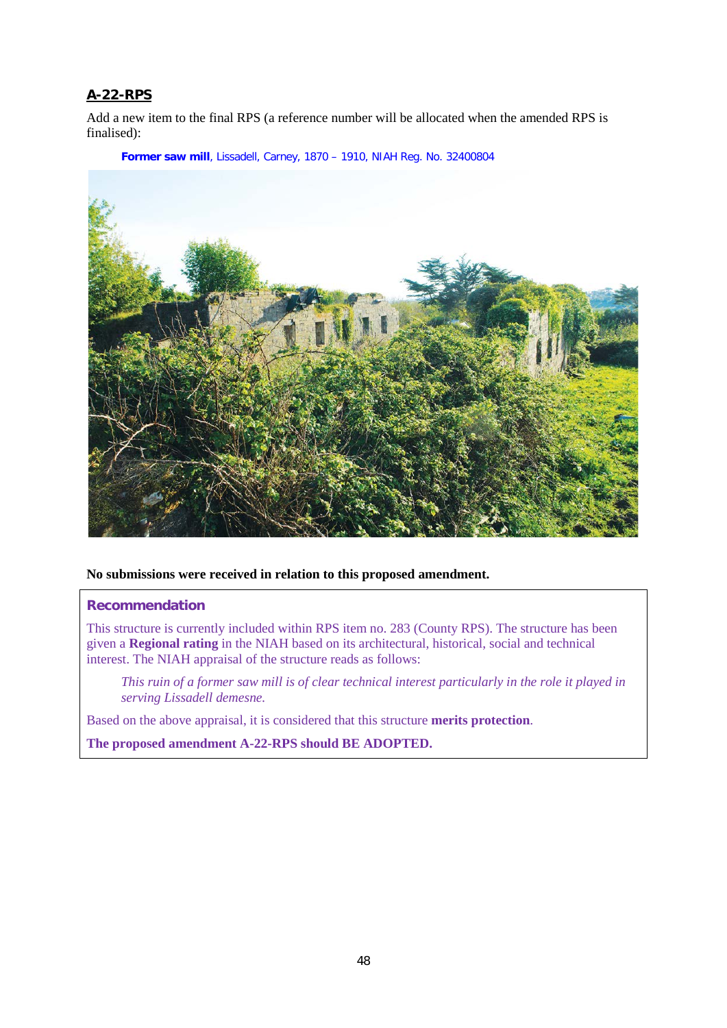## A-22-RPS

Add a new item to the final RPS (a reference number will be allocated when the amended RPS is finalised):

> **Former saw mill**, Lissadell, Carney, 1870 – 1910, NIAH Reg. No. 32400804

**No submissions were received in relation to this proposed amendment.**

### Recommendation

This structure is currently included within RPS item no. 283 (County RPS). The structure has been given a **Regional rating** in the NIAH based on its architectural, historical, social and technical interest. The NIAH appraisal of the structure reads as follows:

> *This ruin of a former saw mill is of clear technical interest particularly in the role it played in serving Lissadell demesne.*

Based on the above appraisal, it is considered that this structure **merits protection**.

**The proposed amendment A-22-RPS should BE ADOPTED.**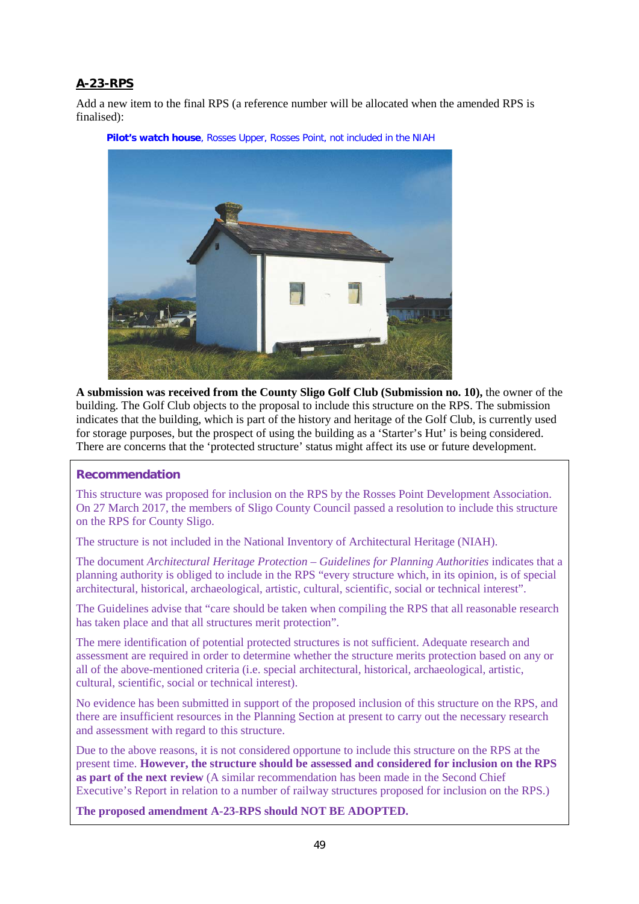## A-23-RPS

Add a new item to the final RPS (a reference number will be allocated when the amended RPS is finalised):

**Pilot's watch house**, Rosses Upper, Rosses Point, not included in the NIAH

**A submission was received from the County Sligo Golf Club (Submission no. 10),** the owner of the building. The Golf Club objects to the proposal to include this structure on the RPS. The submission indicates that the building, which is part of the history and heritage of the Golf Club, is currently used for storage purposes, but the prospect of using the building as a 'Starter's Hut' is being considered. There are concerns that the 'protected structure' status might affect its use or future development.

### Recommendation

This structure was proposed for inclusion on the RPS by the Rosses Point Development Association. On 27 March 2017, the members of Sligo County Council passed a resolution to include this structure on the RPS for County Sligo.

The structure is not included in the National Inventory of Architectural Heritage (NIAH).

The document *Architectural Heritage Protection – Guidelines for Planning Authorities* indicates that a planning authority is obliged to include in the RPS "every structure which, in its opinion, is of special architectural, historical, archaeological, artistic, cultural, scientific, social or technical interest".

The Guidelines advise that "care should be taken when compiling the RPS that all reasonable research has taken place and that all structures merit protection".

The mere identification of potential protected structures is not sufficient. Adequate research and assessment are required in order to determine whether the structure merits protection based on any or all of the above-mentioned criteria (i.e. special architectural, historical, archaeological, artistic, cultural, scientific, social or technical interest).

No evidence has been submitted in support of the proposed inclusion of this structure on the RPS, and there are insufficient resources in the Planning Section at present to carry out the necessary research and assessment with regard to this structure.

Due to the above reasons, it is not considered opportune to include this structure on the RPS at the present time. **However, the structure should be assessed and considered for inclusion on the RPS as part of the next review** (A similar recommendation has been made in the Second Chief Executive's Report in relation to a number of railway structures proposed for inclusion on the RPS.)

**The proposed amendment A-23-RPS should NOT BE ADOPTED.**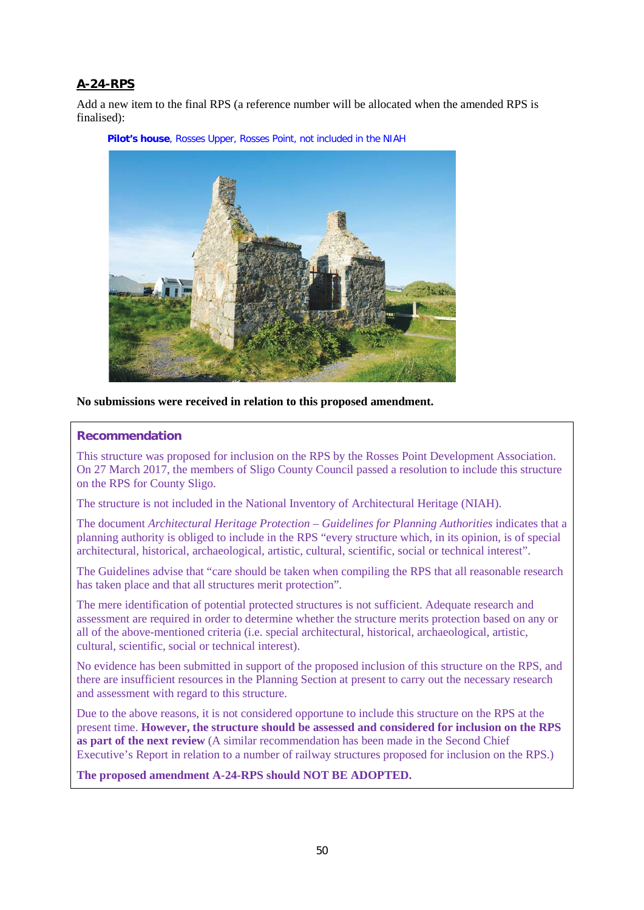## A-24-RPS

Add a new item to the final RPS (a reference number will be allocated when the amended RPS is finalised):

**Pilot's house**, Rosses Upper, Rosses Point, not included in the NIAH

**No submissions were received in relation to this proposed amendment.**

### Recommendation

This structure was proposed for inclusion on the RPS by the Rosses Point Development Association. On 27 March 2017, the members of Sligo County Council passed a resolution to include this structure on the RPS for County Sligo.

The structure is not included in the National Inventory of Architectural Heritage (NIAH).

The document *Architectural Heritage Protection – Guidelines for Planning Authorities* indicates that a planning authority is obliged to include in the RPS "every structure which, in its opinion, is of special architectural, historical, archaeological, artistic, cultural, scientific, social or technical interest".

The Guidelines advise that "care should be taken when compiling the RPS that all reasonable research has taken place and that all structures merit protection".

The mere identification of potential protected structures is not sufficient. Adequate research and assessment are required in order to determine whether the structure merits protection based on any or all of the above-mentioned criteria (i.e. special architectural, historical, archaeological, artistic, cultural, scientific, social or technical interest).

No evidence has been submitted in support of the proposed inclusion of this structure on the RPS, and there are insufficient resources in the Planning Section at present to carry out the necessary research and assessment with regard to this structure.

Due to the above reasons, it is not considered opportune to include this structure on the RPS at the present time. **However, the structure should be assessed and considered for inclusion on the RPS as part of the next review** (A similar recommendation has been made in the Second Chief Executive's Report in relation to a number of railway structures proposed for inclusion on the RPS.)

**The proposed amendment A-24-RPS should NOT BE ADOPTED.**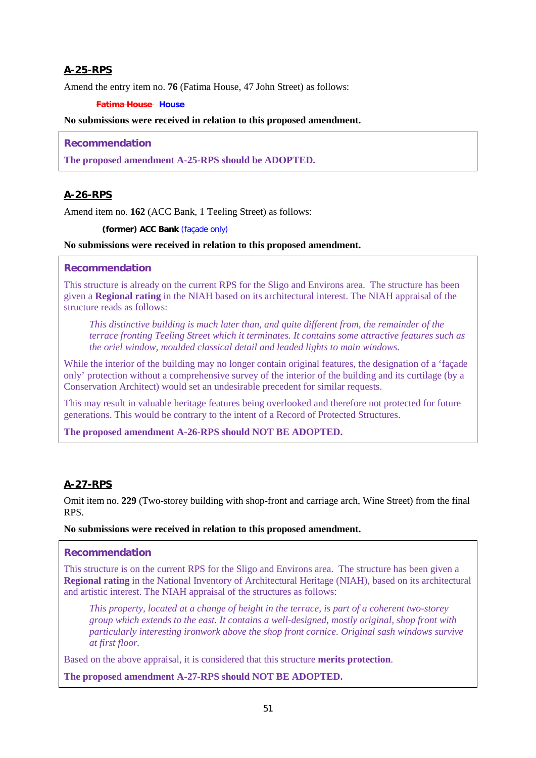## A-25-RPS

Amend the entry item no. **76** (Fatima House, 47 John Street) as follows:

> ~~**Fatima House**~~ **House**

**No submissions were received in relation to this proposed amendment.**

> **Recommendation**
>
> **The proposed amendment A-25-RPS should be ADOPTED.**

## A-26-RPS

Amend item no. **162** (ACC Bank, 1 Teeling Street) as follows:

> **(former) ACC Bank** (façade only)

**No submissions were received in relation to this proposed amendment.**

> **Recommendation**
>
> This structure is already on the current RPS for the Sligo and Environs area. The structure has been given a **Regional rating** in the NIAH based on its architectural interest. The NIAH appraisal of the structure reads as follows:
>
> *This distinctive building is much later than, and quite different from, the remainder of the terrace fronting Teeling Street which it terminates. It contains some attractive features such as the oriel window, moulded classical detail and leaded lights to main windows.*
>
> While the interior of the building may no longer contain original features, the designation of a 'façade only' protection without a comprehensive survey of the interior of the building and its curtilage (by a Conservation Architect) would set an undesirable precedent for similar requests.
>
> This may result in valuable heritage features being overlooked and therefore not protected for future generations. This would be contrary to the intent of a Record of Protected Structures.
>
> **The proposed amendment A-26-RPS should NOT BE ADOPTED.**

## A-27-RPS

Omit item no. **229** (Two-storey building with shop-front and carriage arch, Wine Street) from the final RPS.

**No submissions were received in relation to this proposed amendment.**

> **Recommendation**
>
> This structure is on the current RPS for the Sligo and Environs area. The structure has been given a **Regional rating** in the National Inventory of Architectural Heritage (NIAH), based on its architectural and artistic interest. The NIAH appraisal of the structures as follows:
>
> *This property, located at a change of height in the terrace, is part of a coherent two-storey group which extends to the east. It contains a well-designed, mostly original, shop front with particularly interesting ironwork above the shop front cornice. Original sash windows survive at first floor.*
>
> Based on the above appraisal, it is considered that this structure **merits protection**.
>
> **The proposed amendment A-27-RPS should NOT BE ADOPTED.**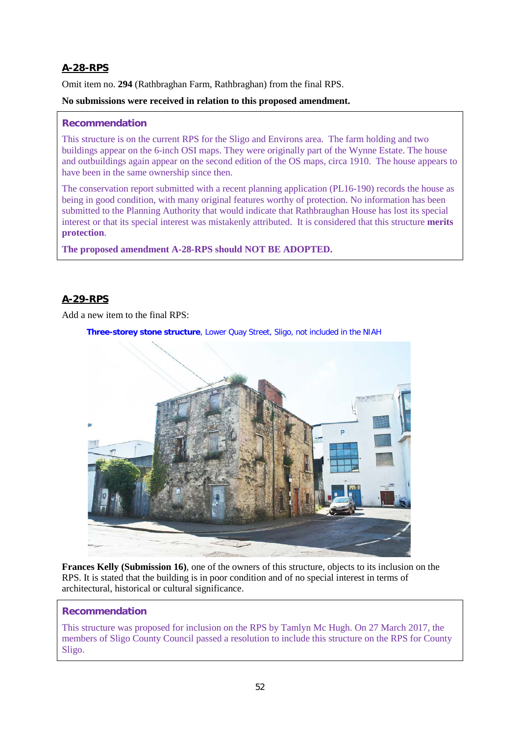## A-28-RPS

Omit item no. **294** (Rathbraghan Farm, Rathbraghan) from the final RPS.

**No submissions were received in relation to this proposed amendment.**

### Recommendation

This structure is on the current RPS for the Sligo and Environs area. The farm holding and two buildings appear on the 6-inch OSI maps. They were originally part of the Wynne Estate. The house and outbuildings again appear on the second edition of the OS maps, circa 1910. The house appears to have been in the same ownership since then.

The conservation report submitted with a recent planning application (PL16-190) records the house as being in good condition, with many original features worthy of protection. No information has been submitted to the Planning Authority that would indicate that Rathbraughan House has lost its special interest or that its special interest was mistakenly attributed. It is considered that this structure **merits protection**.

**The proposed amendment A-28-RPS should NOT BE ADOPTED.**

## A-29-RPS

Add a new item to the final RPS:

**Three-storey stone structure**, Lower Quay Street, Sligo, not included in the NIAH

**Frances Kelly (Submission 16)**, one of the owners of this structure, objects to its inclusion on the RPS. It is stated that the building is in poor condition and of no special interest in terms of architectural, historical or cultural significance.

### Recommendation

This structure was proposed for inclusion on the RPS by Tamlyn Mc Hugh. On 27 March 2017, the members of Sligo County Council passed a resolution to include this structure on the RPS for County Sligo.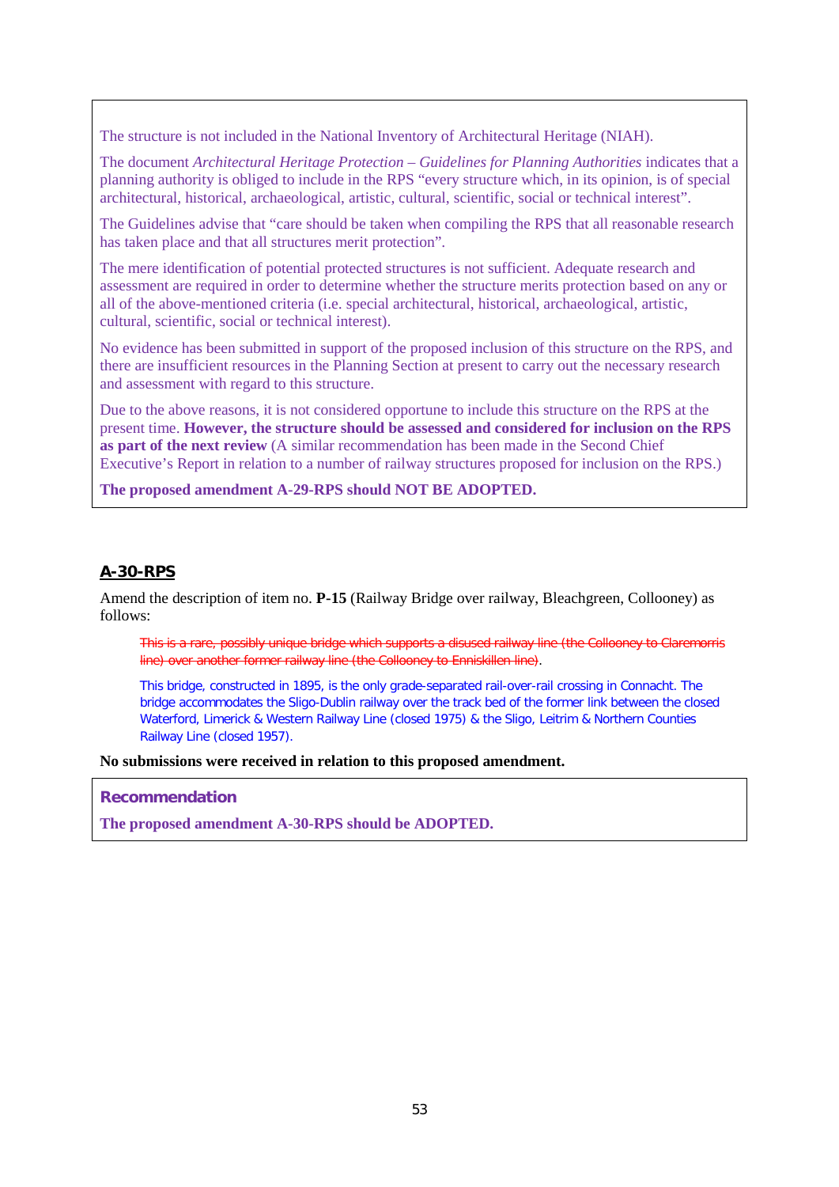The structure is not included in the National Inventory of Architectural Heritage (NIAH).

The document *Architectural Heritage Protection – Guidelines for Planning Authorities* indicates that a planning authority is obliged to include in the RPS "every structure which, in its opinion, is of special architectural, historical, archaeological, artistic, cultural, scientific, social or technical interest".

The Guidelines advise that "care should be taken when compiling the RPS that all reasonable research has taken place and that all structures merit protection".

The mere identification of potential protected structures is not sufficient. Adequate research and assessment are required in order to determine whether the structure merits protection based on any or all of the above-mentioned criteria (i.e. special architectural, historical, archaeological, artistic, cultural, scientific, social or technical interest).

No evidence has been submitted in support of the proposed inclusion of this structure on the RPS, and there are insufficient resources in the Planning Section at present to carry out the necessary research and assessment with regard to this structure.

Due to the above reasons, it is not considered opportune to include this structure on the RPS at the present time. **However, the structure should be assessed and considered for inclusion on the RPS as part of the next review** (A similar recommendation has been made in the Second Chief Executive's Report in relation to a number of railway structures proposed for inclusion on the RPS.)

**The proposed amendment A-29-RPS should NOT BE ADOPTED.**

## A-30-RPS

Amend the description of item no. **P-15** (Railway Bridge over railway, Bleachgreen, Collooney) as follows:

> ~~This is a rare, possibly unique bridge which supports a disused railway line (the Collooney to Claremorris line) over another former railway line (the Collooney to Enniskillen line).~~
>
> This bridge, constructed in 1895, is the only grade-separated rail-over-rail crossing in Connacht. The bridge accommodates the Sligo-Dublin railway over the track bed of the former link between the closed Waterford, Limerick & Western Railway Line (closed 1975) & the Sligo, Leitrim & Northern Counties Railway Line (closed 1957).

**No submissions were received in relation to this proposed amendment.**

**Recommendation**

**The proposed amendment A-30-RPS should be ADOPTED.**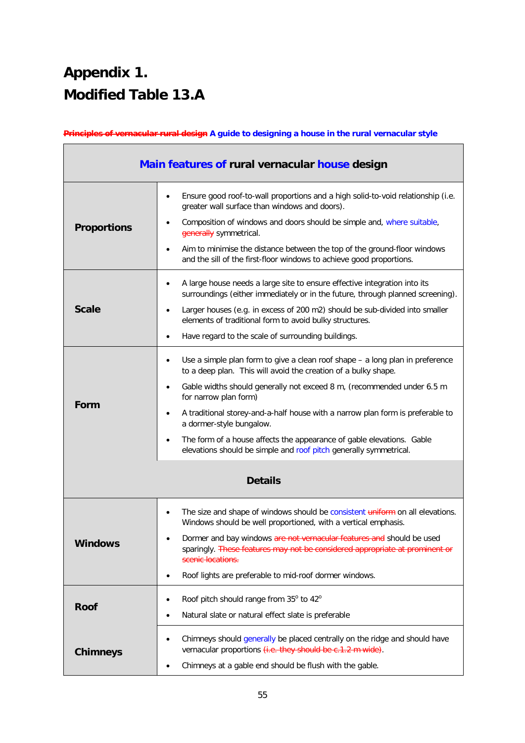# Appendix 1.

# Modified Table 13.A

~~**Principles of vernacular rural design**~~ **A guide to designing a house in the rural vernacular style**

| Main features of rural vernacular house design | |
|---|---|
| **Proportions** | • Ensure good roof-to-wall proportions and a high solid-to-void relationship (i.e. greater wall surface than windows and doors).<br>• Composition of windows and doors should be simple and, where suitable, ~~generally~~ symmetrical.<br>• Aim to minimise the distance between the top of the ground-floor windows and the sill of the first-floor windows to achieve good proportions. |
| **Scale** | • A large house needs a large site to ensure effective integration into its surroundings (either immediately or in the future, through planned screening).<br>• Larger houses (e.g. in excess of 200 m2) should be sub-divided into smaller elements of traditional form to avoid bulky structures.<br>• Have regard to the scale of surrounding buildings. |
| **Form** | • Use a simple plan form to give a clean roof shape – a long plan in preference to a deep plan. This will avoid the creation of a bulky shape.<br>• Gable widths should generally not exceed 8 m, (recommended under 6.5 m for narrow plan form)<br>• A traditional storey-and-a-half house with a narrow plan form is preferable to a dormer-style bungalow.<br>• The form of a house affects the appearance of gable elevations. Gable elevations should be simple and roof pitch generally symmetrical. |
| **Details** | |
| **Windows** | • The size and shape of windows should be consistent ~~uniform~~ on all elevations. Windows should be well proportioned, with a vertical emphasis.<br>• Dormer and bay windows ~~are not vernacular features and~~ should be used sparingly. ~~These features may not be considered appropriate at prominent or scenic locations.~~<br>• Roof lights are preferable to mid-roof dormer windows. |
| **Roof** | • Roof pitch should range from 35° to 42°<br>• Natural slate or natural effect slate is preferable |
| **Chimneys** | • Chimneys should generally be placed centrally on the ridge and should have vernacular proportions ~~(i.e. they should be c.1.2 m wide)~~.<br>• Chimneys at a gable end should be flush with the gable. |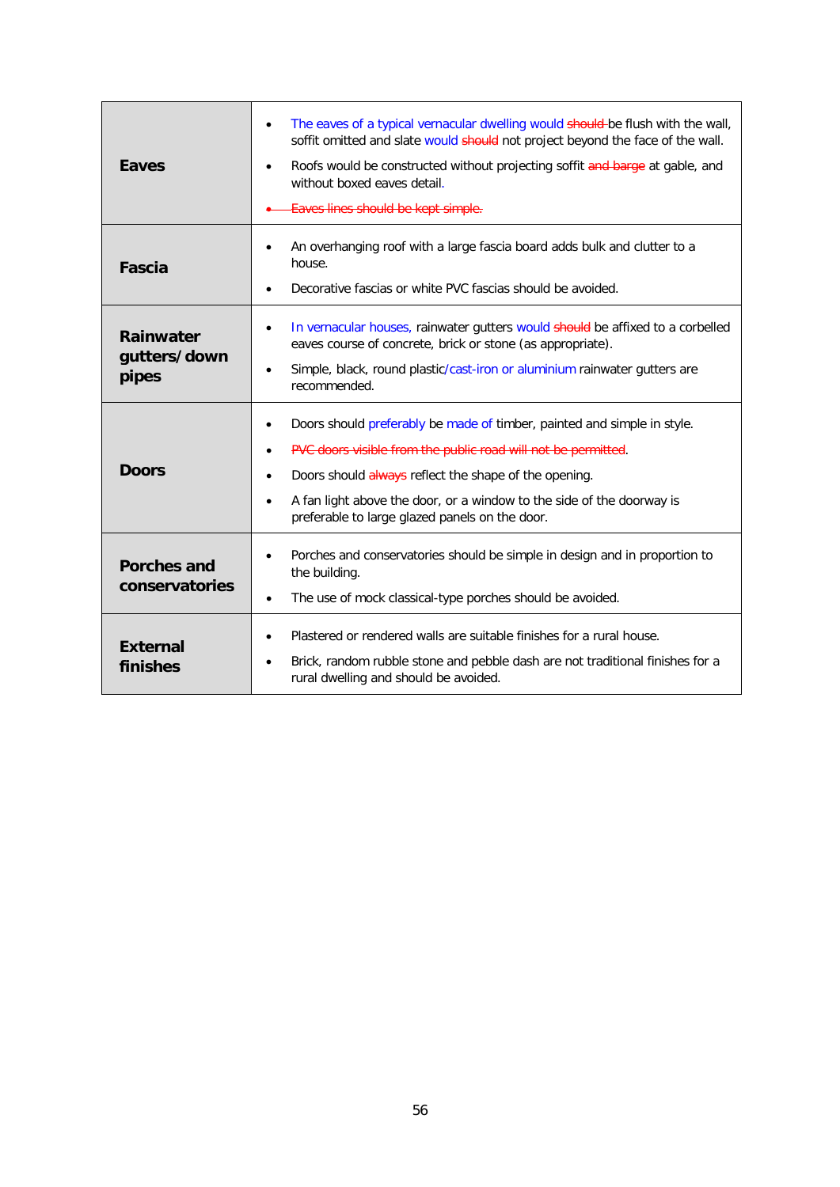| | |
|---|---|
| **Eaves** | • The eaves of a typical vernacular dwelling would ~~should~~ be flush with the wall, soffit omitted and slate would ~~should~~ not project beyond the face of the wall.<br>• Roofs would be constructed without projecting soffit ~~and barge~~ at gable, and without boxed eaves detail.<br>• ~~Eaves lines should be kept simple.~~ |
| **Fascia** | • An overhanging roof with a large fascia board adds bulk and clutter to a house.<br>• Decorative fascias or white PVC fascias should be avoided. |
| **Rainwater gutters/down pipes** | • In vernacular houses, rainwater gutters would ~~should~~ be affixed to a corbelled eaves course of concrete, brick or stone (as appropriate).<br>• Simple, black, round plastic/cast-iron or aluminium rainwater gutters are recommended. |
| **Doors** | • Doors should preferably be made of timber, painted and simple in style.<br>• ~~PVC doors visible from the public road will not be permitted~~.<br>• Doors should ~~always~~ reflect the shape of the opening.<br>• A fan light above the door, or a window to the side of the doorway is preferable to large glazed panels on the door. |
| **Porches and conservatories** | • Porches and conservatories should be simple in design and in proportion to the building.<br>• The use of mock classical-type porches should be avoided. |
| **External finishes** | • Plastered or rendered walls are suitable finishes for a rural house.<br>• Brick, random rubble stone and pebble dash are not traditional finishes for a rural dwelling and should be avoided. |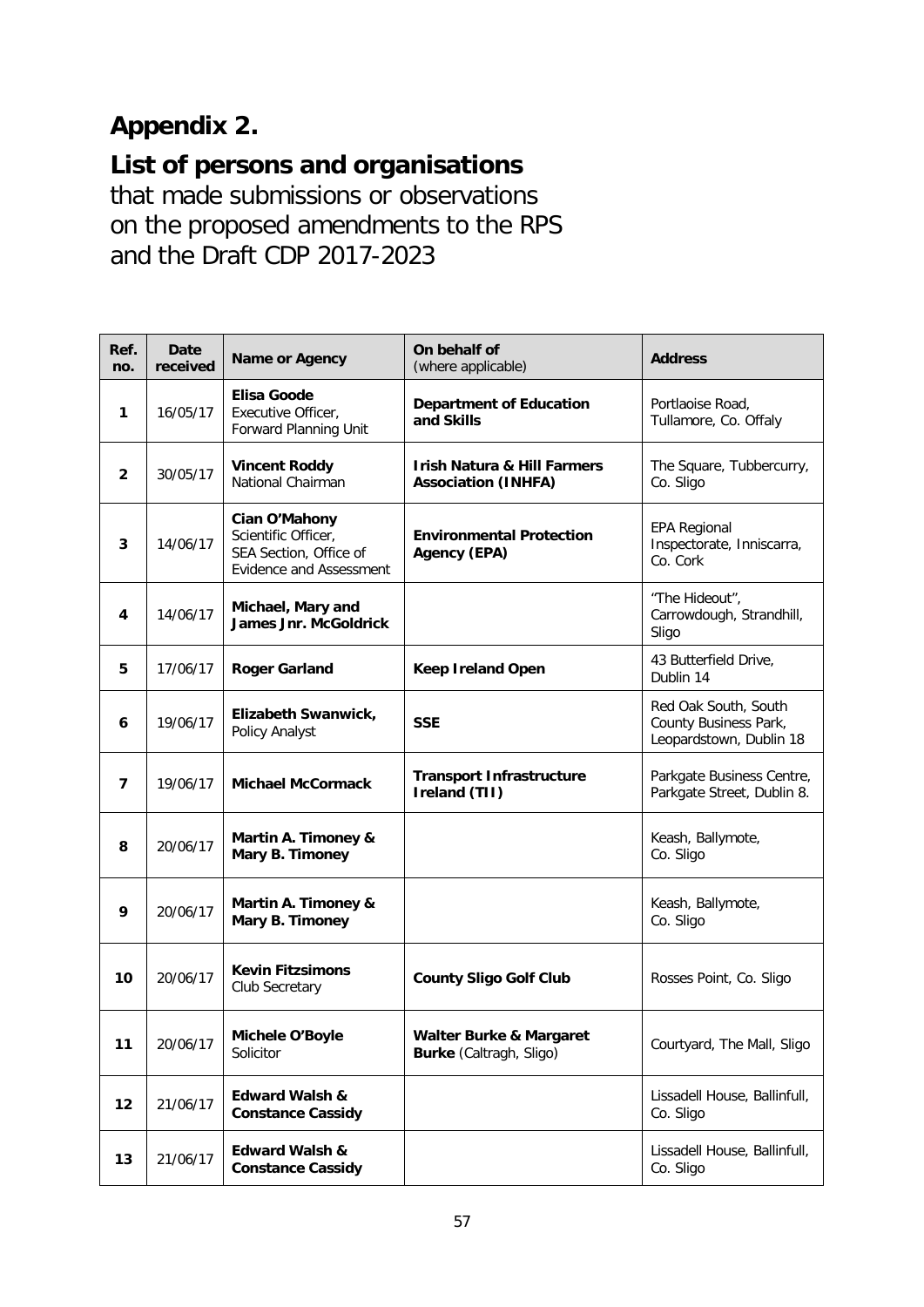# Appendix 2.

## List of persons and organisations

that made submissions or observations on the proposed amendments to the RPS and the Draft CDP 2017-2023

| Ref. no. | Date received | Name or Agency | On behalf of (where applicable) | Address |
|---|---|---|---|---|
| 1 | 16/05/17 | **Elisa Goode** Executive Officer, Forward Planning Unit | **Department of Education and Skills** | Portlaoise Road, Tullamore, Co. Offaly |
| 2 | 30/05/17 | **Vincent Roddy** National Chairman | **Irish Natura & Hill Farmers Association (INHFA)** | The Square, Tubbercurry, Co. Sligo |
| 3 | 14/06/17 | **Cian O'Mahony** Scientific Officer, SEA Section, Office of Evidence and Assessment | **Environmental Protection Agency (EPA)** | EPA Regional Inspectorate, Inniscarra, Co. Cork |
| 4 | 14/06/17 | **Michael, Mary and James Jnr. McGoldrick** | | "The Hideout", Carrowdough, Strandhill, Sligo |
| 5 | 17/06/17 | **Roger Garland** | **Keep Ireland Open** | 43 Butterfield Drive, Dublin 14 |
| 6 | 19/06/17 | **Elizabeth Swanwick,** Policy Analyst | **SSE** | Red Oak South, South County Business Park, Leopardstown, Dublin 18 |
| 7 | 19/06/17 | **Michael McCormack** | **Transport Infrastructure Ireland (TII)** | Parkgate Business Centre, Parkgate Street, Dublin 8. |
| 8 | 20/06/17 | **Martin A. Timoney & Mary B. Timoney** | | Keash, Ballymote, Co. Sligo |
| 9 | 20/06/17 | **Martin A. Timoney & Mary B. Timoney** | | Keash, Ballymote, Co. Sligo |
| 10 | 20/06/17 | **Kevin Fitzsimons** Club Secretary | **County Sligo Golf Club** | Rosses Point, Co. Sligo |
| 11 | 20/06/17 | **Michele O'Boyle** Solicitor | **Walter Burke & Margaret Burke** (Caltragh, Sligo) | Courtyard, The Mall, Sligo |
| 12 | 21/06/17 | **Edward Walsh & Constance Cassidy** | | Lissadell House, Ballinfull, Co. Sligo |
| 13 | 21/06/17 | **Edward Walsh & Constance Cassidy** | | Lissadell House, Ballinfull, Co. Sligo |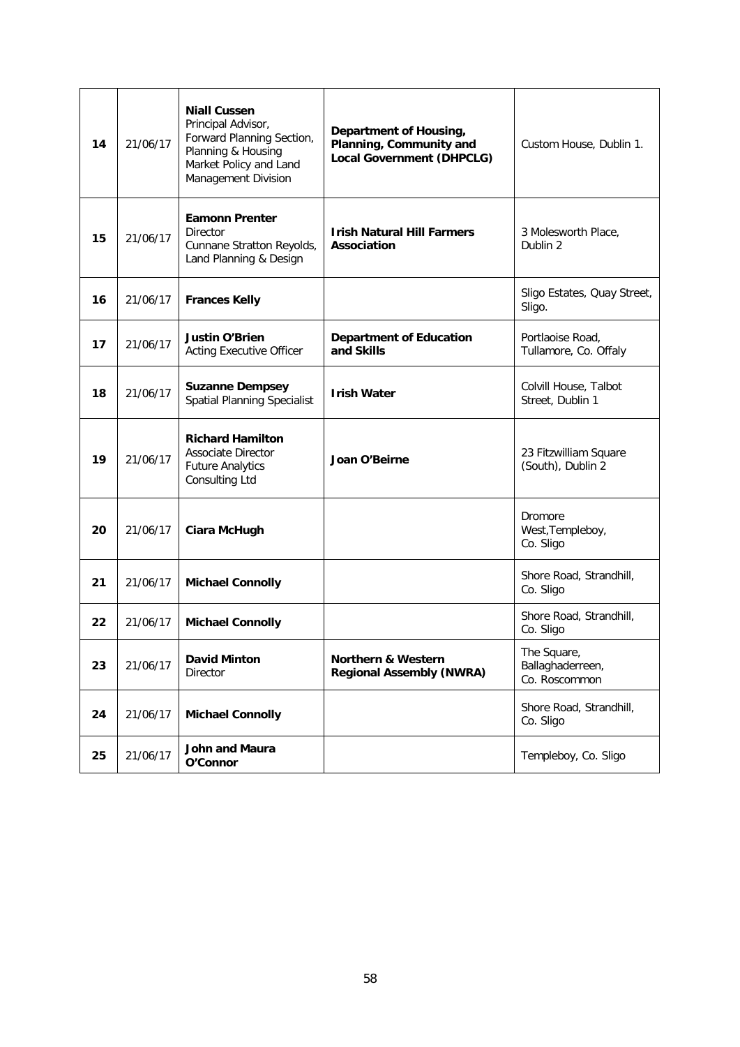| | | | | |
|---|---|---|---|---|
| **14** | 21/06/17 | **Niall Cussen** Principal Advisor, Forward Planning Section, Planning & Housing Market Policy and Land Management Division | **Department of Housing, Planning, Community and Local Government (DHPCLG)** | Custom House, Dublin 1. |
| **15** | 21/06/17 | **Eamonn Prenter** Director Cunnane Stratton Reyolds, Land Planning & Design | **Irish Natural Hill Farmers Association** | 3 Molesworth Place, Dublin 2 |
| **16** | 21/06/17 | **Frances Kelly** | | Sligo Estates, Quay Street, Sligo. |
| **17** | 21/06/17 | **Justin O'Brien** Acting Executive Officer | **Department of Education and Skills** | Portlaoise Road, Tullamore, Co. Offaly |
| **18** | 21/06/17 | **Suzanne Dempsey** Spatial Planning Specialist | **Irish Water** | Colvill House, Talbot Street, Dublin 1 |
| **19** | 21/06/17 | **Richard Hamilton** Associate Director Future Analytics Consulting Ltd | **Joan O'Beirne** | 23 Fitzwilliam Square (South), Dublin 2 |
| **20** | 21/06/17 | **Ciara McHugh** | | Dromore West,Templeboy, Co. Sligo |
| **21** | 21/06/17 | **Michael Connolly** | | Shore Road, Strandhill, Co. Sligo |
| **22** | 21/06/17 | **Michael Connolly** | | Shore Road, Strandhill, Co. Sligo |
| **23** | 21/06/17 | **David Minton** Director | **Northern & Western Regional Assembly (NWRA)** | The Square, Ballaghaderreen, Co. Roscommon |
| **24** | 21/06/17 | **Michael Connolly** | | Shore Road, Strandhill, Co. Sligo |
| **25** | 21/06/17 | **John and Maura O'Connor** | | Templeboy, Co. Sligo |